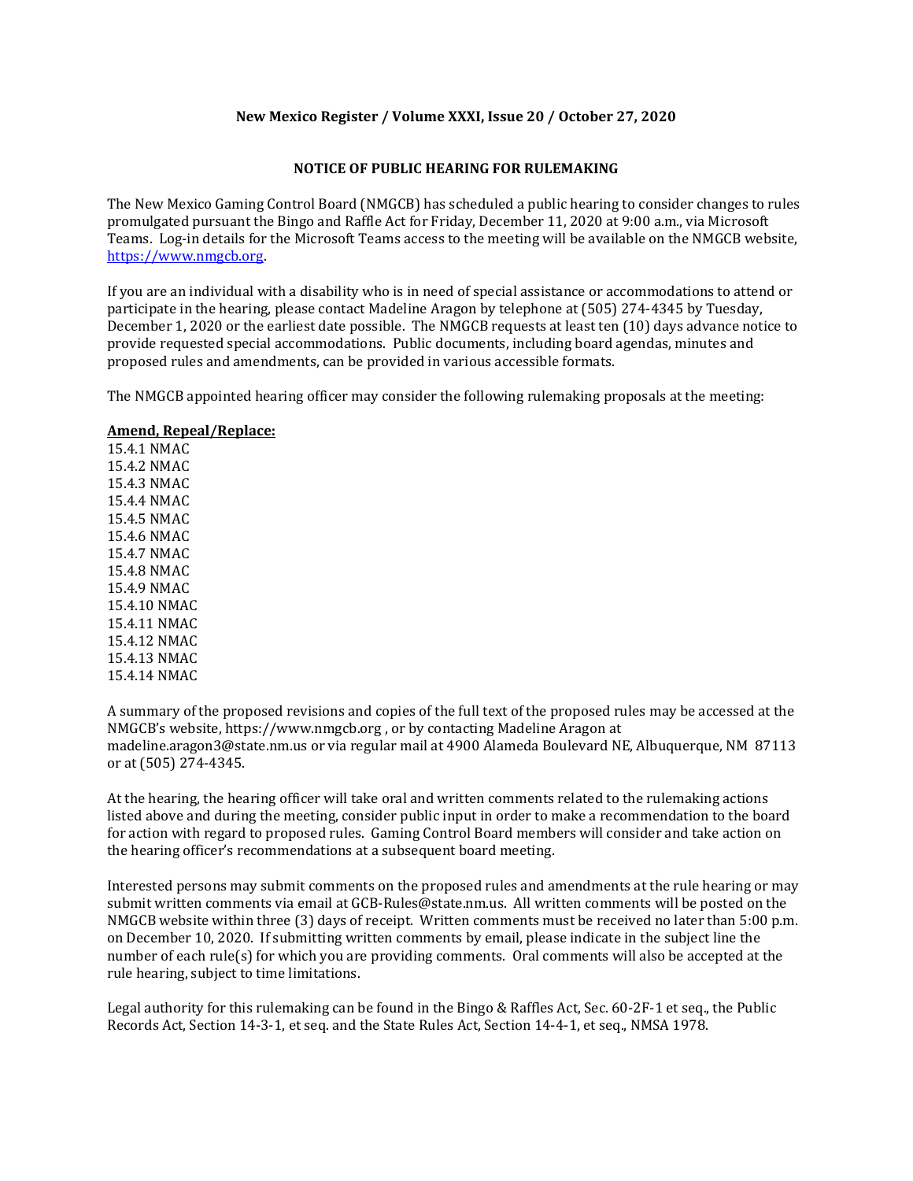## NOTICE OF PUBLIC HEARING FOR RULEMAKING

The New Mexico Gaming Control Board (NMGCB) has scheduled a public hearing to consider changes to rules promulgated pursuant the Bingo and Raffle Act for Friday, December 11, 2020 at 9:00 a.m., via Microsoft Teams. Log-in details for the Microsoft Teams access to the meeting will be available on the NMGCB website, https://www.nmgcb.org.

If you are an individual with a disability who is in need of special assistance or accommodations to attend or participate in the hearing, please contact Madeline Aragon by telephone at (505) 274-4345 by Tuesday, December 1, 2020 or the earliest date possible. The NMGCB requests at least ten (10) days advance notice to provide requested special accommodations. Public documents, including board agendas, minutes and proposed rules and amendments, can be provided in various accessible formats.

The NMGCB appointed hearing officer may consider the following rulemaking proposals at the meeting:

**Amend, Repeal/Replace:**

15.4.1 NMAC
15.4.2 NMAC
15.4.3 NMAC
15.4.4 NMAC
15.4.5 NMAC
15.4.6 NMAC
15.4.7 NMAC
15.4.8 NMAC
15.4.9 NMAC
15.4.10 NMAC
15.4.11 NMAC
15.4.12 NMAC
15.4.13 NMAC
15.4.14 NMAC

A summary of the proposed revisions and copies of the full text of the proposed rules may be accessed at the NMGCB's website, https://www.nmgcb.org , or by contacting Madeline Aragon at madeline.aragon3@state.nm.us or via regular mail at 4900 Alameda Boulevard NE, Albuquerque, NM 87113 or at (505) 274-4345.

At the hearing, the hearing officer will take oral and written comments related to the rulemaking actions listed above and during the meeting, consider public input in order to make a recommendation to the board for action with regard to proposed rules. Gaming Control Board members will consider and take action on the hearing officer's recommendations at a subsequent board meeting.

Interested persons may submit comments on the proposed rules and amendments at the rule hearing or may submit written comments via email at GCB-Rules@state.nm.us. All written comments will be posted on the NMGCB website within three (3) days of receipt. Written comments must be received no later than 5:00 p.m. on December 10, 2020. If submitting written comments by email, please indicate in the subject line the number of each rule(s) for which you are providing comments. Oral comments will also be accepted at the rule hearing, subject to time limitations.

Legal authority for this rulemaking can be found in the Bingo & Raffles Act, Sec. 60-2F-1 et seq., the Public Records Act, Section 14-3-1, et seq. and the State Rules Act, Section 14-4-1, et seq., NMSA 1978.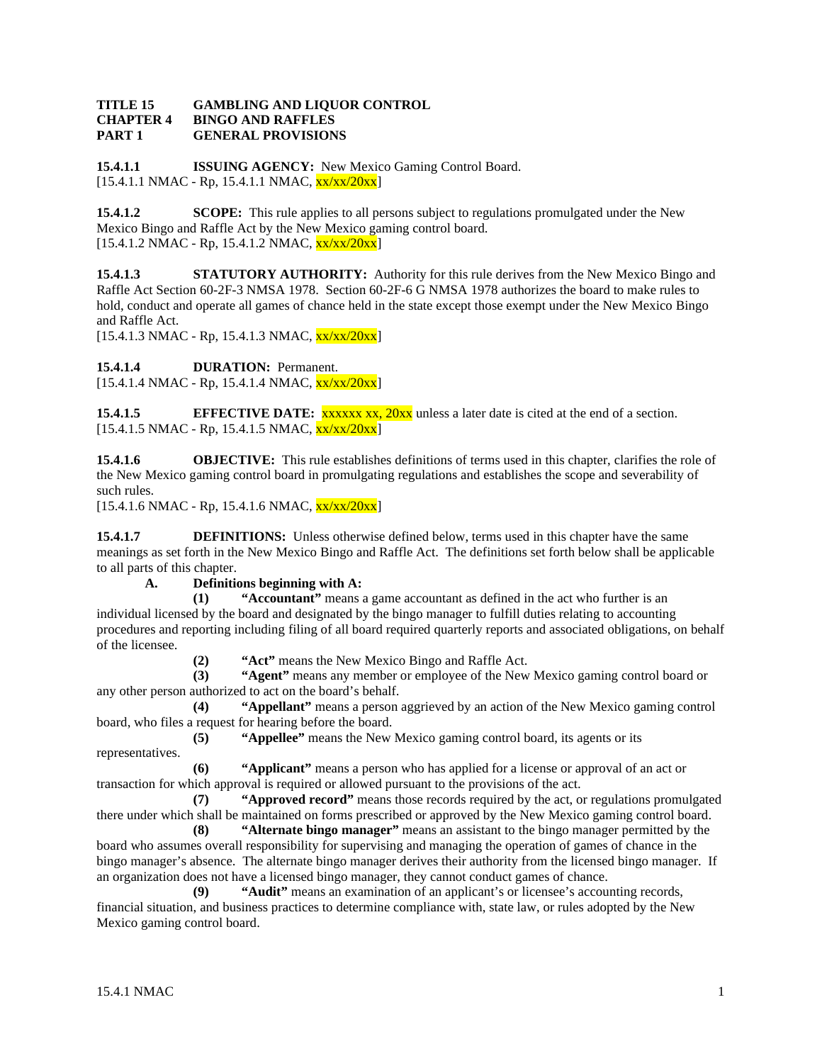**TITLE 15 GAMBLING AND LIQUOR CONTROL**
**CHAPTER 4 BINGO AND RAFFLES**
**PART 1 GENERAL PROVISIONS**

**15.4.1.1 ISSUING AGENCY:** New Mexico Gaming Control Board.
[15.4.1.1 NMAC - Rp, 15.4.1.1 NMAC, xx/xx/20xx]

**15.4.1.2 SCOPE:** This rule applies to all persons subject to regulations promulgated under the New Mexico Bingo and Raffle Act by the New Mexico gaming control board.
[15.4.1.2 NMAC - Rp, 15.4.1.2 NMAC, xx/xx/20xx]

**15.4.1.3 STATUTORY AUTHORITY:** Authority for this rule derives from the New Mexico Bingo and Raffle Act Section 60-2F-3 NMSA 1978. Section 60-2F-6 G NMSA 1978 authorizes the board to make rules to hold, conduct and operate all games of chance held in the state except those exempt under the New Mexico Bingo and Raffle Act.
[15.4.1.3 NMAC - Rp, 15.4.1.3 NMAC, xx/xx/20xx]

**15.4.1.4 DURATION:** Permanent.
[15.4.1.4 NMAC - Rp, 15.4.1.4 NMAC, xx/xx/20xx]

**15.4.1.5 EFFECTIVE DATE:** xxxxxx xx, 20xx unless a later date is cited at the end of a section.
[15.4.1.5 NMAC - Rp, 15.4.1.5 NMAC, xx/xx/20xx]

**15.4.1.6 OBJECTIVE:** This rule establishes definitions of terms used in this chapter, clarifies the role of the New Mexico gaming control board in promulgating regulations and establishes the scope and severability of such rules.
[15.4.1.6 NMAC - Rp, 15.4.1.6 NMAC, xx/xx/20xx]

**15.4.1.7 DEFINITIONS:** Unless otherwise defined below, terms used in this chapter have the same meanings as set forth in the New Mexico Bingo and Raffle Act. The definitions set forth below shall be applicable to all parts of this chapter.

**A. Definitions beginning with A:**

**(1) "Accountant"** means a game accountant as defined in the act who further is an individual licensed by the board and designated by the bingo manager to fulfill duties relating to accounting procedures and reporting including filing of all board required quarterly reports and associated obligations, on behalf of the licensee.

**(2) "Act"** means the New Mexico Bingo and Raffle Act.

**(3) "Agent"** means any member or employee of the New Mexico gaming control board or any other person authorized to act on the board's behalf.

**(4) "Appellant"** means a person aggrieved by an action of the New Mexico gaming control board, who files a request for hearing before the board.

**(5) "Appellee"** means the New Mexico gaming control board, its agents or its representatives.

**(6) "Applicant"** means a person who has applied for a license or approval of an act or transaction for which approval is required or allowed pursuant to the provisions of the act.

**(7) "Approved record"** means those records required by the act, or regulations promulgated there under which shall be maintained on forms prescribed or approved by the New Mexico gaming control board.

**(8) "Alternate bingo manager"** means an assistant to the bingo manager permitted by the board who assumes overall responsibility for supervising and managing the operation of games of chance in the bingo manager's absence. The alternate bingo manager derives their authority from the licensed bingo manager. If an organization does not have a licensed bingo manager, they cannot conduct games of chance.

**(9) "Audit"** means an examination of an applicant's or licensee's accounting records, financial situation, and business practices to determine compliance with, state law, or rules adopted by the New Mexico gaming control board.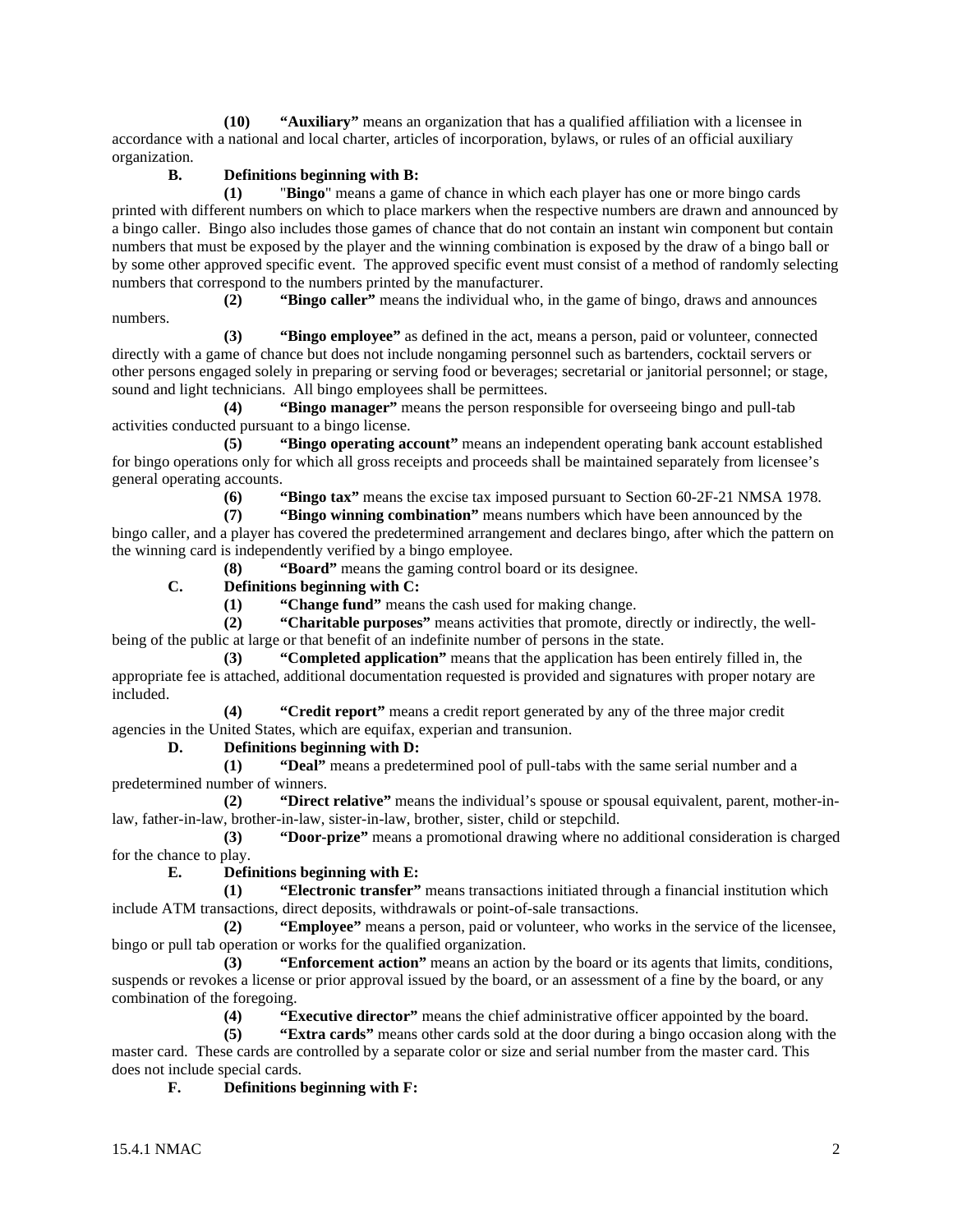**(10)** **"Auxiliary"** means an organization that has a qualified affiliation with a licensee in accordance with a national and local charter, articles of incorporation, bylaws, or rules of an official auxiliary organization.

**B.** **Definitions beginning with B:**

**(1)** "**Bingo**" means a game of chance in which each player has one or more bingo cards printed with different numbers on which to place markers when the respective numbers are drawn and announced by a bingo caller. Bingo also includes those games of chance that do not contain an instant win component but contain numbers that must be exposed by the player and the winning combination is exposed by the draw of a bingo ball or by some other approved specific event. The approved specific event must consist of a method of randomly selecting numbers that correspond to the numbers printed by the manufacturer.

**(2)** **"Bingo caller"** means the individual who, in the game of bingo, draws and announces numbers.

**(3)** **"Bingo employee"** as defined in the act, means a person, paid or volunteer, connected directly with a game of chance but does not include nongaming personnel such as bartenders, cocktail servers or other persons engaged solely in preparing or serving food or beverages; secretarial or janitorial personnel; or stage, sound and light technicians. All bingo employees shall be permittees.

**(4)** **"Bingo manager"** means the person responsible for overseeing bingo and pull-tab activities conducted pursuant to a bingo license.

**(5)** **"Bingo operating account"** means an independent operating bank account established for bingo operations only for which all gross receipts and proceeds shall be maintained separately from licensee's general operating accounts.

**(6)** **"Bingo tax"** means the excise tax imposed pursuant to Section 60-2F-21 NMSA 1978.

**(7)** **"Bingo winning combination"** means numbers which have been announced by the bingo caller, and a player has covered the predetermined arrangement and declares bingo, after which the pattern on the winning card is independently verified by a bingo employee.

**(8)** **"Board"** means the gaming control board or its designee.

**C.** **Definitions beginning with C:**

**(1)** **"Change fund"** means the cash used for making change.

**(2)** **"Charitable purposes"** means activities that promote, directly or indirectly, the well-being of the public at large or that benefit of an indefinite number of persons in the state.

**(3)** **"Completed application"** means that the application has been entirely filled in, the appropriate fee is attached, additional documentation requested is provided and signatures with proper notary are included.

**(4)** **"Credit report"** means a credit report generated by any of the three major credit agencies in the United States, which are equifax, experian and transunion.

**D.** **Definitions beginning with D:**

**(1)** **"Deal"** means a predetermined pool of pull-tabs with the same serial number and a predetermined number of winners.

**(2)** **"Direct relative"** means the individual's spouse or spousal equivalent, parent, mother-in-law, father-in-law, brother-in-law, sister-in-law, brother, sister, child or stepchild.

**(3)** **"Door-prize"** means a promotional drawing where no additional consideration is charged for the chance to play.

**E.** **Definitions beginning with E:**

**(1)** **"Electronic transfer"** means transactions initiated through a financial institution which include ATM transactions, direct deposits, withdrawals or point-of-sale transactions.

**(2)** **"Employee"** means a person, paid or volunteer, who works in the service of the licensee, bingo or pull tab operation or works for the qualified organization.

**(3)** **"Enforcement action"** means an action by the board or its agents that limits, conditions, suspends or revokes a license or prior approval issued by the board, or an assessment of a fine by the board, or any combination of the foregoing.

**(4)** **"Executive director"** means the chief administrative officer appointed by the board.

**(5)** **"Extra cards"** means other cards sold at the door during a bingo occasion along with the master card. These cards are controlled by a separate color or size and serial number from the master card. This does not include special cards.

**F.** **Definitions beginning with F:**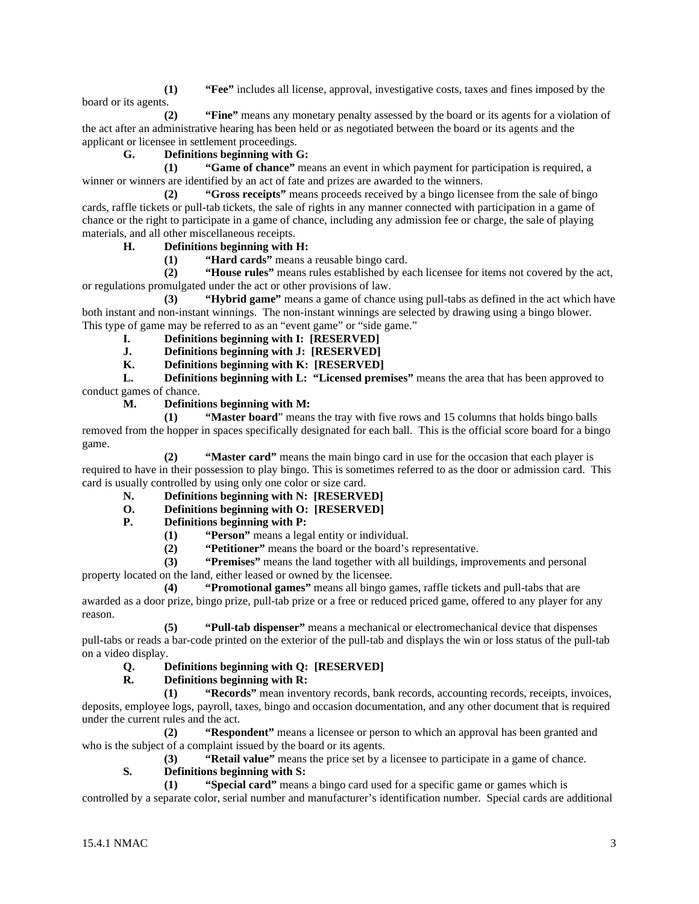**(1)** **“Fee”** includes all license, approval, investigative costs, taxes and fines imposed by the board or its agents.

**(2)** **“Fine”** means any monetary penalty assessed by the board or its agents for a violation of the act after an administrative hearing has been held or as negotiated between the board or its agents and the applicant or licensee in settlement proceedings.

**G. Definitions beginning with G:**

**(1)** **“Game of chance”** means an event in which payment for participation is required, a winner or winners are identified by an act of fate and prizes are awarded to the winners.

**(2)** **“Gross receipts”** means proceeds received by a bingo licensee from the sale of bingo cards, raffle tickets or pull-tab tickets, the sale of rights in any manner connected with participation in a game of chance or the right to participate in a game of chance, including any admission fee or charge, the sale of playing materials, and all other miscellaneous receipts.

**H. Definitions beginning with H:**

**(1)** **“Hard cards”** means a reusable bingo card.

**(2)** **“House rules”** means rules established by each licensee for items not covered by the act, or regulations promulgated under the act or other provisions of law.

**(3)** **“Hybrid game”** means a game of chance using pull-tabs as defined in the act which have both instant and non-instant winnings. The non-instant winnings are selected by drawing using a bingo blower. This type of game may be referred to as an “event game” or “side game.”

**I. Definitions beginning with I: [RESERVED]**

**J. Definitions beginning with J: [RESERVED]**

**K. Definitions beginning with K: [RESERVED]**

**L. Definitions beginning with L: “Licensed premises”** means the area that has been approved to conduct games of chance.

**M. Definitions beginning with M:**

**(1)** **“Master board**” means the tray with five rows and 15 columns that holds bingo balls removed from the hopper in spaces specifically designated for each ball. This is the official score board for a bingo game.

**(2)** **“Master card”** means the main bingo card in use for the occasion that each player is required to have in their possession to play bingo. This is sometimes referred to as the door or admission card. This card is usually controlled by using only one color or size card.

**N. Definitions beginning with N: [RESERVED]**

**O. Definitions beginning with O: [RESERVED]**

**P. Definitions beginning with P:**

**(1)** **“Person”** means a legal entity or individual.

**(2)** **“Petitioner”** means the board or the board’s representative.

**(3)** **“Premises”** means the land together with all buildings, improvements and personal property located on the land, either leased or owned by the licensee.

**(4)** **“Promotional games”** means all bingo games, raffle tickets and pull-tabs that are awarded as a door prize, bingo prize, pull-tab prize or a free or reduced priced game, offered to any player for any reason.

**(5)** **“Pull-tab dispenser”** means a mechanical or electromechanical device that dispenses pull-tabs or reads a bar-code printed on the exterior of the pull-tab and displays the win or loss status of the pull-tab on a video display.

**Q. Definitions beginning with Q: [RESERVED]**

**R. Definitions beginning with R:**

**(1)** **“Records”** mean inventory records, bank records, accounting records, receipts, invoices, deposits, employee logs, payroll, taxes, bingo and occasion documentation, and any other document that is required under the current rules and the act.

**(2)** **“Respondent”** means a licensee or person to which an approval has been granted and who is the subject of a complaint issued by the board or its agents.

**(3)** **“Retail value”** means the price set by a licensee to participate in a game of chance.

**S. Definitions beginning with S:**

**(1)** **“Special card”** means a bingo card used for a specific game or games which is controlled by a separate color, serial number and manufacturer’s identification number. Special cards are additional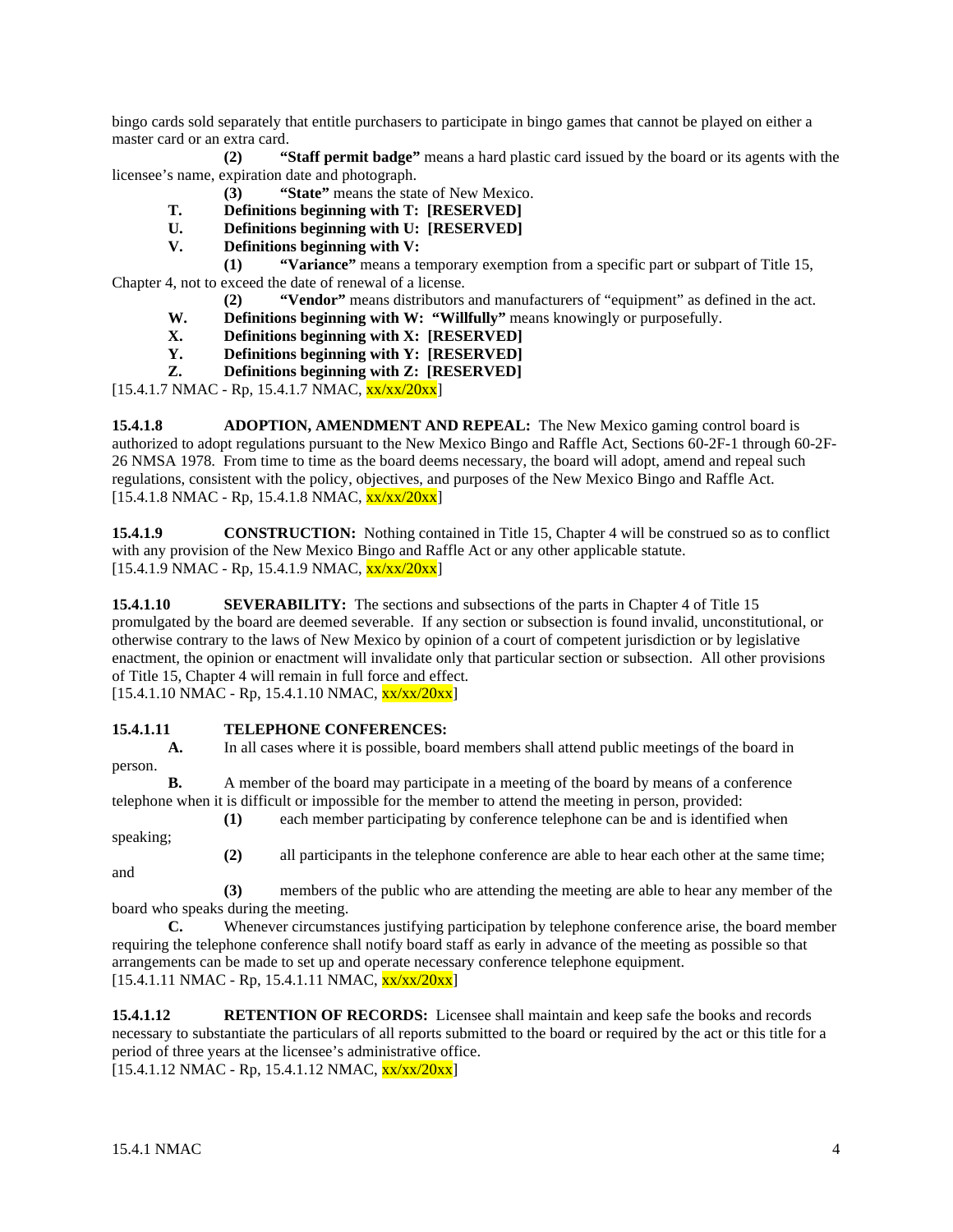bingo cards sold separately that entitle purchasers to participate in bingo games that cannot be played on either a master card or an extra card.

**(2)** **"Staff permit badge"** means a hard plastic card issued by the board or its agents with the licensee's name, expiration date and photograph.

**(3)** **"State"** means the state of New Mexico.

**T.** **Definitions beginning with T: [RESERVED]**

**U.** **Definitions beginning with U: [RESERVED]**

**V.** **Definitions beginning with V:**

**(1)** **"Variance"** means a temporary exemption from a specific part or subpart of Title 15, Chapter 4, not to exceed the date of renewal of a license.

**(2)** **"Vendor"** means distributors and manufacturers of "equipment" as defined in the act.

**W.** **Definitions beginning with W: "Willfully"** means knowingly or purposefully.

**X.** **Definitions beginning with X: [RESERVED]**

**Y.** **Definitions beginning with Y: [RESERVED]**

**Z.** **Definitions beginning with Z: [RESERVED]**

[15.4.1.7 NMAC - Rp, 15.4.1.7 NMAC, xx/xx/20xx]

**15.4.1.8 ADOPTION, AMENDMENT AND REPEAL:** The New Mexico gaming control board is authorized to adopt regulations pursuant to the New Mexico Bingo and Raffle Act, Sections 60-2F-1 through 60-2F-26 NMSA 1978. From time to time as the board deems necessary, the board will adopt, amend and repeal such regulations, consistent with the policy, objectives, and purposes of the New Mexico Bingo and Raffle Act.
[15.4.1.8 NMAC - Rp, 15.4.1.8 NMAC, xx/xx/20xx]

**15.4.1.9 CONSTRUCTION:** Nothing contained in Title 15, Chapter 4 will be construed so as to conflict with any provision of the New Mexico Bingo and Raffle Act or any other applicable statute.
[15.4.1.9 NMAC - Rp, 15.4.1.9 NMAC, xx/xx/20xx]

**15.4.1.10 SEVERABILITY:** The sections and subsections of the parts in Chapter 4 of Title 15 promulgated by the board are deemed severable. If any section or subsection is found invalid, unconstitutional, or otherwise contrary to the laws of New Mexico by opinion of a court of competent jurisdiction or by legislative enactment, the opinion or enactment will invalidate only that particular section or subsection. All other provisions of Title 15, Chapter 4 will remain in full force and effect.
[15.4.1.10 NMAC - Rp, 15.4.1.10 NMAC, xx/xx/20xx]

**15.4.1.11 TELEPHONE CONFERENCES:**

**A.** In all cases where it is possible, board members shall attend public meetings of the board in person.

**B.** A member of the board may participate in a meeting of the board by means of a conference telephone when it is difficult or impossible for the member to attend the meeting in person, provided:

**(1)** each member participating by conference telephone can be and is identified when speaking;

**(2)** all participants in the telephone conference are able to hear each other at the same time; and

**(3)** members of the public who are attending the meeting are able to hear any member of the board who speaks during the meeting.

**C.** Whenever circumstances justifying participation by telephone conference arise, the board member requiring the telephone conference shall notify board staff as early in advance of the meeting as possible so that arrangements can be made to set up and operate necessary conference telephone equipment.
[15.4.1.11 NMAC - Rp, 15.4.1.11 NMAC, xx/xx/20xx]

**15.4.1.12 RETENTION OF RECORDS:** Licensee shall maintain and keep safe the books and records necessary to substantiate the particulars of all reports submitted to the board or required by the act or this title for a period of three years at the licensee's administrative office.
[15.4.1.12 NMAC - Rp, 15.4.1.12 NMAC, xx/xx/20xx]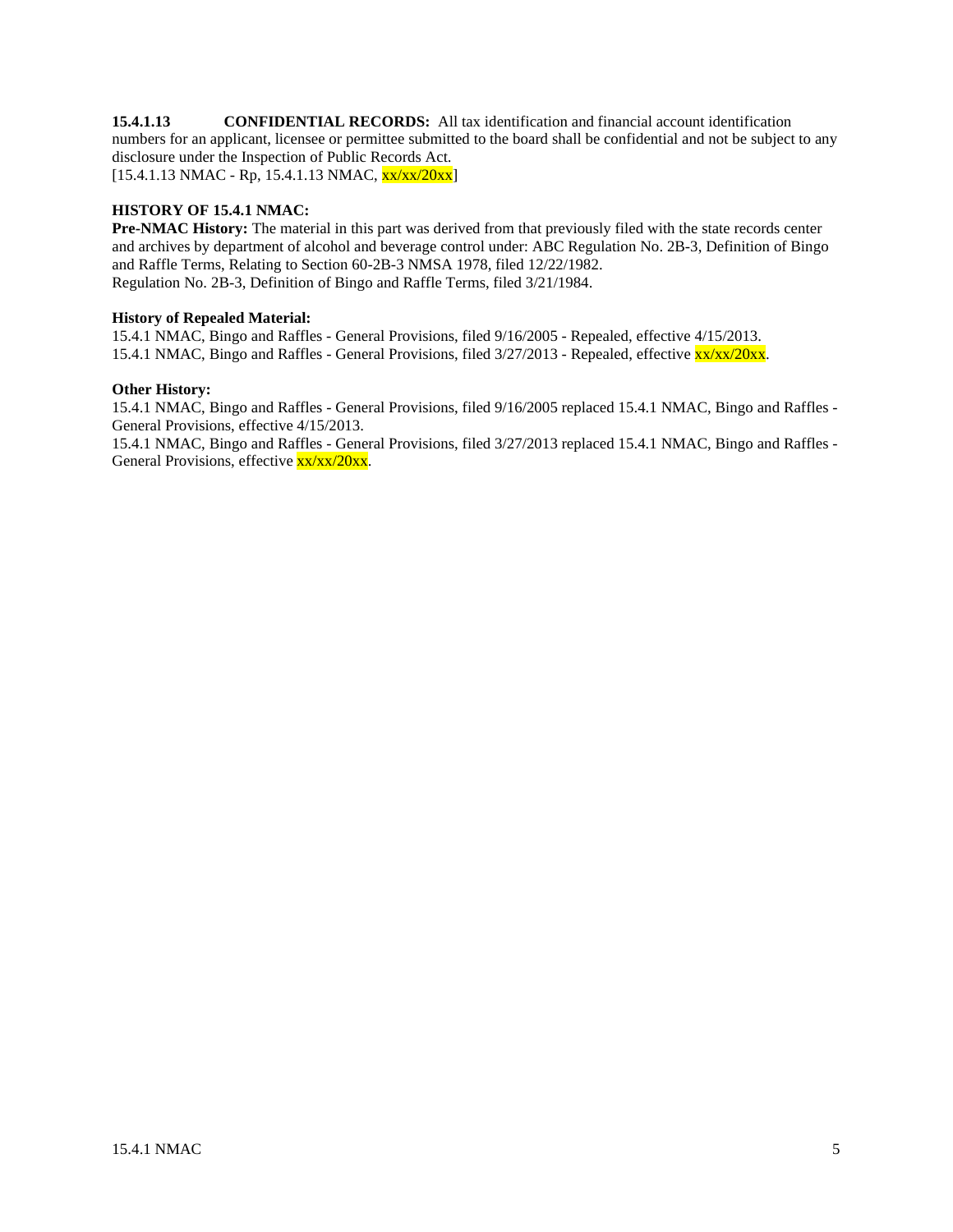**15.4.1.13 CONFIDENTIAL RECORDS:** All tax identification and financial account identification numbers for an applicant, licensee or permittee submitted to the board shall be confidential and not be subject to any disclosure under the Inspection of Public Records Act.
[15.4.1.13 NMAC - Rp, 15.4.1.13 NMAC, xx/xx/20xx]

**HISTORY OF 15.4.1 NMAC:**
**Pre-NMAC History:** The material in this part was derived from that previously filed with the state records center and archives by department of alcohol and beverage control under: ABC Regulation No. 2B-3, Definition of Bingo and Raffle Terms, Relating to Section 60-2B-3 NMSA 1978, filed 12/22/1982.
Regulation No. 2B-3, Definition of Bingo and Raffle Terms, filed 3/21/1984.

**History of Repealed Material:**
15.4.1 NMAC, Bingo and Raffles - General Provisions, filed 9/16/2005 - Repealed, effective 4/15/2013.
15.4.1 NMAC, Bingo and Raffles - General Provisions, filed 3/27/2013 - Repealed, effective xx/xx/20xx.

**Other History:**
15.4.1 NMAC, Bingo and Raffles - General Provisions, filed 9/16/2005 replaced 15.4.1 NMAC, Bingo and Raffles - General Provisions, effective 4/15/2013.
15.4.1 NMAC, Bingo and Raffles - General Provisions, filed 3/27/2013 replaced 15.4.1 NMAC, Bingo and Raffles - General Provisions, effective xx/xx/20xx.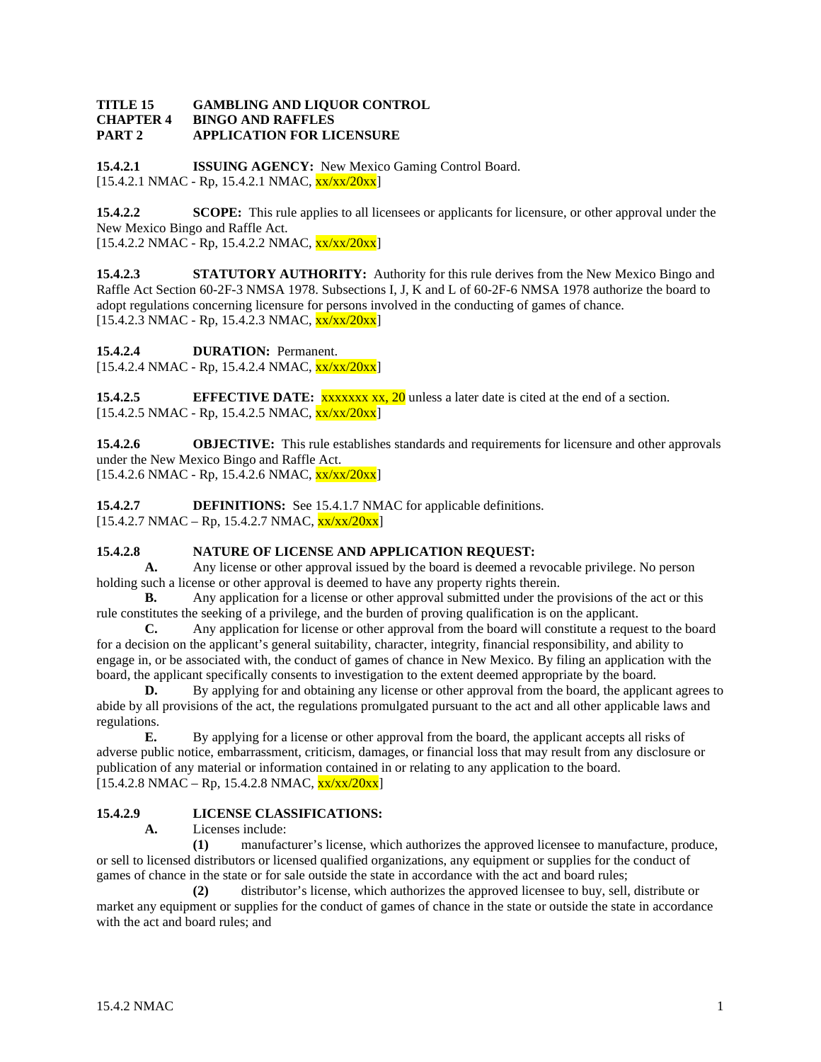**TITLE 15 GAMBLING AND LIQUOR CONTROL**
**CHAPTER 4 BINGO AND RAFFLES**
**PART 2 APPLICATION FOR LICENSURE**

**15.4.2.1 ISSUING AGENCY:** New Mexico Gaming Control Board.
[15.4.2.1 NMAC - Rp, 15.4.2.1 NMAC, xx/xx/20xx]

**15.4.2.2 SCOPE:** This rule applies to all licensees or applicants for licensure, or other approval under the New Mexico Bingo and Raffle Act.
[15.4.2.2 NMAC - Rp, 15.4.2.2 NMAC, xx/xx/20xx]

**15.4.2.3 STATUTORY AUTHORITY:** Authority for this rule derives from the New Mexico Bingo and Raffle Act Section 60-2F-3 NMSA 1978. Subsections I, J, K and L of 60-2F-6 NMSA 1978 authorize the board to adopt regulations concerning licensure for persons involved in the conducting of games of chance.
[15.4.2.3 NMAC - Rp, 15.4.2.3 NMAC, xx/xx/20xx]

**15.4.2.4 DURATION:** Permanent.
[15.4.2.4 NMAC - Rp, 15.4.2.4 NMAC, xx/xx/20xx]

**15.4.2.5 EFFECTIVE DATE:** xxxxxxx xx, 20 unless a later date is cited at the end of a section.
[15.4.2.5 NMAC - Rp, 15.4.2.5 NMAC, xx/xx/20xx]

**15.4.2.6 OBJECTIVE:** This rule establishes standards and requirements for licensure and other approvals under the New Mexico Bingo and Raffle Act.
[15.4.2.6 NMAC - Rp, 15.4.2.6 NMAC, xx/xx/20xx]

**15.4.2.7 DEFINITIONS:** See 15.4.1.7 NMAC for applicable definitions.
[15.4.2.7 NMAC – Rp, 15.4.2.7 NMAC, xx/xx/20xx]

**15.4.2.8 NATURE OF LICENSE AND APPLICATION REQUEST:**

**A.** Any license or other approval issued by the board is deemed a revocable privilege. No person holding such a license or other approval is deemed to have any property rights therein.

**B.** Any application for a license or other approval submitted under the provisions of the act or this rule constitutes the seeking of a privilege, and the burden of proving qualification is on the applicant.

**C.** Any application for license or other approval from the board will constitute a request to the board for a decision on the applicant's general suitability, character, integrity, financial responsibility, and ability to engage in, or be associated with, the conduct of games of chance in New Mexico. By filing an application with the board, the applicant specifically consents to investigation to the extent deemed appropriate by the board.

**D.** By applying for and obtaining any license or other approval from the board, the applicant agrees to abide by all provisions of the act, the regulations promulgated pursuant to the act and all other applicable laws and regulations.

**E.** By applying for a license or other approval from the board, the applicant accepts all risks of adverse public notice, embarrassment, criticism, damages, or financial loss that may result from any disclosure or publication of any material or information contained in or relating to any application to the board.
[15.4.2.8 NMAC – Rp, 15.4.2.8 NMAC, xx/xx/20xx]

**15.4.2.9 LICENSE CLASSIFICATIONS:**

**A.** Licenses include:

**(1)** manufacturer's license, which authorizes the approved licensee to manufacture, produce, or sell to licensed distributors or licensed qualified organizations, any equipment or supplies for the conduct of games of chance in the state or for sale outside the state in accordance with the act and board rules;

**(2)** distributor's license, which authorizes the approved licensee to buy, sell, distribute or market any equipment or supplies for the conduct of games of chance in the state or outside the state in accordance with the act and board rules; and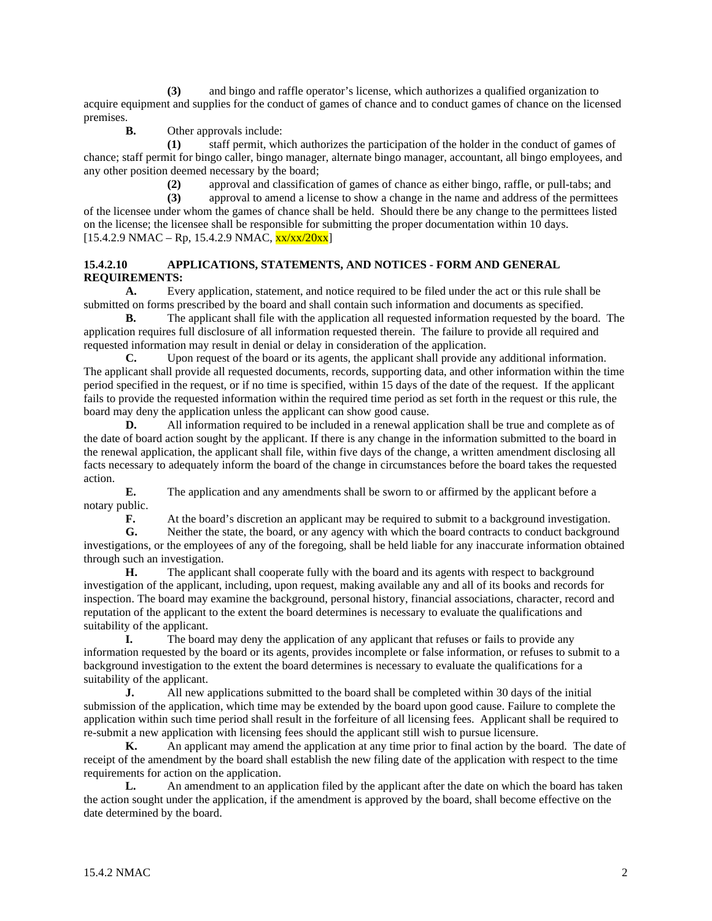**(3)** and bingo and raffle operator's license, which authorizes a qualified organization to acquire equipment and supplies for the conduct of games of chance and to conduct games of chance on the licensed premises.

**B.** Other approvals include:

**(1)** staff permit, which authorizes the participation of the holder in the conduct of games of chance; staff permit for bingo caller, bingo manager, alternate bingo manager, accountant, all bingo employees, and any other position deemed necessary by the board;

**(2)** approval and classification of games of chance as either bingo, raffle, or pull-tabs; and

**(3)** approval to amend a license to show a change in the name and address of the permittees of the licensee under whom the games of chance shall be held. Should there be any change to the permittees listed on the license; the licensee shall be responsible for submitting the proper documentation within 10 days.

[15.4.2.9 NMAC – Rp, 15.4.2.9 NMAC, xx/xx/20xx]

**15.4.2.10 APPLICATIONS, STATEMENTS, AND NOTICES - FORM AND GENERAL REQUIREMENTS:**

**A.** Every application, statement, and notice required to be filed under the act or this rule shall be submitted on forms prescribed by the board and shall contain such information and documents as specified.

**B.** The applicant shall file with the application all requested information requested by the board. The application requires full disclosure of all information requested therein. The failure to provide all required and requested information may result in denial or delay in consideration of the application.

**C.** Upon request of the board or its agents, the applicant shall provide any additional information. The applicant shall provide all requested documents, records, supporting data, and other information within the time period specified in the request, or if no time is specified, within 15 days of the date of the request. If the applicant fails to provide the requested information within the required time period as set forth in the request or this rule, the board may deny the application unless the applicant can show good cause.

**D.** All information required to be included in a renewal application shall be true and complete as of the date of board action sought by the applicant. If there is any change in the information submitted to the board in the renewal application, the applicant shall file, within five days of the change, a written amendment disclosing all facts necessary to adequately inform the board of the change in circumstances before the board takes the requested action.

**E.** The application and any amendments shall be sworn to or affirmed by the applicant before a notary public.

**F.** At the board's discretion an applicant may be required to submit to a background investigation.

**G.** Neither the state, the board, or any agency with which the board contracts to conduct background investigations, or the employees of any of the foregoing, shall be held liable for any inaccurate information obtained through such an investigation.

**H.** The applicant shall cooperate fully with the board and its agents with respect to background investigation of the applicant, including, upon request, making available any and all of its books and records for inspection. The board may examine the background, personal history, financial associations, character, record and reputation of the applicant to the extent the board determines is necessary to evaluate the qualifications and suitability of the applicant.

**I.** The board may deny the application of any applicant that refuses or fails to provide any information requested by the board or its agents, provides incomplete or false information, or refuses to submit to a background investigation to the extent the board determines is necessary to evaluate the qualifications for a suitability of the applicant.

**J.** All new applications submitted to the board shall be completed within 30 days of the initial submission of the application, which time may be extended by the board upon good cause. Failure to complete the application within such time period shall result in the forfeiture of all licensing fees. Applicant shall be required to re-submit a new application with licensing fees should the applicant still wish to pursue licensure.

**K.** An applicant may amend the application at any time prior to final action by the board. The date of receipt of the amendment by the board shall establish the new filing date of the application with respect to the time requirements for action on the application.

**L.** An amendment to an application filed by the applicant after the date on which the board has taken the action sought under the application, if the amendment is approved by the board, shall become effective on the date determined by the board.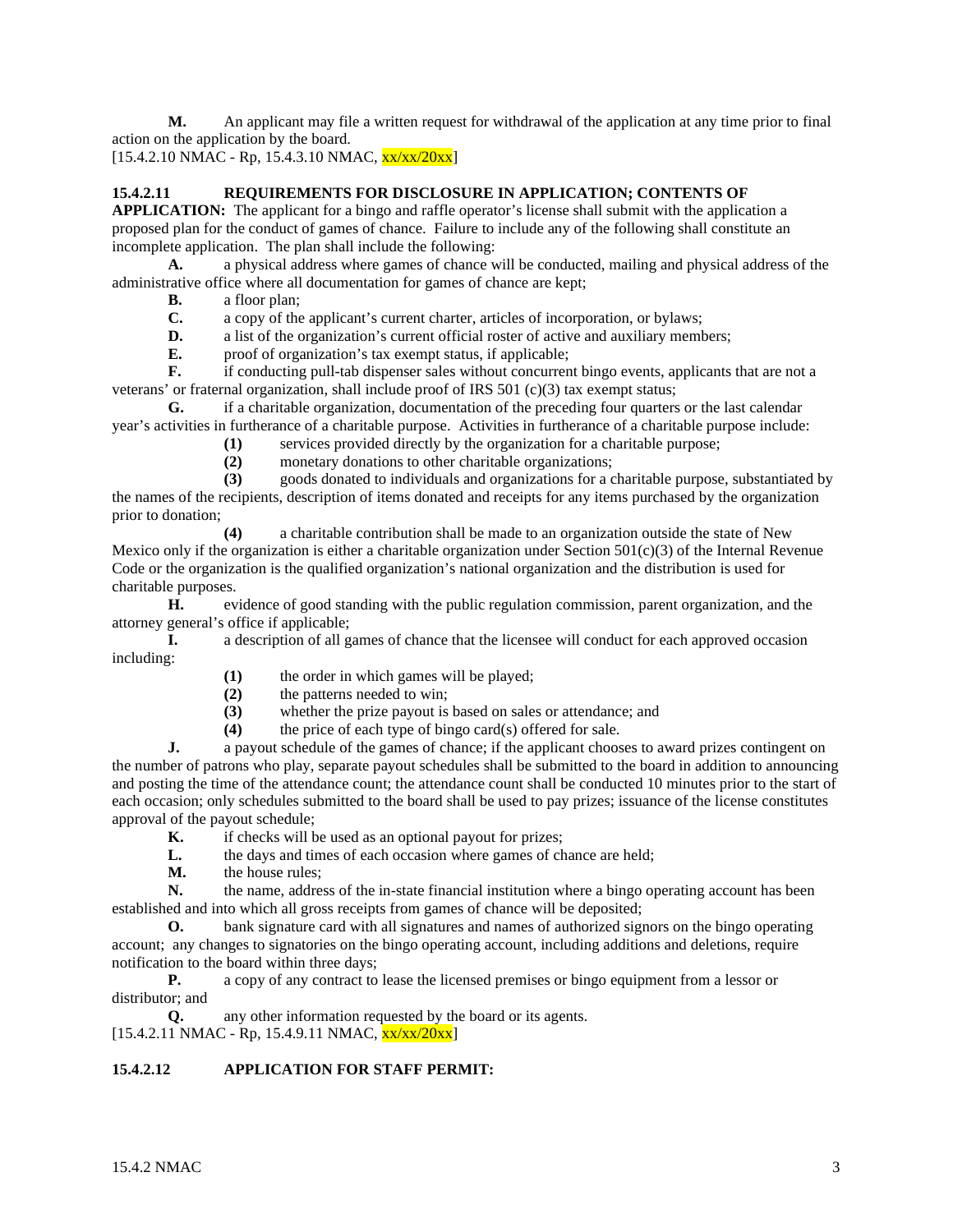**M.** An applicant may file a written request for withdrawal of the application at any time prior to final action on the application by the board.
[15.4.2.10 NMAC - Rp, 15.4.3.10 NMAC, xx/xx/20xx]

**15.4.2.11 REQUIREMENTS FOR DISCLOSURE IN APPLICATION; CONTENTS OF APPLICATION:** The applicant for a bingo and raffle operator's license shall submit with the application a proposed plan for the conduct of games of chance. Failure to include any of the following shall constitute an incomplete application. The plan shall include the following:

**A.** a physical address where games of chance will be conducted, mailing and physical address of the administrative office where all documentation for games of chance are kept;

**B.** a floor plan;

**C.** a copy of the applicant's current charter, articles of incorporation, or bylaws;

**D.** a list of the organization's current official roster of active and auxiliary members;

**E.** proof of organization's tax exempt status, if applicable;

**F.** if conducting pull-tab dispenser sales without concurrent bingo events, applicants that are not a veterans' or fraternal organization, shall include proof of IRS 501 (c)(3) tax exempt status;

**G.** if a charitable organization, documentation of the preceding four quarters or the last calendar year's activities in furtherance of a charitable purpose. Activities in furtherance of a charitable purpose include:

**(1)** services provided directly by the organization for a charitable purpose;

**(2)** monetary donations to other charitable organizations;

**(3)** goods donated to individuals and organizations for a charitable purpose, substantiated by the names of the recipients, description of items donated and receipts for any items purchased by the organization prior to donation;

**(4)** a charitable contribution shall be made to an organization outside the state of New Mexico only if the organization is either a charitable organization under Section 501(c)(3) of the Internal Revenue Code or the organization is the qualified organization's national organization and the distribution is used for charitable purposes.

**H.** evidence of good standing with the public regulation commission, parent organization, and the attorney general's office if applicable;

**I.** a description of all games of chance that the licensee will conduct for each approved occasion including:

**(1)** the order in which games will be played;

**(2)** the patterns needed to win;

**(3)** whether the prize payout is based on sales or attendance; and

**(4)** the price of each type of bingo card(s) offered for sale.

**J.** a payout schedule of the games of chance; if the applicant chooses to award prizes contingent on the number of patrons who play, separate payout schedules shall be submitted to the board in addition to announcing and posting the time of the attendance count; the attendance count shall be conducted 10 minutes prior to the start of each occasion; only schedules submitted to the board shall be used to pay prizes; issuance of the license constitutes approval of the payout schedule;

**K.** if checks will be used as an optional payout for prizes;

**L.** the days and times of each occasion where games of chance are held;

**M.** the house rules;

**N.** the name, address of the in-state financial institution where a bingo operating account has been established and into which all gross receipts from games of chance will be deposited;

**O.** bank signature card with all signatures and names of authorized signors on the bingo operating account; any changes to signatories on the bingo operating account, including additions and deletions, require notification to the board within three days;

**P.** a copy of any contract to lease the licensed premises or bingo equipment from a lessor or distributor; and

**Q.** any other information requested by the board or its agents.
[15.4.2.11 NMAC - Rp, 15.4.9.11 NMAC, xx/xx/20xx]

**15.4.2.12 APPLICATION FOR STAFF PERMIT:**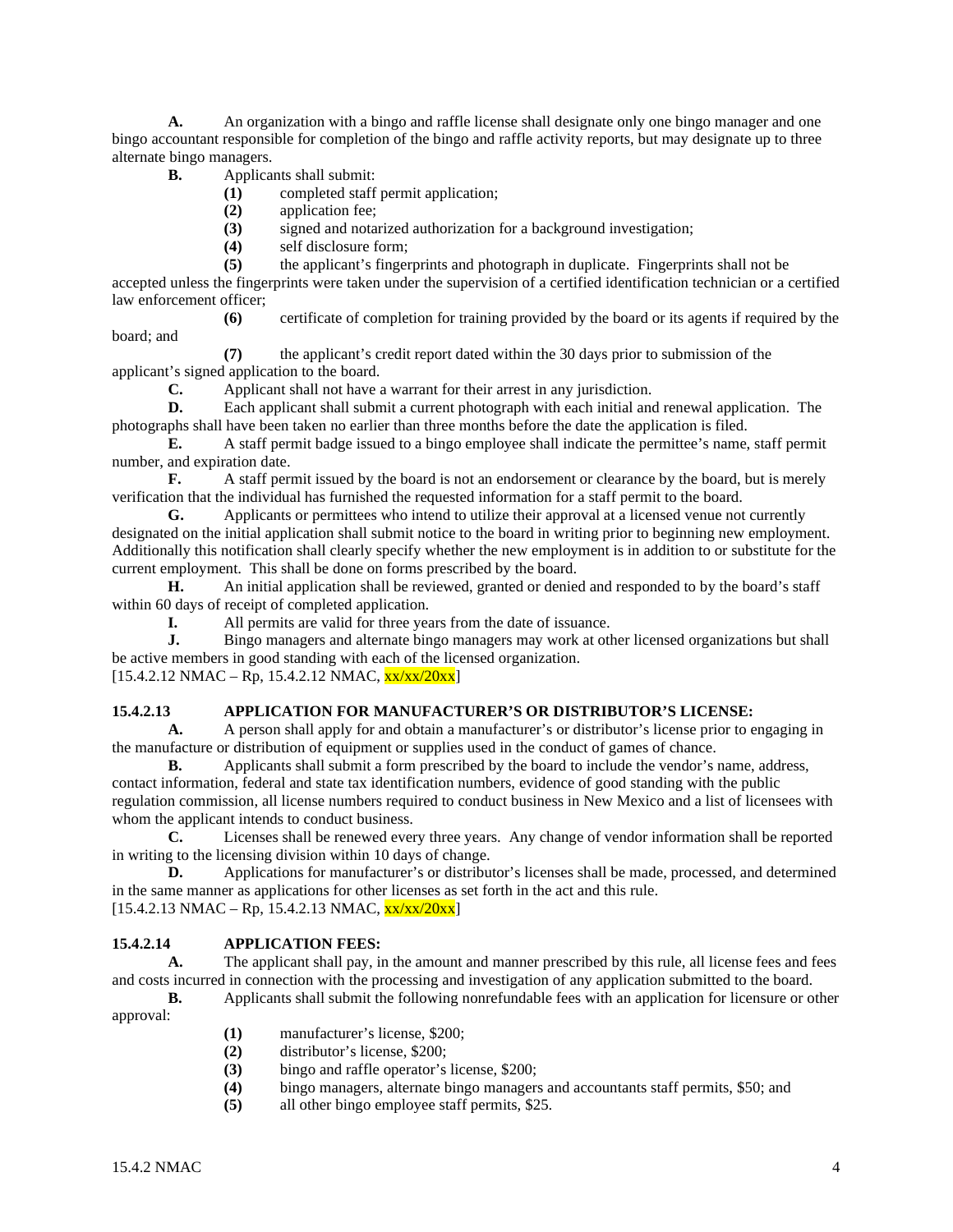**A.** An organization with a bingo and raffle license shall designate only one bingo manager and one bingo accountant responsible for completion of the bingo and raffle activity reports, but may designate up to three alternate bingo managers.

**B.** Applicants shall submit:

**(1)** completed staff permit application;

**(2)** application fee;

**(3)** signed and notarized authorization for a background investigation;

**(4)** self disclosure form;

**(5)** the applicant's fingerprints and photograph in duplicate. Fingerprints shall not be accepted unless the fingerprints were taken under the supervision of a certified identification technician or a certified law enforcement officer;

**(6)** certificate of completion for training provided by the board or its agents if required by the board; and

**(7)** the applicant's credit report dated within the 30 days prior to submission of the applicant's signed application to the board.

**C.** Applicant shall not have a warrant for their arrest in any jurisdiction.

**D.** Each applicant shall submit a current photograph with each initial and renewal application. The photographs shall have been taken no earlier than three months before the date the application is filed.

**E.** A staff permit badge issued to a bingo employee shall indicate the permittee's name, staff permit number, and expiration date.

**F.** A staff permit issued by the board is not an endorsement or clearance by the board, but is merely verification that the individual has furnished the requested information for a staff permit to the board.

**G.** Applicants or permittees who intend to utilize their approval at a licensed venue not currently designated on the initial application shall submit notice to the board in writing prior to beginning new employment. Additionally this notification shall clearly specify whether the new employment is in addition to or substitute for the current employment. This shall be done on forms prescribed by the board.

**H.** An initial application shall be reviewed, granted or denied and responded to by the board's staff within 60 days of receipt of completed application.

**I.** All permits are valid for three years from the date of issuance.

**J.** Bingo managers and alternate bingo managers may work at other licensed organizations but shall be active members in good standing with each of the licensed organization.

[15.4.2.12 NMAC – Rp, 15.4.2.12 NMAC, xx/xx/20xx]

**15.4.2.13 APPLICATION FOR MANUFACTURER'S OR DISTRIBUTOR'S LICENSE:**

**A.** A person shall apply for and obtain a manufacturer's or distributor's license prior to engaging in the manufacture or distribution of equipment or supplies used in the conduct of games of chance.

**B.** Applicants shall submit a form prescribed by the board to include the vendor's name, address, contact information, federal and state tax identification numbers, evidence of good standing with the public regulation commission, all license numbers required to conduct business in New Mexico and a list of licensees with whom the applicant intends to conduct business.

**C.** Licenses shall be renewed every three years. Any change of vendor information shall be reported in writing to the licensing division within 10 days of change.

**D.** Applications for manufacturer's or distributor's licenses shall be made, processed, and determined in the same manner as applications for other licenses as set forth in the act and this rule.

[15.4.2.13 NMAC – Rp, 15.4.2.13 NMAC, xx/xx/20xx]

**15.4.2.14 APPLICATION FEES:**

**A.** The applicant shall pay, in the amount and manner prescribed by this rule, all license fees and fees and costs incurred in connection with the processing and investigation of any application submitted to the board.

**B.** Applicants shall submit the following nonrefundable fees with an application for licensure or other approval:

**(1)** manufacturer's license, $200;

**(2)** distributor's license, $200;

**(3)** bingo and raffle operator's license, $200;

**(4)** bingo managers, alternate bingo managers and accountants staff permits, $50; and

**(5)** all other bingo employee staff permits, $25.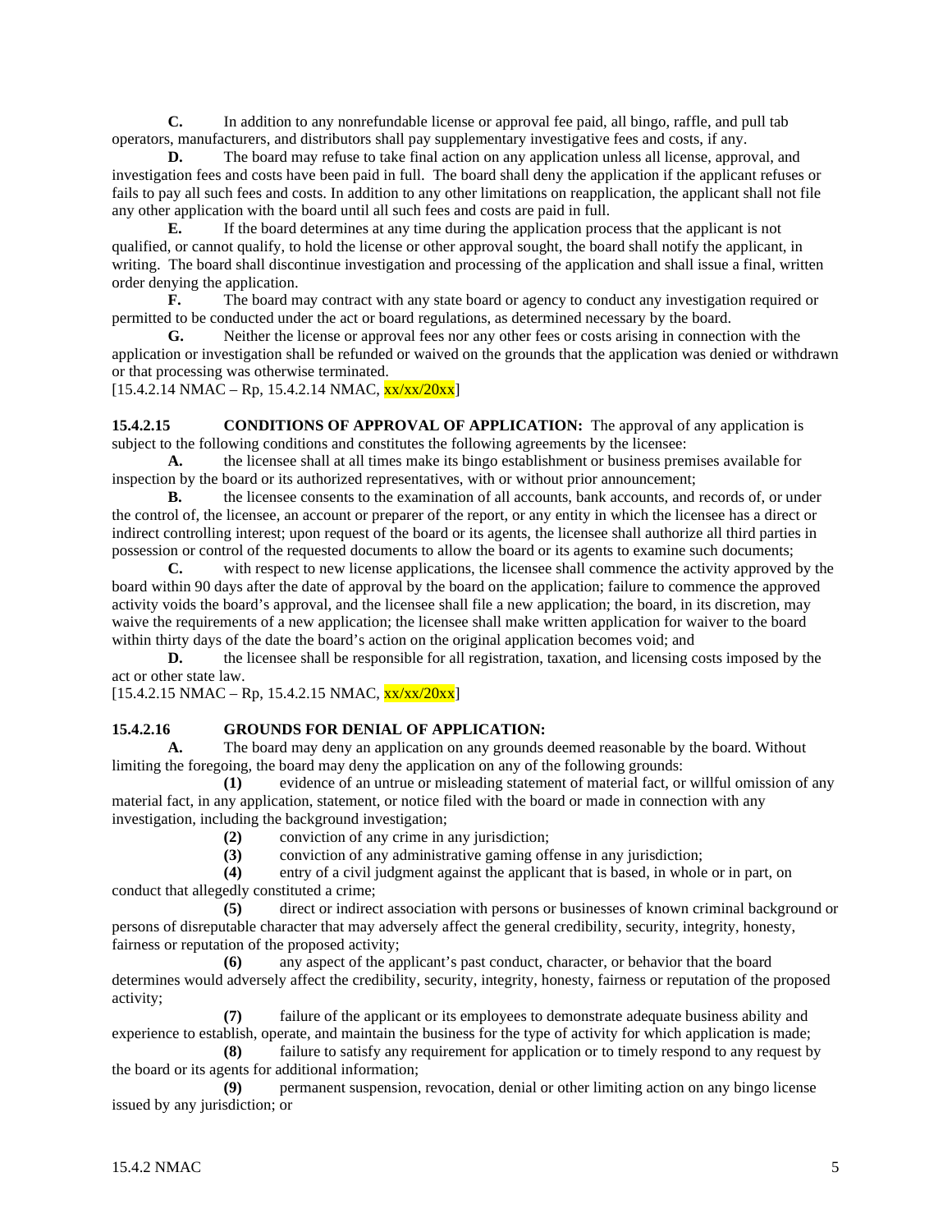**C.** In addition to any nonrefundable license or approval fee paid, all bingo, raffle, and pull tab operators, manufacturers, and distributors shall pay supplementary investigative fees and costs, if any.

**D.** The board may refuse to take final action on any application unless all license, approval, and investigation fees and costs have been paid in full. The board shall deny the application if the applicant refuses or fails to pay all such fees and costs. In addition to any other limitations on reapplication, the applicant shall not file any other application with the board until all such fees and costs are paid in full.

**E.** If the board determines at any time during the application process that the applicant is not qualified, or cannot qualify, to hold the license or other approval sought, the board shall notify the applicant, in writing. The board shall discontinue investigation and processing of the application and shall issue a final, written order denying the application.

**F.** The board may contract with any state board or agency to conduct any investigation required or permitted to be conducted under the act or board regulations, as determined necessary by the board.

**G.** Neither the license or approval fees nor any other fees or costs arising in connection with the application or investigation shall be refunded or waived on the grounds that the application was denied or withdrawn or that processing was otherwise terminated.

[15.4.2.14 NMAC – Rp, 15.4.2.14 NMAC, xx/xx/20xx]

**15.4.2.15 CONDITIONS OF APPROVAL OF APPLICATION:** The approval of any application is subject to the following conditions and constitutes the following agreements by the licensee:

**A.** the licensee shall at all times make its bingo establishment or business premises available for inspection by the board or its authorized representatives, with or without prior announcement;

**B.** the licensee consents to the examination of all accounts, bank accounts, and records of, or under the control of, the licensee, an account or preparer of the report, or any entity in which the licensee has a direct or indirect controlling interest; upon request of the board or its agents, the licensee shall authorize all third parties in possession or control of the requested documents to allow the board or its agents to examine such documents;

**C.** with respect to new license applications, the licensee shall commence the activity approved by the board within 90 days after the date of approval by the board on the application; failure to commence the approved activity voids the board's approval, and the licensee shall file a new application; the board, in its discretion, may waive the requirements of a new application; the licensee shall make written application for waiver to the board within thirty days of the date the board's action on the original application becomes void; and

**D.** the licensee shall be responsible for all registration, taxation, and licensing costs imposed by the act or other state law.

[15.4.2.15 NMAC – Rp, 15.4.2.15 NMAC, xx/xx/20xx]

**15.4.2.16 GROUNDS FOR DENIAL OF APPLICATION:**

**A.** The board may deny an application on any grounds deemed reasonable by the board. Without limiting the foregoing, the board may deny the application on any of the following grounds:

**(1)** evidence of an untrue or misleading statement of material fact, or willful omission of any material fact, in any application, statement, or notice filed with the board or made in connection with any investigation, including the background investigation;

**(2)** conviction of any crime in any jurisdiction;

**(3)** conviction of any administrative gaming offense in any jurisdiction;

**(4)** entry of a civil judgment against the applicant that is based, in whole or in part, on conduct that allegedly constituted a crime;

**(5)** direct or indirect association with persons or businesses of known criminal background or persons of disreputable character that may adversely affect the general credibility, security, integrity, honesty, fairness or reputation of the proposed activity;

**(6)** any aspect of the applicant's past conduct, character, or behavior that the board determines would adversely affect the credibility, security, integrity, honesty, fairness or reputation of the proposed activity;

**(7)** failure of the applicant or its employees to demonstrate adequate business ability and experience to establish, operate, and maintain the business for the type of activity for which application is made;

**(8)** failure to satisfy any requirement for application or to timely respond to any request by the board or its agents for additional information;

**(9)** permanent suspension, revocation, denial or other limiting action on any bingo license issued by any jurisdiction; or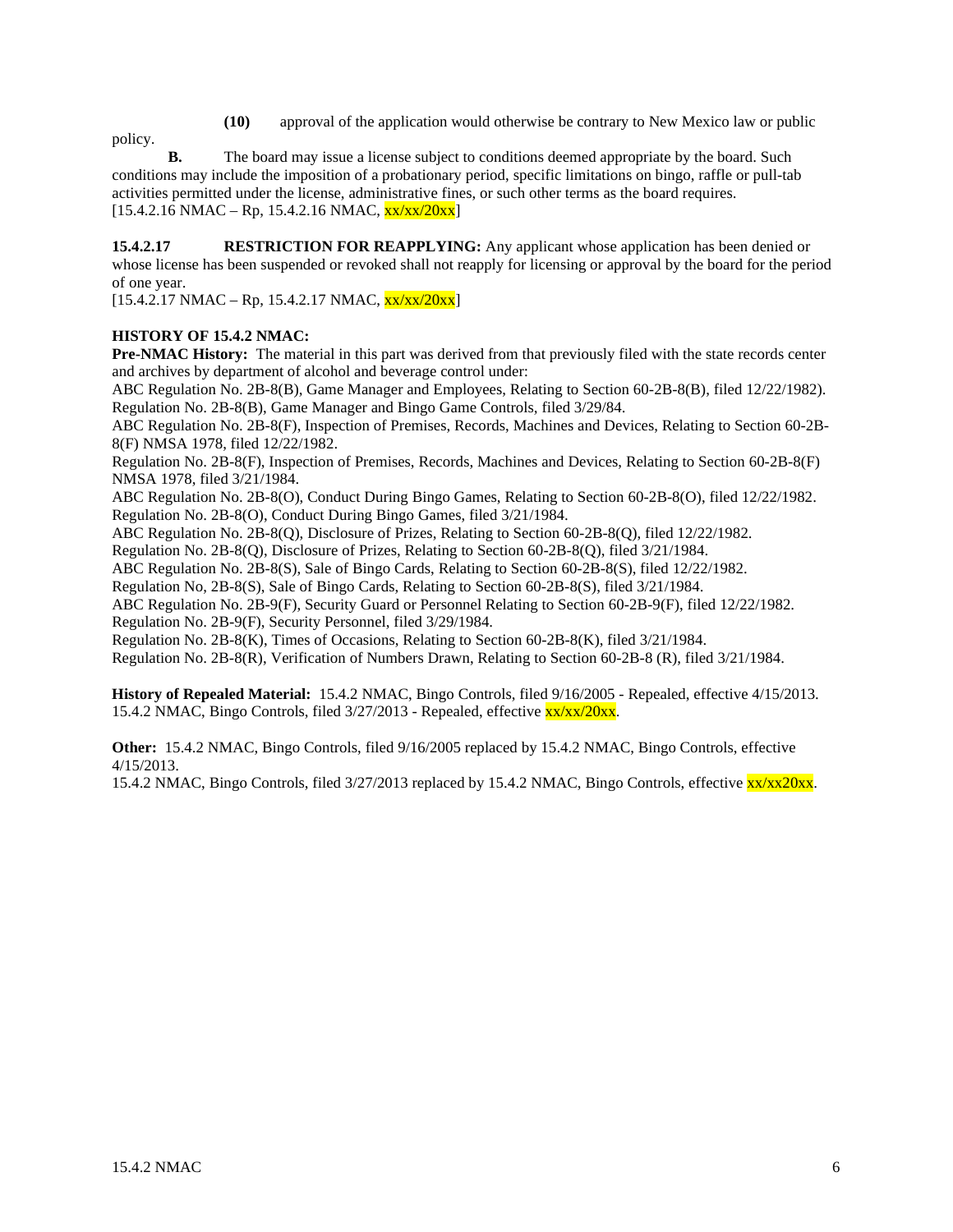**(10)** approval of the application would otherwise be contrary to New Mexico law or public policy.

**B.** The board may issue a license subject to conditions deemed appropriate by the board. Such conditions may include the imposition of a probationary period, specific limitations on bingo, raffle or pull-tab activities permitted under the license, administrative fines, or such other terms as the board requires.
[15.4.2.16 NMAC – Rp, 15.4.2.16 NMAC, xx/xx/20xx]

**15.4.2.17 RESTRICTION FOR REAPPLYING:** Any applicant whose application has been denied or whose license has been suspended or revoked shall not reapply for licensing or approval by the board for the period of one year.
[15.4.2.17 NMAC – Rp, 15.4.2.17 NMAC, xx/xx/20xx]

**HISTORY OF 15.4.2 NMAC:**

**Pre-NMAC History:** The material in this part was derived from that previously filed with the state records center and archives by department of alcohol and beverage control under:
ABC Regulation No. 2B-8(B), Game Manager and Employees, Relating to Section 60-2B-8(B), filed 12/22/1982).
Regulation No. 2B-8(B), Game Manager and Bingo Game Controls, filed 3/29/84.
ABC Regulation No. 2B-8(F), Inspection of Premises, Records, Machines and Devices, Relating to Section 60-2B-8(F) NMSA 1978, filed 12/22/1982.
Regulation No. 2B-8(F), Inspection of Premises, Records, Machines and Devices, Relating to Section 60-2B-8(F) NMSA 1978, filed 3/21/1984.
ABC Regulation No. 2B-8(O), Conduct During Bingo Games, Relating to Section 60-2B-8(O), filed 12/22/1982.
Regulation No. 2B-8(O), Conduct During Bingo Games, filed 3/21/1984.
ABC Regulation No. 2B-8(Q), Disclosure of Prizes, Relating to Section 60-2B-8(Q), filed 12/22/1982.
Regulation No. 2B-8(Q), Disclosure of Prizes, Relating to Section 60-2B-8(Q), filed 3/21/1984.
ABC Regulation No. 2B-8(S), Sale of Bingo Cards, Relating to Section 60-2B-8(S), filed 12/22/1982.
Regulation No, 2B-8(S), Sale of Bingo Cards, Relating to Section 60-2B-8(S), filed 3/21/1984.
ABC Regulation No. 2B-9(F), Security Guard or Personnel Relating to Section 60-2B-9(F), filed 12/22/1982.
Regulation No. 2B-9(F), Security Personnel, filed 3/29/1984.
Regulation No. 2B-8(K), Times of Occasions, Relating to Section 60-2B-8(K), filed 3/21/1984.
Regulation No. 2B-8(R), Verification of Numbers Drawn, Relating to Section 60-2B-8 (R), filed 3/21/1984.

**History of Repealed Material:** 15.4.2 NMAC, Bingo Controls, filed 9/16/2005 - Repealed, effective 4/15/2013.
15.4.2 NMAC, Bingo Controls, filed 3/27/2013 - Repealed, effective xx/xx/20xx.

**Other:** 15.4.2 NMAC, Bingo Controls, filed 9/16/2005 replaced by 15.4.2 NMAC, Bingo Controls, effective 4/15/2013.
15.4.2 NMAC, Bingo Controls, filed 3/27/2013 replaced by 15.4.2 NMAC, Bingo Controls, effective xx/xx20xx.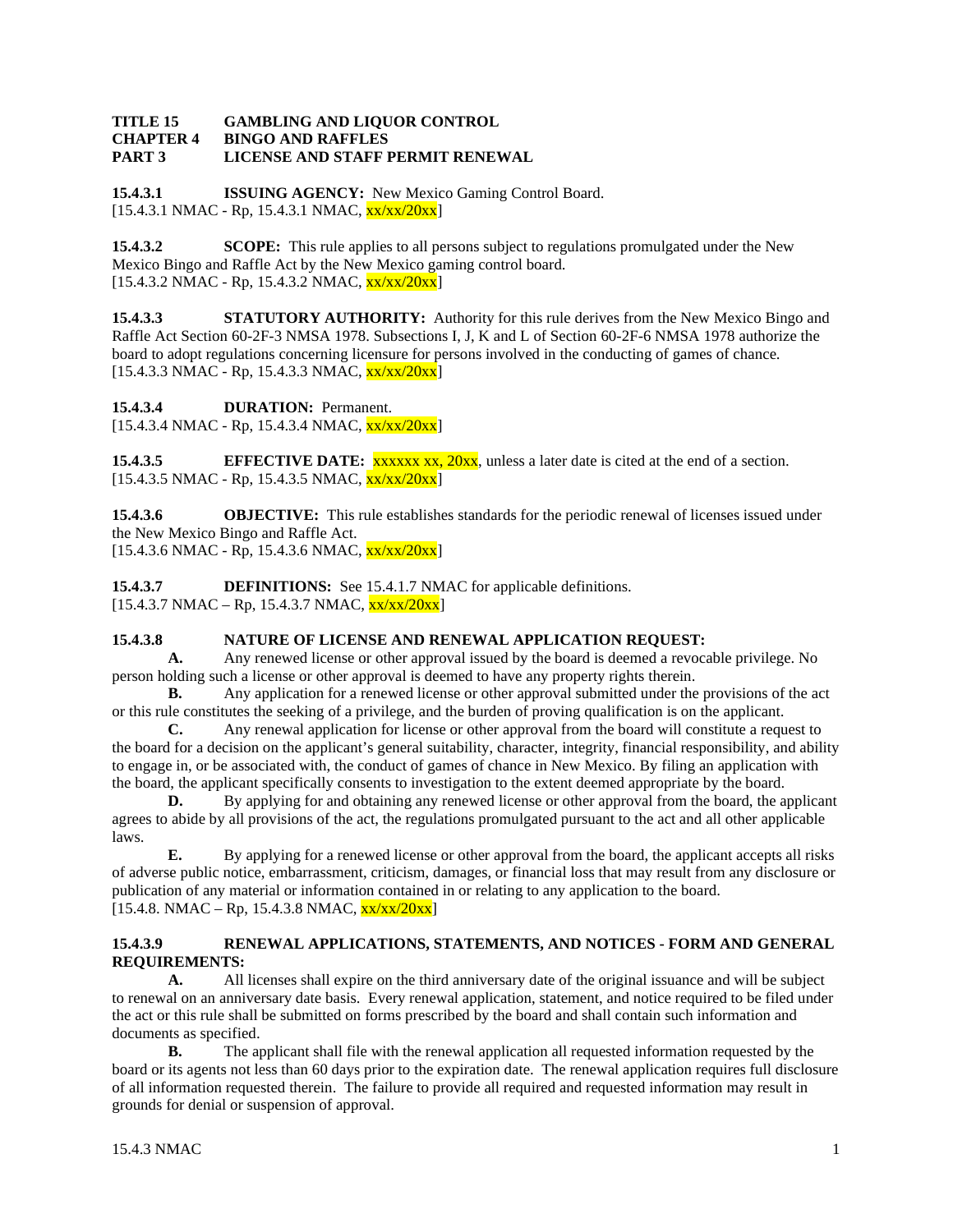**TITLE 15 GAMBLING AND LIQUOR CONTROL**
**CHAPTER 4 BINGO AND RAFFLES**
**PART 3 LICENSE AND STAFF PERMIT RENEWAL**

**15.4.3.1 ISSUING AGENCY:** New Mexico Gaming Control Board.
[15.4.3.1 NMAC - Rp, 15.4.3.1 NMAC, xx/xx/20xx]

**15.4.3.2 SCOPE:** This rule applies to all persons subject to regulations promulgated under the New Mexico Bingo and Raffle Act by the New Mexico gaming control board.
[15.4.3.2 NMAC - Rp, 15.4.3.2 NMAC, xx/xx/20xx]

**15.4.3.3 STATUTORY AUTHORITY:** Authority for this rule derives from the New Mexico Bingo and Raffle Act Section 60-2F-3 NMSA 1978. Subsections I, J, K and L of Section 60-2F-6 NMSA 1978 authorize the board to adopt regulations concerning licensure for persons involved in the conducting of games of chance.
[15.4.3.3 NMAC - Rp, 15.4.3.3 NMAC, xx/xx/20xx]

**15.4.3.4 DURATION:** Permanent.
[15.4.3.4 NMAC - Rp, 15.4.3.4 NMAC, xx/xx/20xx]

**15.4.3.5 EFFECTIVE DATE:** xxxxxx xx, 20xx, unless a later date is cited at the end of a section.
[15.4.3.5 NMAC - Rp, 15.4.3.5 NMAC, xx/xx/20xx]

**15.4.3.6 OBJECTIVE:** This rule establishes standards for the periodic renewal of licenses issued under the New Mexico Bingo and Raffle Act.
[15.4.3.6 NMAC - Rp, 15.4.3.6 NMAC, xx/xx/20xx]

**15.4.3.7 DEFINITIONS:** See 15.4.1.7 NMAC for applicable definitions.
[15.4.3.7 NMAC – Rp, 15.4.3.7 NMAC, xx/xx/20xx]

**15.4.3.8 NATURE OF LICENSE AND RENEWAL APPLICATION REQUEST:**

**A.** Any renewed license or other approval issued by the board is deemed a revocable privilege. No person holding such a license or other approval is deemed to have any property rights therein.

**B.** Any application for a renewed license or other approval submitted under the provisions of the act or this rule constitutes the seeking of a privilege, and the burden of proving qualification is on the applicant.

**C.** Any renewal application for license or other approval from the board will constitute a request to the board for a decision on the applicant's general suitability, character, integrity, financial responsibility, and ability to engage in, or be associated with, the conduct of games of chance in New Mexico. By filing an application with the board, the applicant specifically consents to investigation to the extent deemed appropriate by the board.

**D.** By applying for and obtaining any renewed license or other approval from the board, the applicant agrees to abide by all provisions of the act, the regulations promulgated pursuant to the act and all other applicable laws.

**E.** By applying for a renewed license or other approval from the board, the applicant accepts all risks of adverse public notice, embarrassment, criticism, damages, or financial loss that may result from any disclosure or publication of any material or information contained in or relating to any application to the board.
[15.4.8. NMAC – Rp, 15.4.3.8 NMAC, xx/xx/20xx]

**15.4.3.9 RENEWAL APPLICATIONS, STATEMENTS, AND NOTICES - FORM AND GENERAL REQUIREMENTS:**

**A.** All licenses shall expire on the third anniversary date of the original issuance and will be subject to renewal on an anniversary date basis. Every renewal application, statement, and notice required to be filed under the act or this rule shall be submitted on forms prescribed by the board and shall contain such information and documents as specified.

**B.** The applicant shall file with the renewal application all requested information requested by the board or its agents not less than 60 days prior to the expiration date. The renewal application requires full disclosure of all information requested therein. The failure to provide all required and requested information may result in grounds for denial or suspension of approval.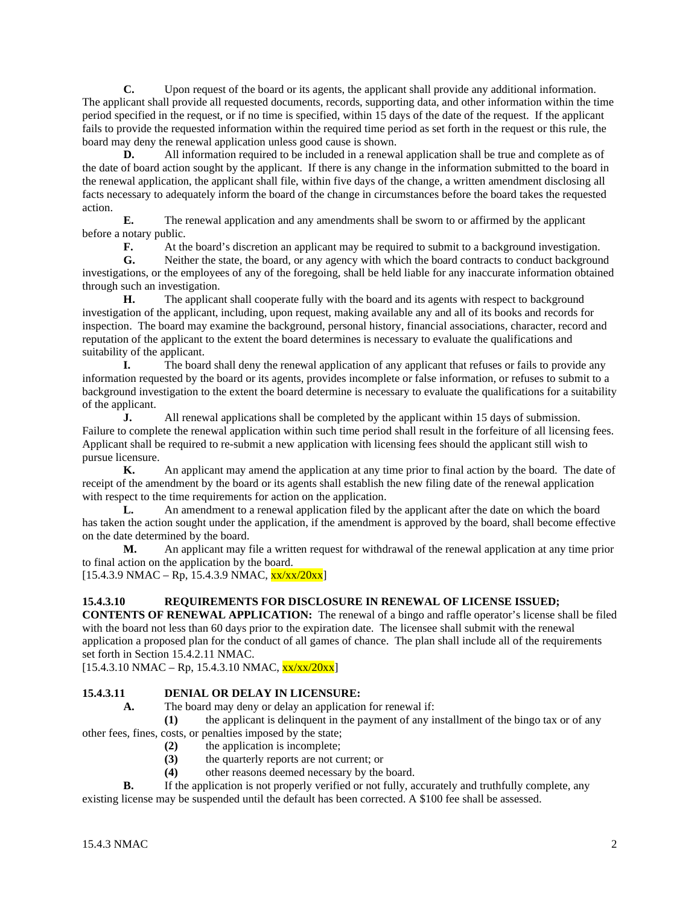**C.** Upon request of the board or its agents, the applicant shall provide any additional information. The applicant shall provide all requested documents, records, supporting data, and other information within the time period specified in the request, or if no time is specified, within 15 days of the date of the request. If the applicant fails to provide the requested information within the required time period as set forth in the request or this rule, the board may deny the renewal application unless good cause is shown.

**D.** All information required to be included in a renewal application shall be true and complete as of the date of board action sought by the applicant. If there is any change in the information submitted to the board in the renewal application, the applicant shall file, within five days of the change, a written amendment disclosing all facts necessary to adequately inform the board of the change in circumstances before the board takes the requested action.

**E.** The renewal application and any amendments shall be sworn to or affirmed by the applicant before a notary public.

**F.** At the board's discretion an applicant may be required to submit to a background investigation.

**G.** Neither the state, the board, or any agency with which the board contracts to conduct background investigations, or the employees of any of the foregoing, shall be held liable for any inaccurate information obtained through such an investigation.

**H.** The applicant shall cooperate fully with the board and its agents with respect to background investigation of the applicant, including, upon request, making available any and all of its books and records for inspection. The board may examine the background, personal history, financial associations, character, record and reputation of the applicant to the extent the board determines is necessary to evaluate the qualifications and suitability of the applicant.

**I.** The board shall deny the renewal application of any applicant that refuses or fails to provide any information requested by the board or its agents, provides incomplete or false information, or refuses to submit to a background investigation to the extent the board determine is necessary to evaluate the qualifications for a suitability of the applicant.

**J.** All renewal applications shall be completed by the applicant within 15 days of submission. Failure to complete the renewal application within such time period shall result in the forfeiture of all licensing fees. Applicant shall be required to re-submit a new application with licensing fees should the applicant still wish to pursue licensure.

**K.** An applicant may amend the application at any time prior to final action by the board. The date of receipt of the amendment by the board or its agents shall establish the new filing date of the renewal application with respect to the time requirements for action on the application.

**L.** An amendment to a renewal application filed by the applicant after the date on which the board has taken the action sought under the application, if the amendment is approved by the board, shall become effective on the date determined by the board.

**M.** An applicant may file a written request for withdrawal of the renewal application at any time prior to final action on the application by the board.

[15.4.3.9 NMAC – Rp, 15.4.3.9 NMAC, xx/xx/20xx]

**15.4.3.10 REQUIREMENTS FOR DISCLOSURE IN RENEWAL OF LICENSE ISSUED; CONTENTS OF RENEWAL APPLICATION:** The renewal of a bingo and raffle operator's license shall be filed with the board not less than 60 days prior to the expiration date. The licensee shall submit with the renewal application a proposed plan for the conduct of all games of chance. The plan shall include all of the requirements set forth in Section 15.4.2.11 NMAC.

[15.4.3.10 NMAC – Rp, 15.4.3.10 NMAC, xx/xx/20xx]

**15.4.3.11 DENIAL OR DELAY IN LICENSURE:**

**A.** The board may deny or delay an application for renewal if:

**(1)** the applicant is delinquent in the payment of any installment of the bingo tax or of any other fees, fines, costs, or penalties imposed by the state;

**(2)** the application is incomplete;

**(3)** the quarterly reports are not current; or

**(4)** other reasons deemed necessary by the board.

**B.** If the application is not properly verified or not fully, accurately and truthfully complete, any existing license may be suspended until the default has been corrected. A $100 fee shall be assessed.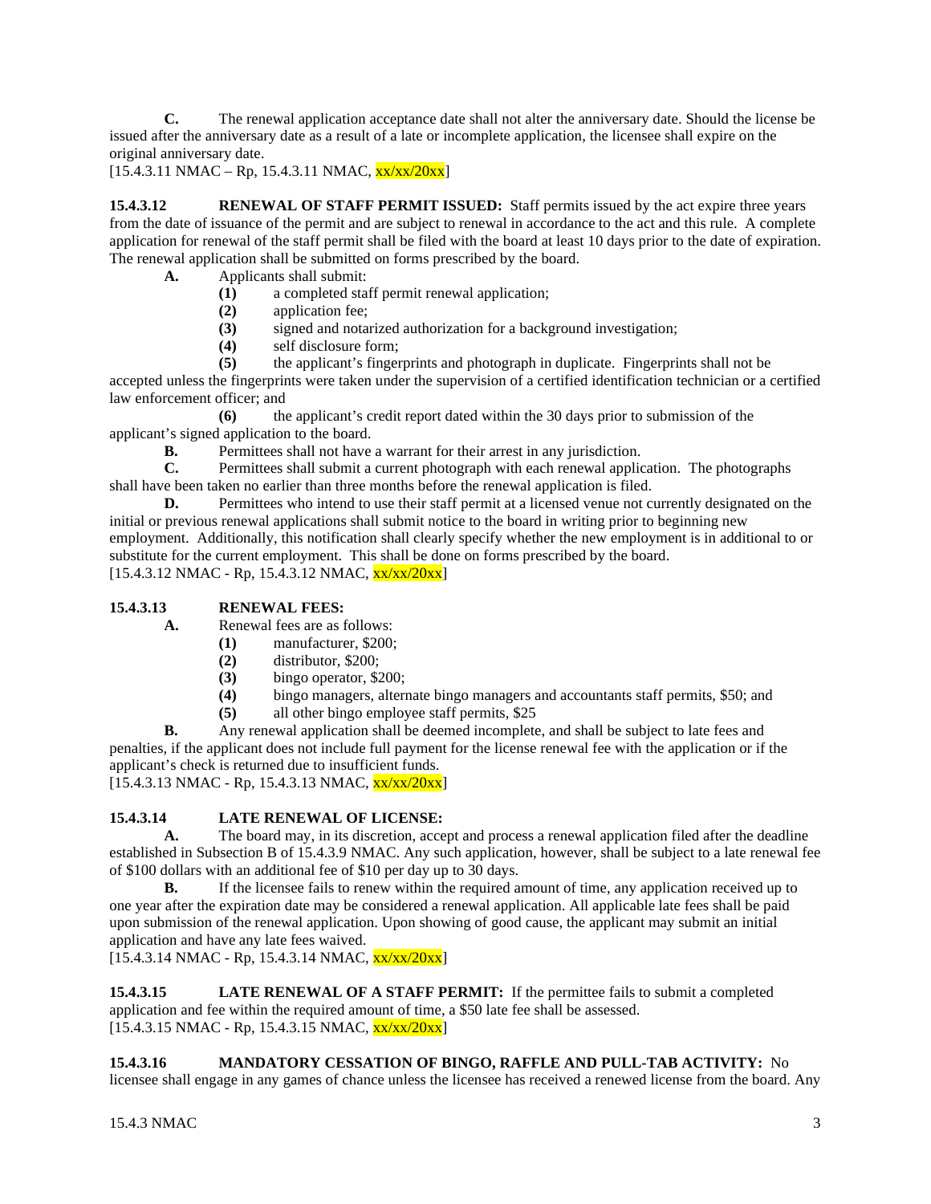**C.** The renewal application acceptance date shall not alter the anniversary date. Should the license be issued after the anniversary date as a result of a late or incomplete application, the licensee shall expire on the original anniversary date.
[15.4.3.11 NMAC – Rp, 15.4.3.11 NMAC, xx/xx/20xx]

**15.4.3.12 RENEWAL OF STAFF PERMIT ISSUED:** Staff permits issued by the act expire three years from the date of issuance of the permit and are subject to renewal in accordance to the act and this rule. A complete application for renewal of the staff permit shall be filed with the board at least 10 days prior to the date of expiration. The renewal application shall be submitted on forms prescribed by the board.

**A.** Applicants shall submit:

**(1)** a completed staff permit renewal application;

**(2)** application fee;

**(3)** signed and notarized authorization for a background investigation;

**(4)** self disclosure form;

**(5)** the applicant's fingerprints and photograph in duplicate. Fingerprints shall not be accepted unless the fingerprints were taken under the supervision of a certified identification technician or a certified law enforcement officer; and

**(6)** the applicant's credit report dated within the 30 days prior to submission of the applicant's signed application to the board.

**B.** Permittees shall not have a warrant for their arrest in any jurisdiction.

**C.** Permittees shall submit a current photograph with each renewal application. The photographs shall have been taken no earlier than three months before the renewal application is filed.

**D.** Permittees who intend to use their staff permit at a licensed venue not currently designated on the initial or previous renewal applications shall submit notice to the board in writing prior to beginning new employment. Additionally, this notification shall clearly specify whether the new employment is in additional to or substitute for the current employment. This shall be done on forms prescribed by the board.
[15.4.3.12 NMAC - Rp, 15.4.3.12 NMAC, xx/xx/20xx]

**15.4.3.13 RENEWAL FEES:**

**A.** Renewal fees are as follows:

**(1)** manufacturer, $200;

**(2)** distributor, $200;

**(3)** bingo operator, $200;

**(4)** bingo managers, alternate bingo managers and accountants staff permits, $50; and

**(5)** all other bingo employee staff permits, $25

**B.** Any renewal application shall be deemed incomplete, and shall be subject to late fees and penalties, if the applicant does not include full payment for the license renewal fee with the application or if the applicant's check is returned due to insufficient funds.
[15.4.3.13 NMAC - Rp, 15.4.3.13 NMAC, xx/xx/20xx]

**15.4.3.14 LATE RENEWAL OF LICENSE:**

**A.** The board may, in its discretion, accept and process a renewal application filed after the deadline established in Subsection B of 15.4.3.9 NMAC. Any such application, however, shall be subject to a late renewal fee of $100 dollars with an additional fee of $10 per day up to 30 days.

**B.** If the licensee fails to renew within the required amount of time, any application received up to one year after the expiration date may be considered a renewal application. All applicable late fees shall be paid upon submission of the renewal application. Upon showing of good cause, the applicant may submit an initial application and have any late fees waived.
[15.4.3.14 NMAC - Rp, 15.4.3.14 NMAC, xx/xx/20xx]

**15.4.3.15 LATE RENEWAL OF A STAFF PERMIT:** If the permittee fails to submit a completed application and fee within the required amount of time, a $50 late fee shall be assessed.
[15.4.3.15 NMAC - Rp, 15.4.3.15 NMAC, xx/xx/20xx]

**15.4.3.16 MANDATORY CESSATION OF BINGO, RAFFLE AND PULL-TAB ACTIVITY:** No licensee shall engage in any games of chance unless the licensee has received a renewed license from the board. Any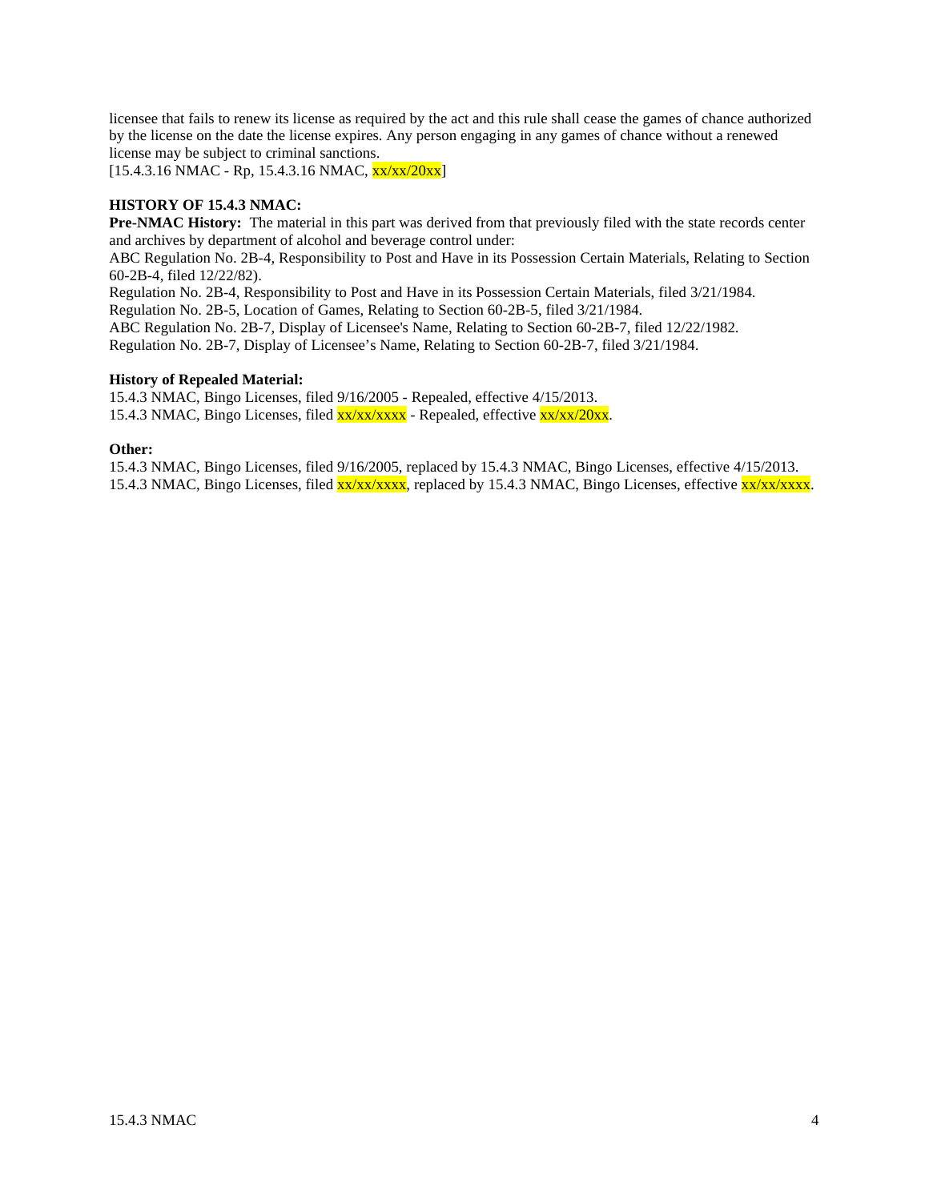licensee that fails to renew its license as required by the act and this rule shall cease the games of chance authorized by the license on the date the license expires. Any person engaging in any games of chance without a renewed license may be subject to criminal sanctions.
[15.4.3.16 NMAC - Rp, 15.4.3.16 NMAC, xx/xx/20xx]

**HISTORY OF 15.4.3 NMAC:**
**Pre-NMAC History:** The material in this part was derived from that previously filed with the state records center and archives by department of alcohol and beverage control under:
ABC Regulation No. 2B-4, Responsibility to Post and Have in its Possession Certain Materials, Relating to Section 60-2B-4, filed 12/22/82).
Regulation No. 2B-4, Responsibility to Post and Have in its Possession Certain Materials, filed 3/21/1984.
Regulation No. 2B-5, Location of Games, Relating to Section 60-2B-5, filed 3/21/1984.
ABC Regulation No. 2B-7, Display of Licensee's Name, Relating to Section 60-2B-7, filed 12/22/1982.
Regulation No. 2B-7, Display of Licensee's Name, Relating to Section 60-2B-7, filed 3/21/1984.

**History of Repealed Material:**
15.4.3 NMAC, Bingo Licenses, filed 9/16/2005 - Repealed, effective 4/15/2013.
15.4.3 NMAC, Bingo Licenses, filed xx/xx/xxxx - Repealed, effective xx/xx/20xx.

**Other:**
15.4.3 NMAC, Bingo Licenses, filed 9/16/2005, replaced by 15.4.3 NMAC, Bingo Licenses, effective 4/15/2013.
15.4.3 NMAC, Bingo Licenses, filed xx/xx/xxxx, replaced by 15.4.3 NMAC, Bingo Licenses, effective xx/xx/xxxx.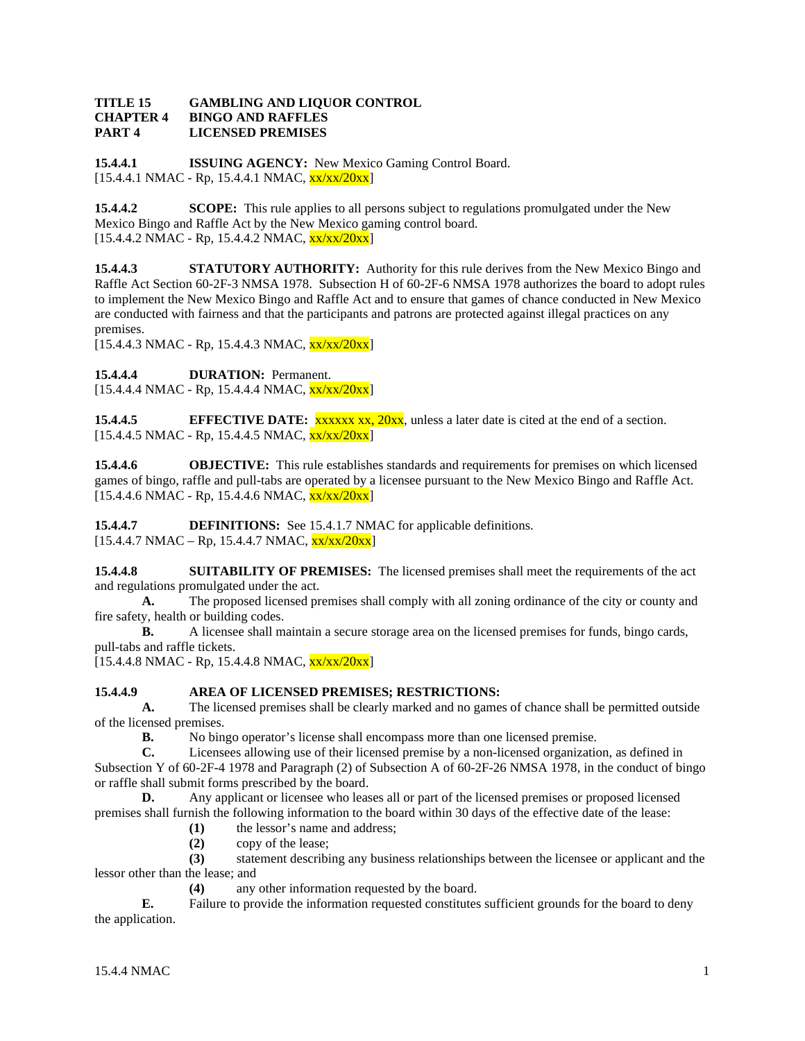**TITLE 15 GAMBLING AND LIQUOR CONTROL**
**CHAPTER 4 BINGO AND RAFFLES**
**PART 4 LICENSED PREMISES**

**15.4.4.1 ISSUING AGENCY:** New Mexico Gaming Control Board.
[15.4.4.1 NMAC - Rp, 15.4.4.1 NMAC, xx/xx/20xx]

**15.4.4.2 SCOPE:** This rule applies to all persons subject to regulations promulgated under the New Mexico Bingo and Raffle Act by the New Mexico gaming control board.
[15.4.4.2 NMAC - Rp, 15.4.4.2 NMAC, xx/xx/20xx]

**15.4.4.3 STATUTORY AUTHORITY:** Authority for this rule derives from the New Mexico Bingo and Raffle Act Section 60-2F-3 NMSA 1978. Subsection H of 60-2F-6 NMSA 1978 authorizes the board to adopt rules to implement the New Mexico Bingo and Raffle Act and to ensure that games of chance conducted in New Mexico are conducted with fairness and that the participants and patrons are protected against illegal practices on any premises.
[15.4.4.3 NMAC - Rp, 15.4.4.3 NMAC, xx/xx/20xx]

**15.4.4.4 DURATION:** Permanent.
[15.4.4.4 NMAC - Rp, 15.4.4.4 NMAC, xx/xx/20xx]

**15.4.4.5 EFFECTIVE DATE:** xxxxxx xx, 20xx, unless a later date is cited at the end of a section.
[15.4.4.5 NMAC - Rp, 15.4.4.5 NMAC, xx/xx/20xx]

**15.4.4.6 OBJECTIVE:** This rule establishes standards and requirements for premises on which licensed games of bingo, raffle and pull-tabs are operated by a licensee pursuant to the New Mexico Bingo and Raffle Act.
[15.4.4.6 NMAC - Rp, 15.4.4.6 NMAC, xx/xx/20xx]

**15.4.4.7 DEFINITIONS:** See 15.4.1.7 NMAC for applicable definitions.
[15.4.4.7 NMAC – Rp, 15.4.4.7 NMAC, xx/xx/20xx]

**15.4.4.8 SUITABILITY OF PREMISES:** The licensed premises shall meet the requirements of the act and regulations promulgated under the act.

**A.** The proposed licensed premises shall comply with all zoning ordinance of the city or county and fire safety, health or building codes.

**B.** A licensee shall maintain a secure storage area on the licensed premises for funds, bingo cards, pull-tabs and raffle tickets.

[15.4.4.8 NMAC - Rp, 15.4.4.8 NMAC, xx/xx/20xx]

**15.4.4.9 AREA OF LICENSED PREMISES; RESTRICTIONS:**

**A.** The licensed premises shall be clearly marked and no games of chance shall be permitted outside of the licensed premises.

**B.** No bingo operator's license shall encompass more than one licensed premise.

**C.** Licensees allowing use of their licensed premise by a non-licensed organization, as defined in Subsection Y of 60-2F-4 1978 and Paragraph (2) of Subsection A of 60-2F-26 NMSA 1978, in the conduct of bingo or raffle shall submit forms prescribed by the board.

**D.** Any applicant or licensee who leases all or part of the licensed premises or proposed licensed premises shall furnish the following information to the board within 30 days of the effective date of the lease:

**(1)** the lessor's name and address;

**(2)** copy of the lease;

**(3)** statement describing any business relationships between the licensee or applicant and the lessor other than the lease; and

**(4)** any other information requested by the board.

**E.** Failure to provide the information requested constitutes sufficient grounds for the board to deny the application.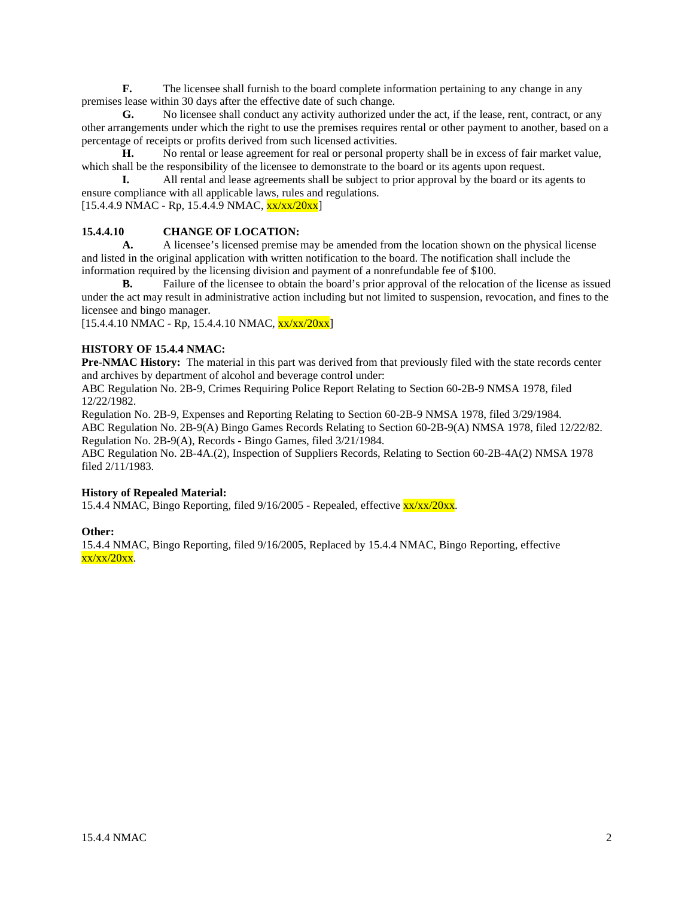**F.** The licensee shall furnish to the board complete information pertaining to any change in any premises lease within 30 days after the effective date of such change.

**G.** No licensee shall conduct any activity authorized under the act, if the lease, rent, contract, or any other arrangements under which the right to use the premises requires rental or other payment to another, based on a percentage of receipts or profits derived from such licensed activities.

**H.** No rental or lease agreement for real or personal property shall be in excess of fair market value, which shall be the responsibility of the licensee to demonstrate to the board or its agents upon request.

**I.** All rental and lease agreements shall be subject to prior approval by the board or its agents to ensure compliance with all applicable laws, rules and regulations.

[15.4.4.9 NMAC - Rp, 15.4.4.9 NMAC, xx/xx/20xx]

**15.4.4.10 CHANGE OF LOCATION:**

**A.** A licensee's licensed premise may be amended from the location shown on the physical license and listed in the original application with written notification to the board. The notification shall include the information required by the licensing division and payment of a nonrefundable fee of $100.

**B.** Failure of the licensee to obtain the board's prior approval of the relocation of the license as issued under the act may result in administrative action including but not limited to suspension, revocation, and fines to the licensee and bingo manager.

[15.4.4.10 NMAC - Rp, 15.4.4.10 NMAC, xx/xx/20xx]

**HISTORY OF 15.4.4 NMAC:**

**Pre-NMAC History:** The material in this part was derived from that previously filed with the state records center and archives by department of alcohol and beverage control under:

ABC Regulation No. 2B-9, Crimes Requiring Police Report Relating to Section 60-2B-9 NMSA 1978, filed 12/22/1982.

Regulation No. 2B-9, Expenses and Reporting Relating to Section 60-2B-9 NMSA 1978, filed 3/29/1984.

ABC Regulation No. 2B-9(A) Bingo Games Records Relating to Section 60-2B-9(A) NMSA 1978, filed 12/22/82.

Regulation No. 2B-9(A), Records - Bingo Games, filed 3/21/1984.

ABC Regulation No. 2B-4A.(2), Inspection of Suppliers Records, Relating to Section 60-2B-4A(2) NMSA 1978 filed 2/11/1983.

**History of Repealed Material:**

15.4.4 NMAC, Bingo Reporting, filed 9/16/2005 - Repealed, effective xx/xx/20xx.

**Other:**

15.4.4 NMAC, Bingo Reporting, filed 9/16/2005, Replaced by 15.4.4 NMAC, Bingo Reporting, effective xx/xx/20xx.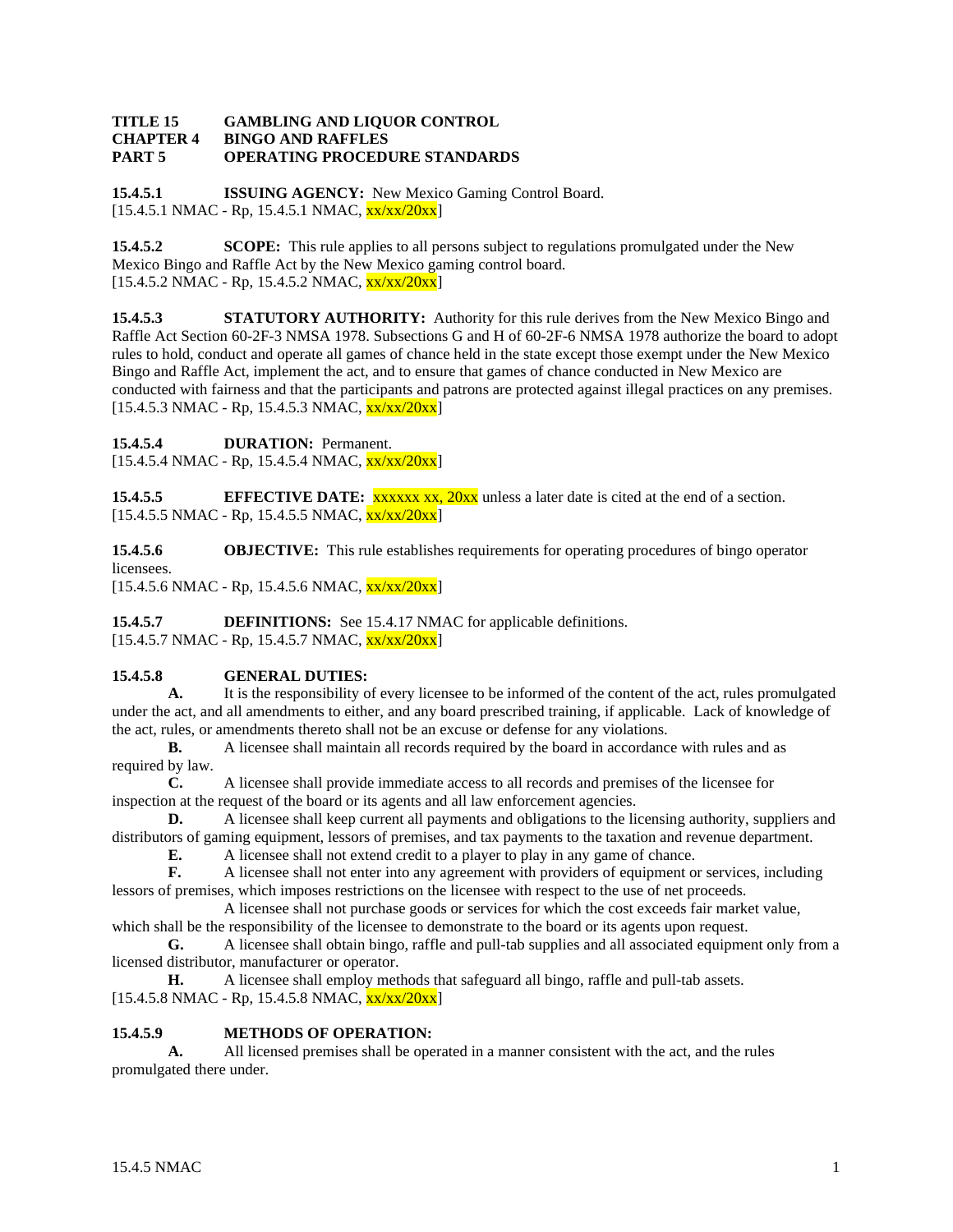**TITLE 15 GAMBLING AND LIQUOR CONTROL**
**CHAPTER 4 BINGO AND RAFFLES**
**PART 5 OPERATING PROCEDURE STANDARDS**

**15.4.5.1 ISSUING AGENCY:** New Mexico Gaming Control Board.
[15.4.5.1 NMAC - Rp, 15.4.5.1 NMAC, xx/xx/20xx]

**15.4.5.2 SCOPE:** This rule applies to all persons subject to regulations promulgated under the New Mexico Bingo and Raffle Act by the New Mexico gaming control board.
[15.4.5.2 NMAC - Rp, 15.4.5.2 NMAC, xx/xx/20xx]

**15.4.5.3 STATUTORY AUTHORITY:** Authority for this rule derives from the New Mexico Bingo and Raffle Act Section 60-2F-3 NMSA 1978. Subsections G and H of 60-2F-6 NMSA 1978 authorize the board to adopt rules to hold, conduct and operate all games of chance held in the state except those exempt under the New Mexico Bingo and Raffle Act, implement the act, and to ensure that games of chance conducted in New Mexico are conducted with fairness and that the participants and patrons are protected against illegal practices on any premises.
[15.4.5.3 NMAC - Rp, 15.4.5.3 NMAC, xx/xx/20xx]

**15.4.5.4 DURATION:** Permanent.
[15.4.5.4 NMAC - Rp, 15.4.5.4 NMAC, xx/xx/20xx]

**15.4.5.5 EFFECTIVE DATE:** xxxxxx xx, 20xx unless a later date is cited at the end of a section.
[15.4.5.5 NMAC - Rp, 15.4.5.5 NMAC, xx/xx/20xx]

**15.4.5.6 OBJECTIVE:** This rule establishes requirements for operating procedures of bingo operator licensees.
[15.4.5.6 NMAC - Rp, 15.4.5.6 NMAC, xx/xx/20xx]

**15.4.5.7 DEFINITIONS:** See 15.4.17 NMAC for applicable definitions.
[15.4.5.7 NMAC - Rp, 15.4.5.7 NMAC, xx/xx/20xx]

**15.4.5.8 GENERAL DUTIES:**

**A.** It is the responsibility of every licensee to be informed of the content of the act, rules promulgated under the act, and all amendments to either, and any board prescribed training, if applicable. Lack of knowledge of the act, rules, or amendments thereto shall not be an excuse or defense for any violations.

**B.** A licensee shall maintain all records required by the board in accordance with rules and as required by law.

**C.** A licensee shall provide immediate access to all records and premises of the licensee for inspection at the request of the board or its agents and all law enforcement agencies.

**D.** A licensee shall keep current all payments and obligations to the licensing authority, suppliers and distributors of gaming equipment, lessors of premises, and tax payments to the taxation and revenue department.

**E.** A licensee shall not extend credit to a player to play in any game of chance.

**F.** A licensee shall not enter into any agreement with providers of equipment or services, including lessors of premises, which imposes restrictions on the licensee with respect to the use of net proceeds.

A licensee shall not purchase goods or services for which the cost exceeds fair market value, which shall be the responsibility of the licensee to demonstrate to the board or its agents upon request.

**G.** A licensee shall obtain bingo, raffle and pull-tab supplies and all associated equipment only from a licensed distributor, manufacturer or operator.

**H.** A licensee shall employ methods that safeguard all bingo, raffle and pull-tab assets.
[15.4.5.8 NMAC - Rp, 15.4.5.8 NMAC, xx/xx/20xx]

**15.4.5.9 METHODS OF OPERATION:**

**A.** All licensed premises shall be operated in a manner consistent with the act, and the rules promulgated there under.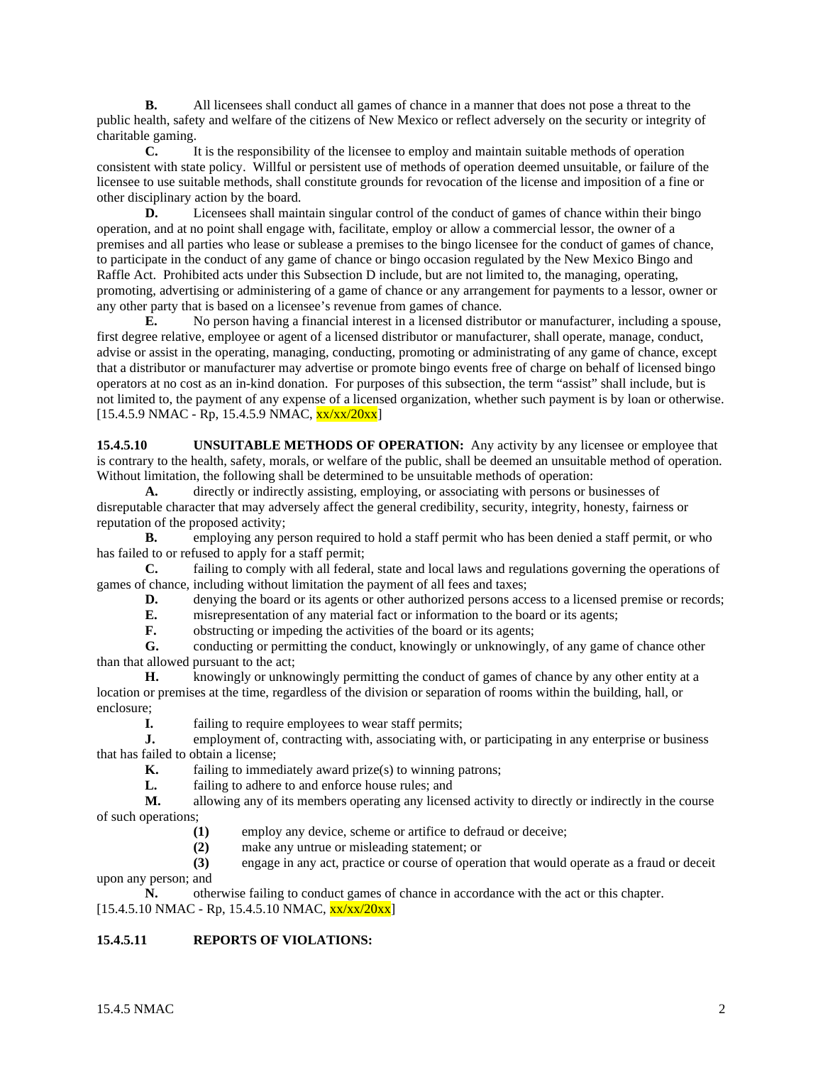**B.** All licensees shall conduct all games of chance in a manner that does not pose a threat to the public health, safety and welfare of the citizens of New Mexico or reflect adversely on the security or integrity of charitable gaming.

**C.** It is the responsibility of the licensee to employ and maintain suitable methods of operation consistent with state policy. Willful or persistent use of methods of operation deemed unsuitable, or failure of the licensee to use suitable methods, shall constitute grounds for revocation of the license and imposition of a fine or other disciplinary action by the board.

**D.** Licensees shall maintain singular control of the conduct of games of chance within their bingo operation, and at no point shall engage with, facilitate, employ or allow a commercial lessor, the owner of a premises and all parties who lease or sublease a premises to the bingo licensee for the conduct of games of chance, to participate in the conduct of any game of chance or bingo occasion regulated by the New Mexico Bingo and Raffle Act. Prohibited acts under this Subsection D include, but are not limited to, the managing, operating, promoting, advertising or administering of a game of chance or any arrangement for payments to a lessor, owner or any other party that is based on a licensee's revenue from games of chance.

**E.** No person having a financial interest in a licensed distributor or manufacturer, including a spouse, first degree relative, employee or agent of a licensed distributor or manufacturer, shall operate, manage, conduct, advise or assist in the operating, managing, conducting, promoting or administrating of any game of chance, except that a distributor or manufacturer may advertise or promote bingo events free of charge on behalf of licensed bingo operators at no cost as an in-kind donation. For purposes of this subsection, the term "assist" shall include, but is not limited to, the payment of any expense of a licensed organization, whether such payment is by loan or otherwise.
[15.4.5.9 NMAC - Rp, 15.4.5.9 NMAC, xx/xx/20xx]

**15.4.5.10 UNSUITABLE METHODS OF OPERATION:** Any activity by any licensee or employee that is contrary to the health, safety, morals, or welfare of the public, shall be deemed an unsuitable method of operation. Without limitation, the following shall be determined to be unsuitable methods of operation:

**A.** directly or indirectly assisting, employing, or associating with persons or businesses of disreputable character that may adversely affect the general credibility, security, integrity, honesty, fairness or reputation of the proposed activity;

**B.** employing any person required to hold a staff permit who has been denied a staff permit, or who has failed to or refused to apply for a staff permit;

**C.** failing to comply with all federal, state and local laws and regulations governing the operations of games of chance, including without limitation the payment of all fees and taxes;

**D.** denying the board or its agents or other authorized persons access to a licensed premise or records;

**E.** misrepresentation of any material fact or information to the board or its agents;

**F.** obstructing or impeding the activities of the board or its agents;

**G.** conducting or permitting the conduct, knowingly or unknowingly, of any game of chance other than that allowed pursuant to the act;

**H.** knowingly or unknowingly permitting the conduct of games of chance by any other entity at a location or premises at the time, regardless of the division or separation of rooms within the building, hall, or enclosure;

**I.** failing to require employees to wear staff permits;

**J.** employment of, contracting with, associating with, or participating in any enterprise or business that has failed to obtain a license;

**K.** failing to immediately award prize(s) to winning patrons;

**L.** failing to adhere to and enforce house rules; and

**M.** allowing any of its members operating any licensed activity to directly or indirectly in the course of such operations;

**(1)** employ any device, scheme or artifice to defraud or deceive;

**(2)** make any untrue or misleading statement; or

**(3)** engage in any act, practice or course of operation that would operate as a fraud or deceit upon any person; and

**N.** otherwise failing to conduct games of chance in accordance with the act or this chapter.
[15.4.5.10 NMAC - Rp, 15.4.5.10 NMAC, xx/xx/20xx]

**15.4.5.11 REPORTS OF VIOLATIONS:**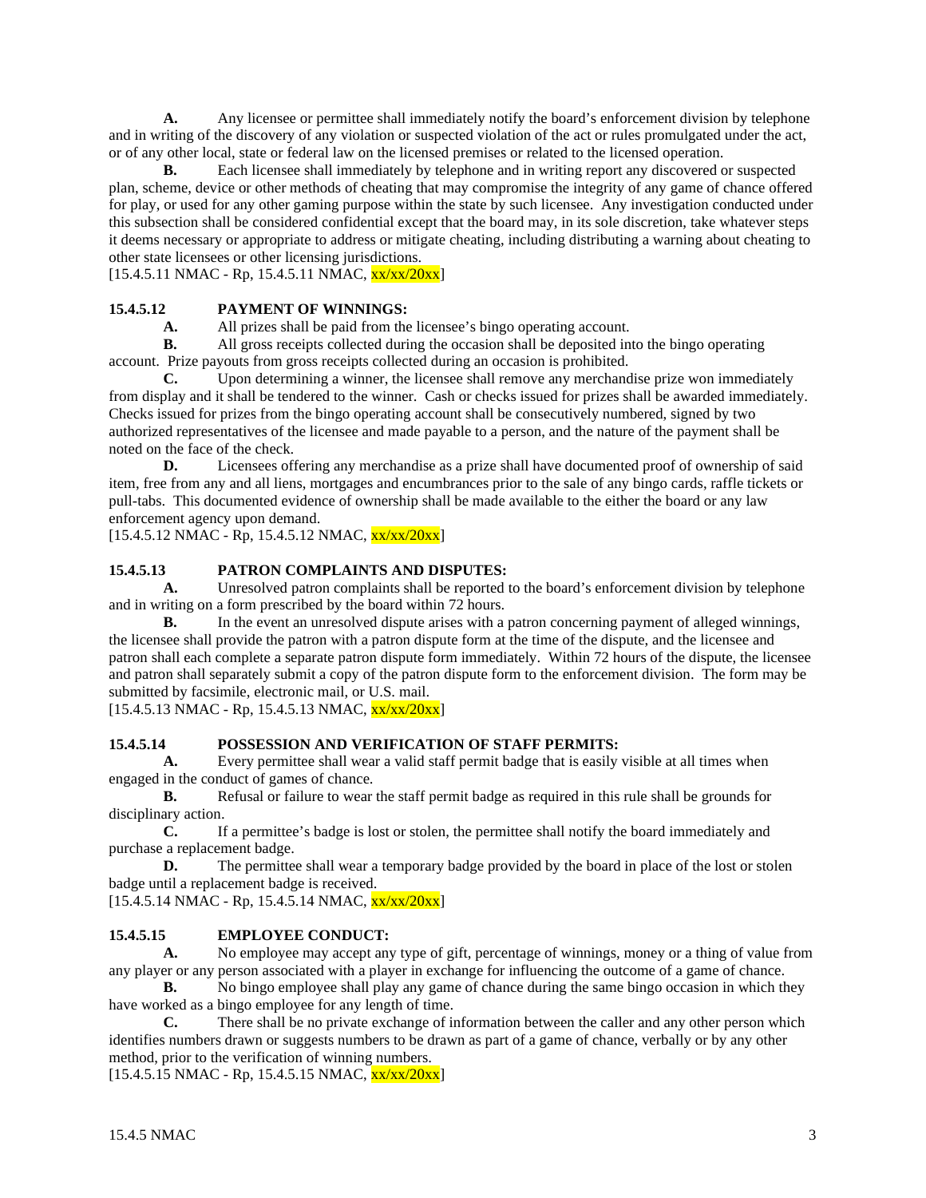**A.** Any licensee or permittee shall immediately notify the board's enforcement division by telephone and in writing of the discovery of any violation or suspected violation of the act or rules promulgated under the act, or of any other local, state or federal law on the licensed premises or related to the licensed operation.

**B.** Each licensee shall immediately by telephone and in writing report any discovered or suspected plan, scheme, device or other methods of cheating that may compromise the integrity of any game of chance offered for play, or used for any other gaming purpose within the state by such licensee. Any investigation conducted under this subsection shall be considered confidential except that the board may, in its sole discretion, take whatever steps it deems necessary or appropriate to address or mitigate cheating, including distributing a warning about cheating to other state licensees or other licensing jurisdictions.

[15.4.5.11 NMAC - Rp, 15.4.5.11 NMAC, xx/xx/20xx]

**15.4.5.12 PAYMENT OF WINNINGS:**

**A.** All prizes shall be paid from the licensee's bingo operating account.

**B.** All gross receipts collected during the occasion shall be deposited into the bingo operating account. Prize payouts from gross receipts collected during an occasion is prohibited.

**C.** Upon determining a winner, the licensee shall remove any merchandise prize won immediately from display and it shall be tendered to the winner. Cash or checks issued for prizes shall be awarded immediately. Checks issued for prizes from the bingo operating account shall be consecutively numbered, signed by two authorized representatives of the licensee and made payable to a person, and the nature of the payment shall be noted on the face of the check.

**D.** Licensees offering any merchandise as a prize shall have documented proof of ownership of said item, free from any and all liens, mortgages and encumbrances prior to the sale of any bingo cards, raffle tickets or pull-tabs. This documented evidence of ownership shall be made available to the either the board or any law enforcement agency upon demand.

[15.4.5.12 NMAC - Rp, 15.4.5.12 NMAC, xx/xx/20xx]

**15.4.5.13 PATRON COMPLAINTS AND DISPUTES:**

**A.** Unresolved patron complaints shall be reported to the board's enforcement division by telephone and in writing on a form prescribed by the board within 72 hours.

**B.** In the event an unresolved dispute arises with a patron concerning payment of alleged winnings, the licensee shall provide the patron with a patron dispute form at the time of the dispute, and the licensee and patron shall each complete a separate patron dispute form immediately. Within 72 hours of the dispute, the licensee and patron shall separately submit a copy of the patron dispute form to the enforcement division. The form may be submitted by facsimile, electronic mail, or U.S. mail.

[15.4.5.13 NMAC - Rp, 15.4.5.13 NMAC, xx/xx/20xx]

**15.4.5.14 POSSESSION AND VERIFICATION OF STAFF PERMITS:**

**A.** Every permittee shall wear a valid staff permit badge that is easily visible at all times when engaged in the conduct of games of chance.

**B.** Refusal or failure to wear the staff permit badge as required in this rule shall be grounds for disciplinary action.

**C.** If a permittee's badge is lost or stolen, the permittee shall notify the board immediately and purchase a replacement badge.

**D.** The permittee shall wear a temporary badge provided by the board in place of the lost or stolen badge until a replacement badge is received.

[15.4.5.14 NMAC - Rp, 15.4.5.14 NMAC, xx/xx/20xx]

**15.4.5.15 EMPLOYEE CONDUCT:**

**A.** No employee may accept any type of gift, percentage of winnings, money or a thing of value from any player or any person associated with a player in exchange for influencing the outcome of a game of chance.

**B.** No bingo employee shall play any game of chance during the same bingo occasion in which they have worked as a bingo employee for any length of time.

**C.** There shall be no private exchange of information between the caller and any other person which identifies numbers drawn or suggests numbers to be drawn as part of a game of chance, verbally or by any other method, prior to the verification of winning numbers.

[15.4.5.15 NMAC - Rp, 15.4.5.15 NMAC, xx/xx/20xx]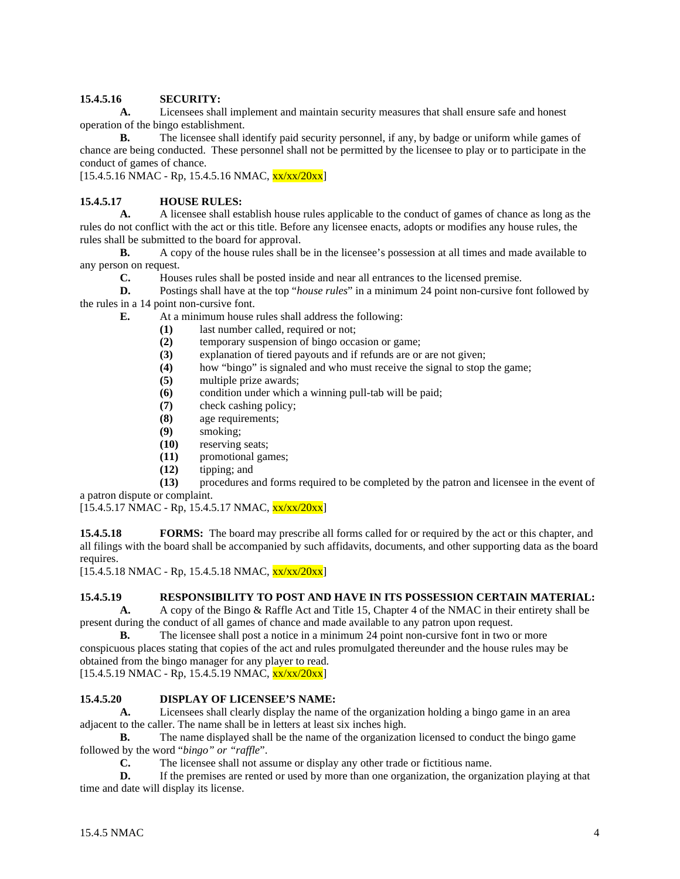**15.4.5.16 SECURITY:**

**A.** Licensees shall implement and maintain security measures that shall ensure safe and honest operation of the bingo establishment.

**B.** The licensee shall identify paid security personnel, if any, by badge or uniform while games of chance are being conducted. These personnel shall not be permitted by the licensee to play or to participate in the conduct of games of chance.

[15.4.5.16 NMAC - Rp, 15.4.5.16 NMAC, xx/xx/20xx]

**15.4.5.17 HOUSE RULES:**

**A.** A licensee shall establish house rules applicable to the conduct of games of chance as long as the rules do not conflict with the act or this title. Before any licensee enacts, adopts or modifies any house rules, the rules shall be submitted to the board for approval.

**B.** A copy of the house rules shall be in the licensee's possession at all times and made available to any person on request.

**C.** Houses rules shall be posted inside and near all entrances to the licensed premise.

**D.** Postings shall have at the top "*house rules*" in a minimum 24 point non-cursive font followed by the rules in a 14 point non-cursive font.

**E.** At a minimum house rules shall address the following:

**(1)** last number called, required or not;

**(2)** temporary suspension of bingo occasion or game;

**(3)** explanation of tiered payouts and if refunds are or are not given;

**(4)** how "bingo" is signaled and who must receive the signal to stop the game;

**(5)** multiple prize awards;

**(6)** condition under which a winning pull-tab will be paid;

**(7)** check cashing policy;

**(8)** age requirements;

**(9)** smoking;

**(10)** reserving seats;

**(11)** promotional games;

**(12)** tipping; and

**(13)** procedures and forms required to be completed by the patron and licensee in the event of a patron dispute or complaint.

[15.4.5.17 NMAC - Rp, 15.4.5.17 NMAC, xx/xx/20xx]

**15.4.5.18 FORMS:** The board may prescribe all forms called for or required by the act or this chapter, and all filings with the board shall be accompanied by such affidavits, documents, and other supporting data as the board requires.

[15.4.5.18 NMAC - Rp, 15.4.5.18 NMAC, xx/xx/20xx]

**15.4.5.19 RESPONSIBILITY TO POST AND HAVE IN ITS POSSESSION CERTAIN MATERIAL:**

**A.** A copy of the Bingo & Raffle Act and Title 15, Chapter 4 of the NMAC in their entirety shall be present during the conduct of all games of chance and made available to any patron upon request.

**B.** The licensee shall post a notice in a minimum 24 point non-cursive font in two or more conspicuous places stating that copies of the act and rules promulgated thereunder and the house rules may be obtained from the bingo manager for any player to read.

[15.4.5.19 NMAC - Rp, 15.4.5.19 NMAC, xx/xx/20xx]

**15.4.5.20 DISPLAY OF LICENSEE'S NAME:**

**A.** Licensees shall clearly display the name of the organization holding a bingo game in an area adjacent to the caller. The name shall be in letters at least six inches high.

**B.** The name displayed shall be the name of the organization licensed to conduct the bingo game followed by the word "*bingo" or "raffle*".

**C.** The licensee shall not assume or display any other trade or fictitious name.

**D.** If the premises are rented or used by more than one organization, the organization playing at that time and date will display its license.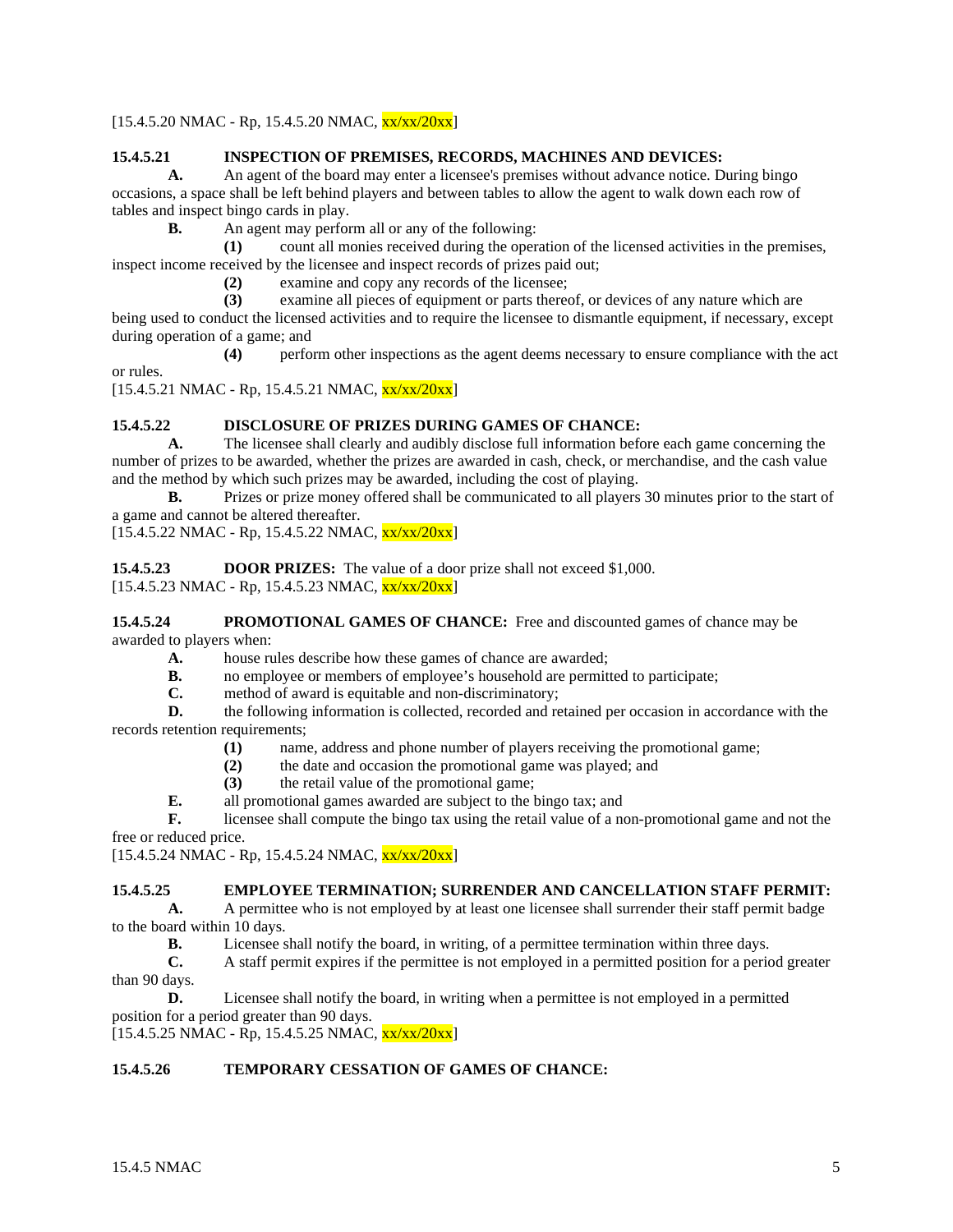[15.4.5.20 NMAC - Rp, 15.4.5.20 NMAC, xx/xx/20xx]

**15.4.5.21 INSPECTION OF PREMISES, RECORDS, MACHINES AND DEVICES:**

**A.** An agent of the board may enter a licensee's premises without advance notice. During bingo occasions, a space shall be left behind players and between tables to allow the agent to walk down each row of tables and inspect bingo cards in play.

**B.** An agent may perform all or any of the following:

**(1)** count all monies received during the operation of the licensed activities in the premises, inspect income received by the licensee and inspect records of prizes paid out;

**(2)** examine and copy any records of the licensee;

**(3)** examine all pieces of equipment or parts thereof, or devices of any nature which are being used to conduct the licensed activities and to require the licensee to dismantle equipment, if necessary, except during operation of a game; and

**(4)** perform other inspections as the agent deems necessary to ensure compliance with the act or rules.

[15.4.5.21 NMAC - Rp, 15.4.5.21 NMAC, xx/xx/20xx]

**15.4.5.22 DISCLOSURE OF PRIZES DURING GAMES OF CHANCE:**

**A.** The licensee shall clearly and audibly disclose full information before each game concerning the number of prizes to be awarded, whether the prizes are awarded in cash, check, or merchandise, and the cash value and the method by which such prizes may be awarded, including the cost of playing.

**B.** Prizes or prize money offered shall be communicated to all players 30 minutes prior to the start of a game and cannot be altered thereafter.

[15.4.5.22 NMAC - Rp, 15.4.5.22 NMAC, xx/xx/20xx]

**15.4.5.23 DOOR PRIZES:** The value of a door prize shall not exceed $1,000.

[15.4.5.23 NMAC - Rp, 15.4.5.23 NMAC, xx/xx/20xx]

**15.4.5.24 PROMOTIONAL GAMES OF CHANCE:** Free and discounted games of chance may be awarded to players when:

**A.** house rules describe how these games of chance are awarded;

**B.** no employee or members of employee's household are permitted to participate;

**C.** method of award is equitable and non-discriminatory;

**D.** the following information is collected, recorded and retained per occasion in accordance with the records retention requirements;

**(1)** name, address and phone number of players receiving the promotional game;

**(2)** the date and occasion the promotional game was played; and

**(3)** the retail value of the promotional game;

**E.** all promotional games awarded are subject to the bingo tax; and

**F.** licensee shall compute the bingo tax using the retail value of a non-promotional game and not the free or reduced price.

[15.4.5.24 NMAC - Rp, 15.4.5.24 NMAC, xx/xx/20xx]

**15.4.5.25 EMPLOYEE TERMINATION; SURRENDER AND CANCELLATION STAFF PERMIT:**

**A.** A permittee who is not employed by at least one licensee shall surrender their staff permit badge to the board within 10 days.

**B.** Licensee shall notify the board, in writing, of a permittee termination within three days.

**C.** A staff permit expires if the permittee is not employed in a permitted position for a period greater than 90 days.

**D.** Licensee shall notify the board, in writing when a permittee is not employed in a permitted position for a period greater than 90 days.

[15.4.5.25 NMAC - Rp, 15.4.5.25 NMAC, xx/xx/20xx]

**15.4.5.26 TEMPORARY CESSATION OF GAMES OF CHANCE:**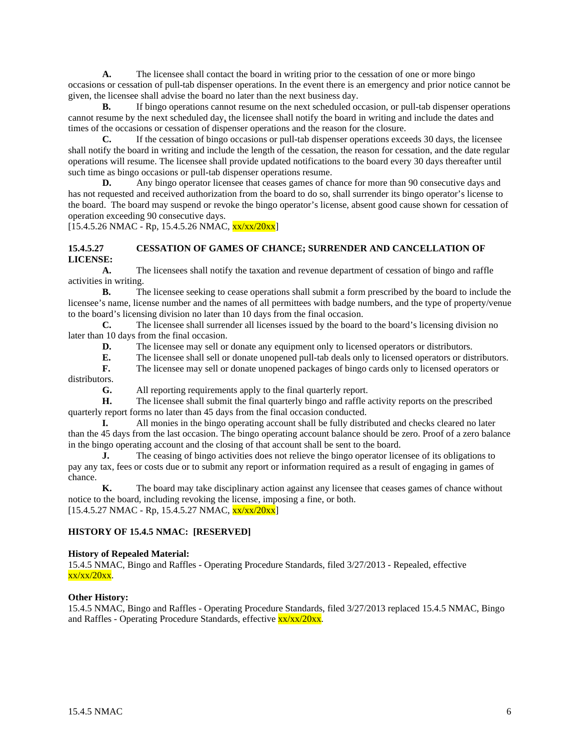**A.** The licensee shall contact the board in writing prior to the cessation of one or more bingo occasions or cessation of pull-tab dispenser operations. In the event there is an emergency and prior notice cannot be given, the licensee shall advise the board no later than the next business day.

**B.** If bingo operations cannot resume on the next scheduled occasion, or pull-tab dispenser operations cannot resume by the next scheduled day, the licensee shall notify the board in writing and include the dates and times of the occasions or cessation of dispenser operations and the reason for the closure.

**C.** If the cessation of bingo occasions or pull-tab dispenser operations exceeds 30 days, the licensee shall notify the board in writing and include the length of the cessation, the reason for cessation, and the date regular operations will resume. The licensee shall provide updated notifications to the board every 30 days thereafter until such time as bingo occasions or pull-tab dispenser operations resume.

**D.** Any bingo operator licensee that ceases games of chance for more than 90 consecutive days and has not requested and received authorization from the board to do so, shall surrender its bingo operator's license to the board. The board may suspend or revoke the bingo operator's license, absent good cause shown for cessation of operation exceeding 90 consecutive days.

[15.4.5.26 NMAC - Rp, 15.4.5.26 NMAC, xx/xx/20xx]

**15.4.5.27 CESSATION OF GAMES OF CHANCE; SURRENDER AND CANCELLATION OF LICENSE:**

**A.** The licensees shall notify the taxation and revenue department of cessation of bingo and raffle activities in writing.

**B.** The licensee seeking to cease operations shall submit a form prescribed by the board to include the licensee's name, license number and the names of all permittees with badge numbers, and the type of property/venue to the board's licensing division no later than 10 days from the final occasion.

**C.** The licensee shall surrender all licenses issued by the board to the board's licensing division no later than 10 days from the final occasion.

**D.** The licensee may sell or donate any equipment only to licensed operators or distributors.

**E.** The licensee shall sell or donate unopened pull-tab deals only to licensed operators or distributors.

**F.** The licensee may sell or donate unopened packages of bingo cards only to licensed operators or distributors.

**G.** All reporting requirements apply to the final quarterly report.

**H.** The licensee shall submit the final quarterly bingo and raffle activity reports on the prescribed quarterly report forms no later than 45 days from the final occasion conducted.

**I.** All monies in the bingo operating account shall be fully distributed and checks cleared no later than the 45 days from the last occasion. The bingo operating account balance should be zero. Proof of a zero balance in the bingo operating account and the closing of that account shall be sent to the board.

**J.** The ceasing of bingo activities does not relieve the bingo operator licensee of its obligations to pay any tax, fees or costs due or to submit any report or information required as a result of engaging in games of chance.

**K.** The board may take disciplinary action against any licensee that ceases games of chance without notice to the board, including revoking the license, imposing a fine, or both.

[15.4.5.27 NMAC - Rp, 15.4.5.27 NMAC, xx/xx/20xx]

**HISTORY OF 15.4.5 NMAC: [RESERVED]**

**History of Repealed Material:**

15.4.5 NMAC, Bingo and Raffles - Operating Procedure Standards, filed 3/27/2013 - Repealed, effective xx/xx/20xx.

**Other History:**

15.4.5 NMAC, Bingo and Raffles - Operating Procedure Standards, filed 3/27/2013 replaced 15.4.5 NMAC, Bingo and Raffles - Operating Procedure Standards, effective xx/xx/20xx.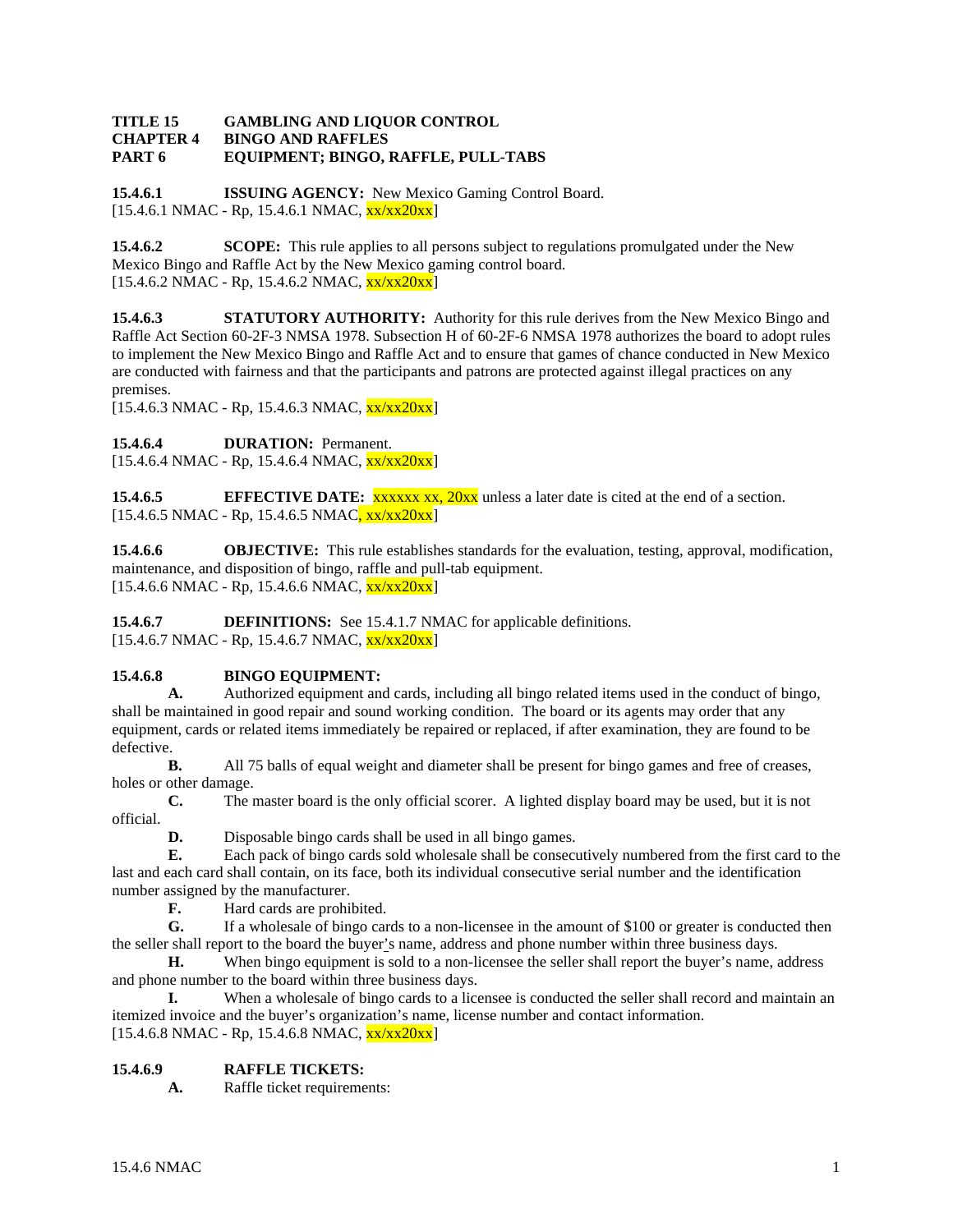**TITLE 15 GAMBLING AND LIQUOR CONTROL**
**CHAPTER 4 BINGO AND RAFFLES**
**PART 6 EQUIPMENT; BINGO, RAFFLE, PULL-TABS**

**15.4.6.1 ISSUING AGENCY:** New Mexico Gaming Control Board.
[15.4.6.1 NMAC - Rp, 15.4.6.1 NMAC, xx/xx20xx]

**15.4.6.2 SCOPE:** This rule applies to all persons subject to regulations promulgated under the New Mexico Bingo and Raffle Act by the New Mexico gaming control board.
[15.4.6.2 NMAC - Rp, 15.4.6.2 NMAC, xx/xx20xx]

**15.4.6.3 STATUTORY AUTHORITY:** Authority for this rule derives from the New Mexico Bingo and Raffle Act Section 60-2F-3 NMSA 1978. Subsection H of 60-2F-6 NMSA 1978 authorizes the board to adopt rules to implement the New Mexico Bingo and Raffle Act and to ensure that games of chance conducted in New Mexico are conducted with fairness and that the participants and patrons are protected against illegal practices on any premises.
[15.4.6.3 NMAC - Rp, 15.4.6.3 NMAC, xx/xx20xx]

**15.4.6.4 DURATION:** Permanent.
[15.4.6.4 NMAC - Rp, 15.4.6.4 NMAC, xx/xx20xx]

**15.4.6.5 EFFECTIVE DATE:** xxxxxx xx, 20xx unless a later date is cited at the end of a section.
[15.4.6.5 NMAC - Rp, 15.4.6.5 NMAC, xx/xx20xx]

**15.4.6.6 OBJECTIVE:** This rule establishes standards for the evaluation, testing, approval, modification, maintenance, and disposition of bingo, raffle and pull-tab equipment.
[15.4.6.6 NMAC - Rp, 15.4.6.6 NMAC, xx/xx20xx]

**15.4.6.7 DEFINITIONS:** See 15.4.1.7 NMAC for applicable definitions.
[15.4.6.7 NMAC - Rp, 15.4.6.7 NMAC, xx/xx20xx]

**15.4.6.8 BINGO EQUIPMENT:**

**A.** Authorized equipment and cards, including all bingo related items used in the conduct of bingo, shall be maintained in good repair and sound working condition. The board or its agents may order that any equipment, cards or related items immediately be repaired or replaced, if after examination, they are found to be defective.

**B.** All 75 balls of equal weight and diameter shall be present for bingo games and free of creases, holes or other damage.

**C.** The master board is the only official scorer. A lighted display board may be used, but it is not official.

**D.** Disposable bingo cards shall be used in all bingo games.

**E.** Each pack of bingo cards sold wholesale shall be consecutively numbered from the first card to the last and each card shall contain, on its face, both its individual consecutive serial number and the identification number assigned by the manufacturer.

**F.** Hard cards are prohibited.

**G.** If a wholesale of bingo cards to a non-licensee in the amount of $100 or greater is conducted then the seller shall report to the board the buyer's name, address and phone number within three business days.

**H.** When bingo equipment is sold to a non-licensee the seller shall report the buyer's name, address and phone number to the board within three business days.

**I.** When a wholesale of bingo cards to a licensee is conducted the seller shall record and maintain an itemized invoice and the buyer's organization's name, license number and contact information.
[15.4.6.8 NMAC - Rp, 15.4.6.8 NMAC, xx/xx20xx]

**15.4.6.9 RAFFLE TICKETS:**

**A.** Raffle ticket requirements: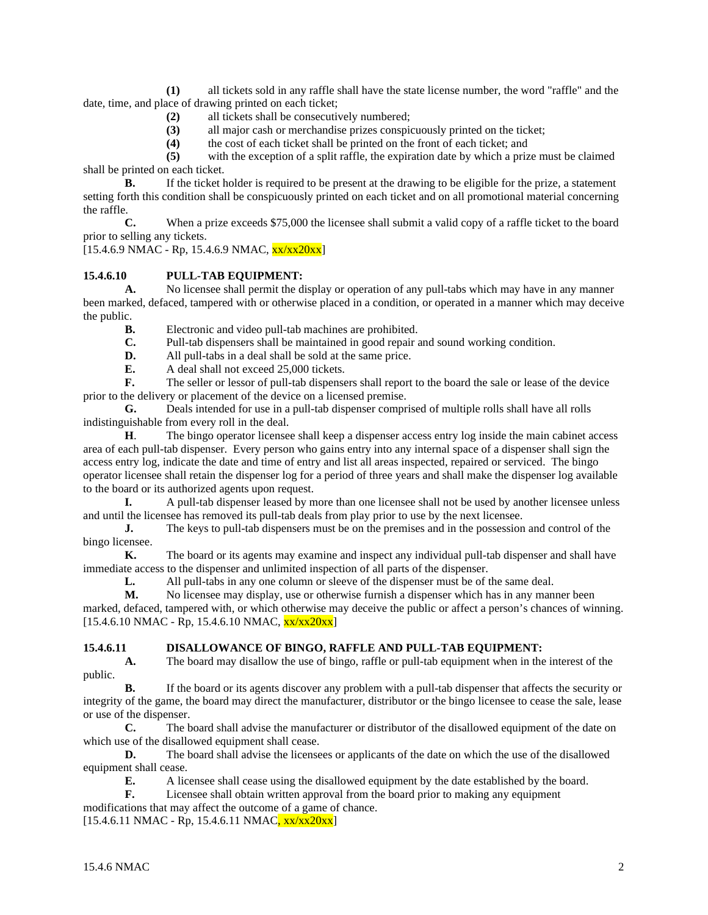**(1)** all tickets sold in any raffle shall have the state license number, the word "raffle" and the date, time, and place of drawing printed on each ticket;

**(2)** all tickets shall be consecutively numbered;

**(3)** all major cash or merchandise prizes conspicuously printed on the ticket;

**(4)** the cost of each ticket shall be printed on the front of each ticket; and

**(5)** with the exception of a split raffle, the expiration date by which a prize must be claimed shall be printed on each ticket.

**B.** If the ticket holder is required to be present at the drawing to be eligible for the prize, a statement setting forth this condition shall be conspicuously printed on each ticket and on all promotional material concerning the raffle.

**C.** When a prize exceeds $75,000 the licensee shall submit a valid copy of a raffle ticket to the board prior to selling any tickets.

[15.4.6.9 NMAC - Rp, 15.4.6.9 NMAC, xx/xx20xx]

**15.4.6.10 PULL-TAB EQUIPMENT:**

**A.** No licensee shall permit the display or operation of any pull-tabs which may have in any manner been marked, defaced, tampered with or otherwise placed in a condition, or operated in a manner which may deceive the public.

**B.** Electronic and video pull-tab machines are prohibited.

**C.** Pull-tab dispensers shall be maintained in good repair and sound working condition.

**D.** All pull-tabs in a deal shall be sold at the same price.

**E.** A deal shall not exceed 25,000 tickets.

**F.** The seller or lessor of pull-tab dispensers shall report to the board the sale or lease of the device prior to the delivery or placement of the device on a licensed premise.

**G.** Deals intended for use in a pull-tab dispenser comprised of multiple rolls shall have all rolls indistinguishable from every roll in the deal.

**H**. The bingo operator licensee shall keep a dispenser access entry log inside the main cabinet access area of each pull-tab dispenser. Every person who gains entry into any internal space of a dispenser shall sign the access entry log, indicate the date and time of entry and list all areas inspected, repaired or serviced. The bingo operator licensee shall retain the dispenser log for a period of three years and shall make the dispenser log available to the board or its authorized agents upon request.

**I.** A pull-tab dispenser leased by more than one licensee shall not be used by another licensee unless and until the licensee has removed its pull-tab deals from play prior to use by the next licensee.

**J.** The keys to pull-tab dispensers must be on the premises and in the possession and control of the bingo licensee.

**K.** The board or its agents may examine and inspect any individual pull-tab dispenser and shall have immediate access to the dispenser and unlimited inspection of all parts of the dispenser.

**L.** All pull-tabs in any one column or sleeve of the dispenser must be of the same deal.

**M.** No licensee may display, use or otherwise furnish a dispenser which has in any manner been marked, defaced, tampered with, or which otherwise may deceive the public or affect a person's chances of winning.

[15.4.6.10 NMAC - Rp, 15.4.6.10 NMAC, xx/xx20xx]

**15.4.6.11 DISALLOWANCE OF BINGO, RAFFLE AND PULL-TAB EQUIPMENT:**

**A.** The board may disallow the use of bingo, raffle or pull-tab equipment when in the interest of the public.

**B.** If the board or its agents discover any problem with a pull-tab dispenser that affects the security or integrity of the game, the board may direct the manufacturer, distributor or the bingo licensee to cease the sale, lease or use of the dispenser.

**C.** The board shall advise the manufacturer or distributor of the disallowed equipment of the date on which use of the disallowed equipment shall cease.

**D.** The board shall advise the licensees or applicants of the date on which the use of the disallowed equipment shall cease.

**E.** A licensee shall cease using the disallowed equipment by the date established by the board.

**F.** Licensee shall obtain written approval from the board prior to making any equipment modifications that may affect the outcome of a game of chance.

[15.4.6.11 NMAC - Rp, 15.4.6.11 NMAC, xx/xx20xx]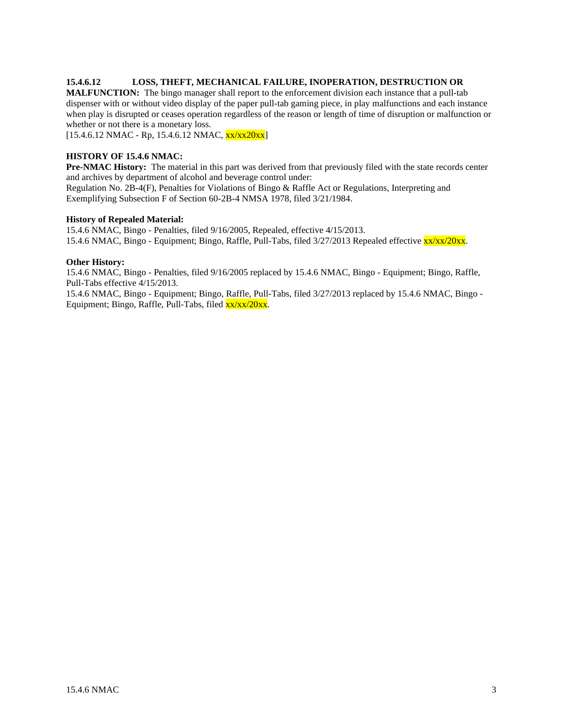**15.4.6.12 LOSS, THEFT, MECHANICAL FAILURE, INOPERATION, DESTRUCTION OR MALFUNCTION:** The bingo manager shall report to the enforcement division each instance that a pull-tab dispenser with or without video display of the paper pull-tab gaming piece, in play malfunctions and each instance when play is disrupted or ceases operation regardless of the reason or length of time of disruption or malfunction or whether or not there is a monetary loss.
[15.4.6.12 NMAC - Rp, 15.4.6.12 NMAC, xx/xx20xx]

**HISTORY OF 15.4.6 NMAC:**
**Pre-NMAC History:** The material in this part was derived from that previously filed with the state records center and archives by department of alcohol and beverage control under:
Regulation No. 2B-4(F), Penalties for Violations of Bingo & Raffle Act or Regulations, Interpreting and Exemplifying Subsection F of Section 60-2B-4 NMSA 1978, filed 3/21/1984.

**History of Repealed Material:**
15.4.6 NMAC, Bingo - Penalties, filed 9/16/2005, Repealed, effective 4/15/2013.
15.4.6 NMAC, Bingo - Equipment; Bingo, Raffle, Pull-Tabs, filed 3/27/2013 Repealed effective xx/xx/20xx.

**Other History:**
15.4.6 NMAC, Bingo - Penalties, filed 9/16/2005 replaced by 15.4.6 NMAC, Bingo - Equipment; Bingo, Raffle, Pull-Tabs effective 4/15/2013.
15.4.6 NMAC, Bingo - Equipment; Bingo, Raffle, Pull-Tabs, filed 3/27/2013 replaced by 15.4.6 NMAC, Bingo - Equipment; Bingo, Raffle, Pull-Tabs, filed xx/xx/20xx.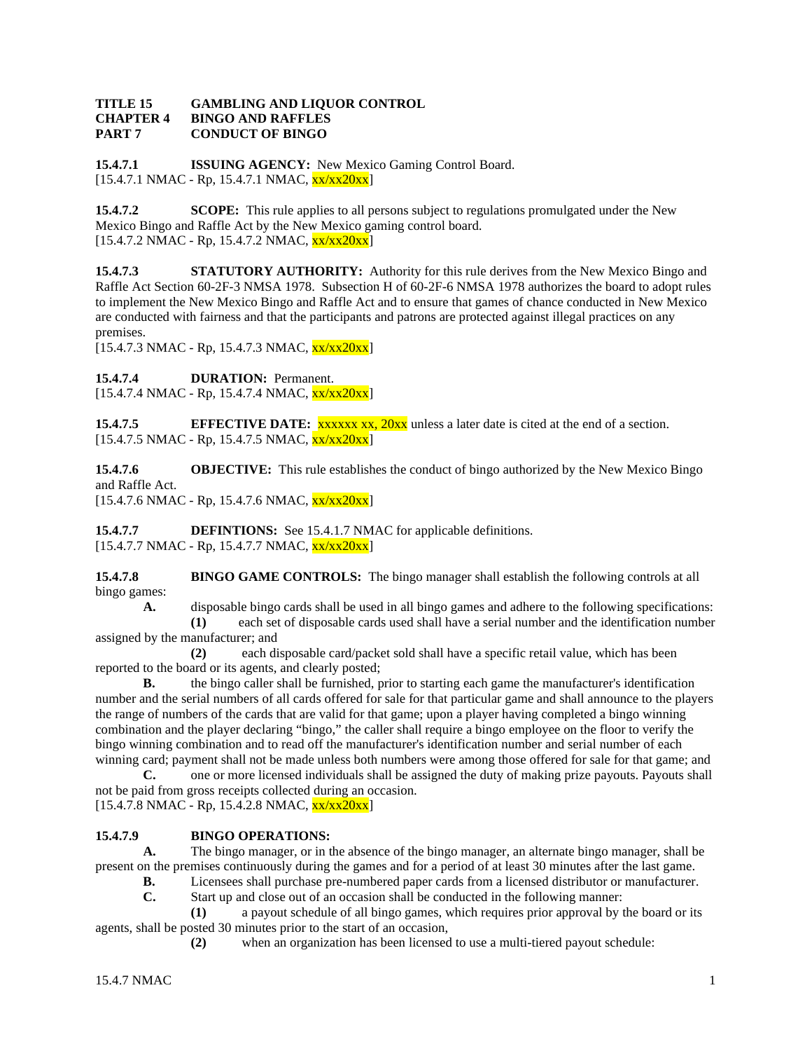**TITLE 15 GAMBLING AND LIQUOR CONTROL**
**CHAPTER 4 BINGO AND RAFFLES**
**PART 7 CONDUCT OF BINGO**

**15.4.7.1 ISSUING AGENCY:** New Mexico Gaming Control Board.
[15.4.7.1 NMAC - Rp, 15.4.7.1 NMAC, xx/xx20xx]

**15.4.7.2 SCOPE:** This rule applies to all persons subject to regulations promulgated under the New Mexico Bingo and Raffle Act by the New Mexico gaming control board.
[15.4.7.2 NMAC - Rp, 15.4.7.2 NMAC, xx/xx20xx]

**15.4.7.3 STATUTORY AUTHORITY:** Authority for this rule derives from the New Mexico Bingo and Raffle Act Section 60-2F-3 NMSA 1978. Subsection H of 60-2F-6 NMSA 1978 authorizes the board to adopt rules to implement the New Mexico Bingo and Raffle Act and to ensure that games of chance conducted in New Mexico are conducted with fairness and that the participants and patrons are protected against illegal practices on any premises.
[15.4.7.3 NMAC - Rp, 15.4.7.3 NMAC, xx/xx20xx]

**15.4.7.4 DURATION:** Permanent.
[15.4.7.4 NMAC - Rp, 15.4.7.4 NMAC, xx/xx20xx]

**15.4.7.5 EFFECTIVE DATE:** xxxxxx xx, 20xx unless a later date is cited at the end of a section.
[15.4.7.5 NMAC - Rp, 15.4.7.5 NMAC, xx/xx20xx]

**15.4.7.6 OBJECTIVE:** This rule establishes the conduct of bingo authorized by the New Mexico Bingo and Raffle Act.
[15.4.7.6 NMAC - Rp, 15.4.7.6 NMAC, xx/xx20xx]

**15.4.7.7 DEFINTIONS:** See 15.4.1.7 NMAC for applicable definitions.
[15.4.7.7 NMAC - Rp, 15.4.7.7 NMAC, xx/xx20xx]

**15.4.7.8 BINGO GAME CONTROLS:** The bingo manager shall establish the following controls at all bingo games:

**A.** disposable bingo cards shall be used in all bingo games and adhere to the following specifications:

**(1)** each set of disposable cards used shall have a serial number and the identification number assigned by the manufacturer; and

**(2)** each disposable card/packet sold shall have a specific retail value, which has been reported to the board or its agents, and clearly posted;

**B.** the bingo caller shall be furnished, prior to starting each game the manufacturer's identification number and the serial numbers of all cards offered for sale for that particular game and shall announce to the players the range of numbers of the cards that are valid for that game; upon a player having completed a bingo winning combination and the player declaring "bingo," the caller shall require a bingo employee on the floor to verify the bingo winning combination and to read off the manufacturer's identification number and serial number of each winning card; payment shall not be made unless both numbers were among those offered for sale for that game; and

**C.** one or more licensed individuals shall be assigned the duty of making prize payouts. Payouts shall not be paid from gross receipts collected during an occasion.
[15.4.7.8 NMAC - Rp, 15.4.2.8 NMAC, xx/xx20xx]

**15.4.7.9 BINGO OPERATIONS:**

**A.** The bingo manager, or in the absence of the bingo manager, an alternate bingo manager, shall be present on the premises continuously during the games and for a period of at least 30 minutes after the last game.

**B.** Licensees shall purchase pre-numbered paper cards from a licensed distributor or manufacturer.

**C.** Start up and close out of an occasion shall be conducted in the following manner:

**(1)** a payout schedule of all bingo games, which requires prior approval by the board or its agents, shall be posted 30 minutes prior to the start of an occasion,

**(2)** when an organization has been licensed to use a multi-tiered payout schedule: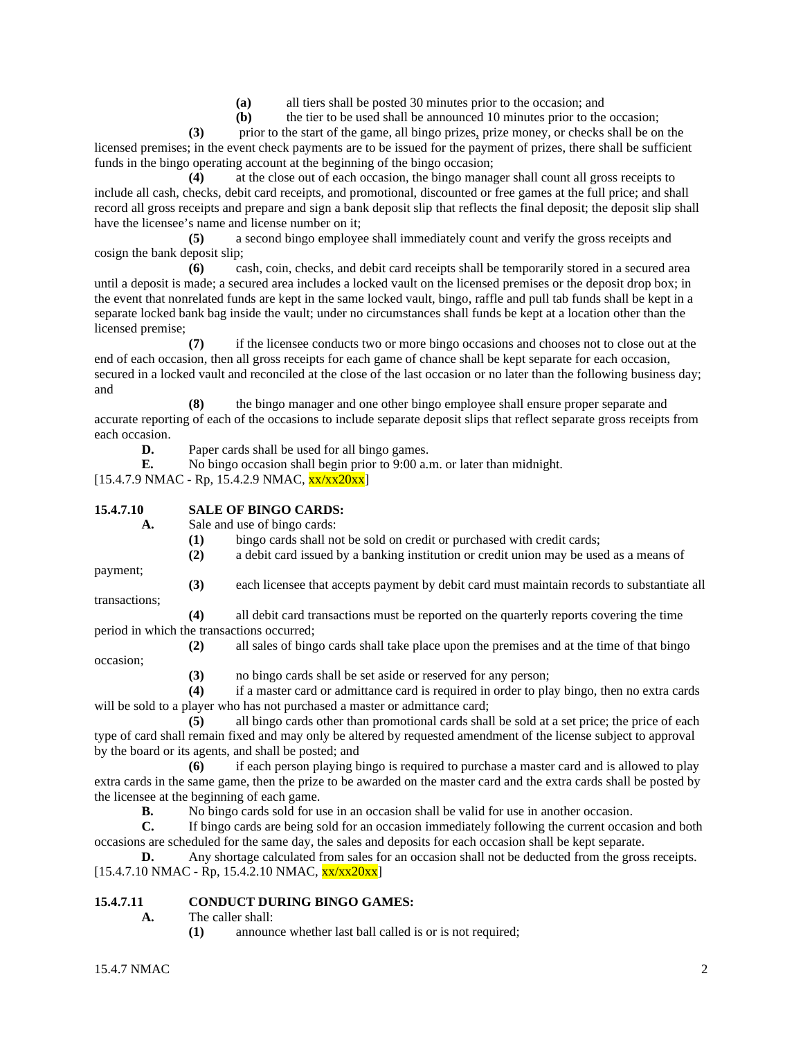**(a)** all tiers shall be posted 30 minutes prior to the occasion; and

**(b)** the tier to be used shall be announced 10 minutes prior to the occasion;

**(3)** prior to the start of the game, all bingo prizes, prize money, or checks shall be on the licensed premises; in the event check payments are to be issued for the payment of prizes, there shall be sufficient funds in the bingo operating account at the beginning of the bingo occasion;

**(4)** at the close out of each occasion, the bingo manager shall count all gross receipts to include all cash, checks, debit card receipts, and promotional, discounted or free games at the full price; and shall record all gross receipts and prepare and sign a bank deposit slip that reflects the final deposit; the deposit slip shall have the licensee's name and license number on it;

**(5)** a second bingo employee shall immediately count and verify the gross receipts and cosign the bank deposit slip;

**(6)** cash, coin, checks, and debit card receipts shall be temporarily stored in a secured area until a deposit is made; a secured area includes a locked vault on the licensed premises or the deposit drop box; in the event that nonrelated funds are kept in the same locked vault, bingo, raffle and pull tab funds shall be kept in a separate locked bank bag inside the vault; under no circumstances shall funds be kept at a location other than the licensed premise;

**(7)** if the licensee conducts two or more bingo occasions and chooses not to close out at the end of each occasion, then all gross receipts for each game of chance shall be kept separate for each occasion, secured in a locked vault and reconciled at the close of the last occasion or no later than the following business day; and

**(8)** the bingo manager and one other bingo employee shall ensure proper separate and accurate reporting of each of the occasions to include separate deposit slips that reflect separate gross receipts from each occasion.

**D.** Paper cards shall be used for all bingo games.

**E.** No bingo occasion shall begin prior to 9:00 a.m. or later than midnight.

[15.4.7.9 NMAC - Rp, 15.4.2.9 NMAC, xx/xx20xx]

**15.4.7.10 SALE OF BINGO CARDS:**

**A.** Sale and use of bingo cards:

**(1)** bingo cards shall not be sold on credit or purchased with credit cards;

**(2)** a debit card issued by a banking institution or credit union may be used as a means of payment;

**(3)** each licensee that accepts payment by debit card must maintain records to substantiate all transactions;

**(4)** all debit card transactions must be reported on the quarterly reports covering the time period in which the transactions occurred;

**(2)** all sales of bingo cards shall take place upon the premises and at the time of that bingo occasion;

**(3)** no bingo cards shall be set aside or reserved for any person;

**(4)** if a master card or admittance card is required in order to play bingo, then no extra cards will be sold to a player who has not purchased a master or admittance card;

**(5)** all bingo cards other than promotional cards shall be sold at a set price; the price of each type of card shall remain fixed and may only be altered by requested amendment of the license subject to approval by the board or its agents, and shall be posted; and

**(6)** if each person playing bingo is required to purchase a master card and is allowed to play extra cards in the same game, then the prize to be awarded on the master card and the extra cards shall be posted by the licensee at the beginning of each game.

**B.** No bingo cards sold for use in an occasion shall be valid for use in another occasion.

**C.** If bingo cards are being sold for an occasion immediately following the current occasion and both occasions are scheduled for the same day, the sales and deposits for each occasion shall be kept separate.

**D.** Any shortage calculated from sales for an occasion shall not be deducted from the gross receipts.

[15.4.7.10 NMAC - Rp, 15.4.2.10 NMAC, xx/xx20xx]

**15.4.7.11 CONDUCT DURING BINGO GAMES:**

**A.** The caller shall:

**(1)** announce whether last ball called is or is not required;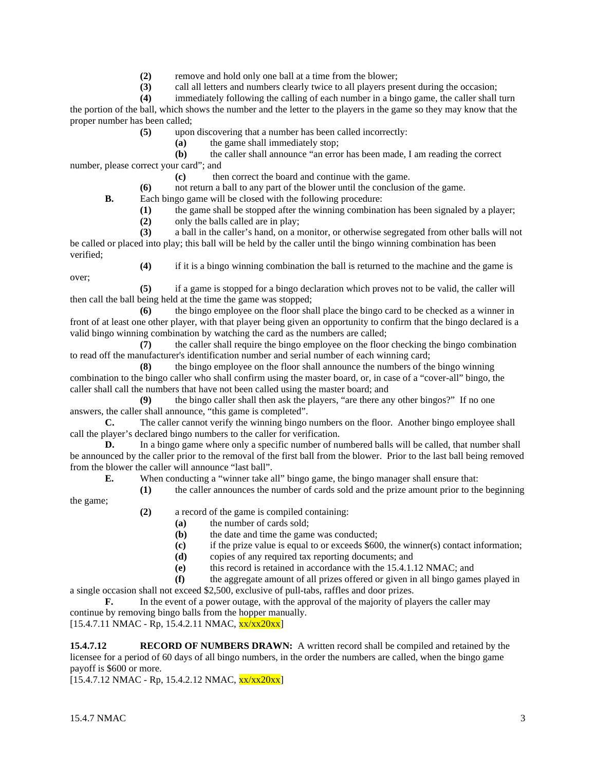**(2)** remove and hold only one ball at a time from the blower;

**(3)** call all letters and numbers clearly twice to all players present during the occasion;

**(4)** immediately following the calling of each number in a bingo game, the caller shall turn the portion of the ball, which shows the number and the letter to the players in the game so they may know that the proper number has been called;

**(5)** upon discovering that a number has been called incorrectly:

**(a)** the game shall immediately stop;

**(b)** the caller shall announce "an error has been made, I am reading the correct number, please correct your card"; and

**(c)** then correct the board and continue with the game.

**(6)** not return a ball to any part of the blower until the conclusion of the game.

**B.** Each bingo game will be closed with the following procedure:

**(1)** the game shall be stopped after the winning combination has been signaled by a player;

**(2)** only the balls called are in play;

**(3)** a ball in the caller's hand, on a monitor, or otherwise segregated from other balls will not be called or placed into play; this ball will be held by the caller until the bingo winning combination has been verified;

**(4)** if it is a bingo winning combination the ball is returned to the machine and the game is over;

**(5)** if a game is stopped for a bingo declaration which proves not to be valid, the caller will then call the ball being held at the time the game was stopped;

**(6)** the bingo employee on the floor shall place the bingo card to be checked as a winner in front of at least one other player, with that player being given an opportunity to confirm that the bingo declared is a valid bingo winning combination by watching the card as the numbers are called;

**(7)** the caller shall require the bingo employee on the floor checking the bingo combination to read off the manufacturer's identification number and serial number of each winning card;

**(8)** the bingo employee on the floor shall announce the numbers of the bingo winning combination to the bingo caller who shall confirm using the master board, or, in case of a "cover-all" bingo, the caller shall call the numbers that have not been called using the master board; and

**(9)** the bingo caller shall then ask the players, "are there any other bingos?" If no one answers, the caller shall announce, "this game is completed".

**C.** The caller cannot verify the winning bingo numbers on the floor. Another bingo employee shall call the player's declared bingo numbers to the caller for verification.

**D.** In a bingo game where only a specific number of numbered balls will be called, that number shall be announced by the caller prior to the removal of the first ball from the blower. Prior to the last ball being removed from the blower the caller will announce "last ball".

**E.** When conducting a "winner take all" bingo game, the bingo manager shall ensure that:

**(1)** the caller announces the number of cards sold and the prize amount prior to the beginning the game;

**(2)** a record of the game is compiled containing:

**(a)** the number of cards sold;

**(b)** the date and time the game was conducted;

**(c)** if the prize value is equal to or exceeds $600, the winner(s) contact information;

**(d)** copies of any required tax reporting documents; and

**(e)** this record is retained in accordance with the 15.4.1.12 NMAC; and

**(f)** the aggregate amount of all prizes offered or given in all bingo games played in a single occasion shall not exceed $2,500, exclusive of pull-tabs, raffles and door prizes.

**F.** In the event of a power outage, with the approval of the majority of players the caller may continue by removing bingo balls from the hopper manually.

[15.4.7.11 NMAC - Rp, 15.4.2.11 NMAC, xx/xx20xx]

**15.4.7.12 RECORD OF NUMBERS DRAWN:** A written record shall be compiled and retained by the licensee for a period of 60 days of all bingo numbers, in the order the numbers are called, when the bingo game payoff is $600 or more.

[15.4.7.12 NMAC - Rp, 15.4.2.12 NMAC, xx/xx20xx]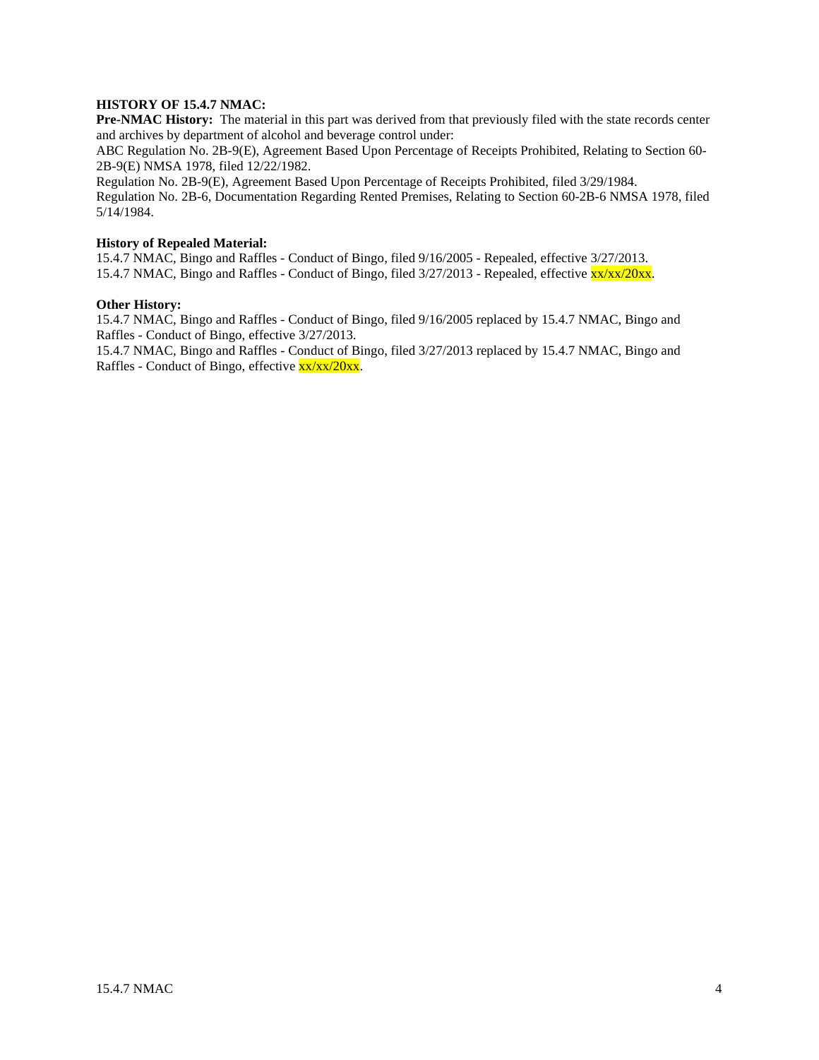**HISTORY OF 15.4.7 NMAC:**

**Pre-NMAC History:** The material in this part was derived from that previously filed with the state records center and archives by department of alcohol and beverage control under:

ABC Regulation No. 2B-9(E), Agreement Based Upon Percentage of Receipts Prohibited, Relating to Section 60-2B-9(E) NMSA 1978, filed 12/22/1982.

Regulation No. 2B-9(E), Agreement Based Upon Percentage of Receipts Prohibited, filed 3/29/1984.

Regulation No. 2B-6, Documentation Regarding Rented Premises, Relating to Section 60-2B-6 NMSA 1978, filed 5/14/1984.

**History of Repealed Material:**

15.4.7 NMAC, Bingo and Raffles - Conduct of Bingo, filed 9/16/2005 - Repealed, effective 3/27/2013.

15.4.7 NMAC, Bingo and Raffles - Conduct of Bingo, filed 3/27/2013 - Repealed, effective xx/xx/20xx.

**Other History:**

15.4.7 NMAC, Bingo and Raffles - Conduct of Bingo, filed 9/16/2005 replaced by 15.4.7 NMAC, Bingo and Raffles - Conduct of Bingo, effective 3/27/2013.

15.4.7 NMAC, Bingo and Raffles - Conduct of Bingo, filed 3/27/2013 replaced by 15.4.7 NMAC, Bingo and Raffles - Conduct of Bingo, effective xx/xx/20xx.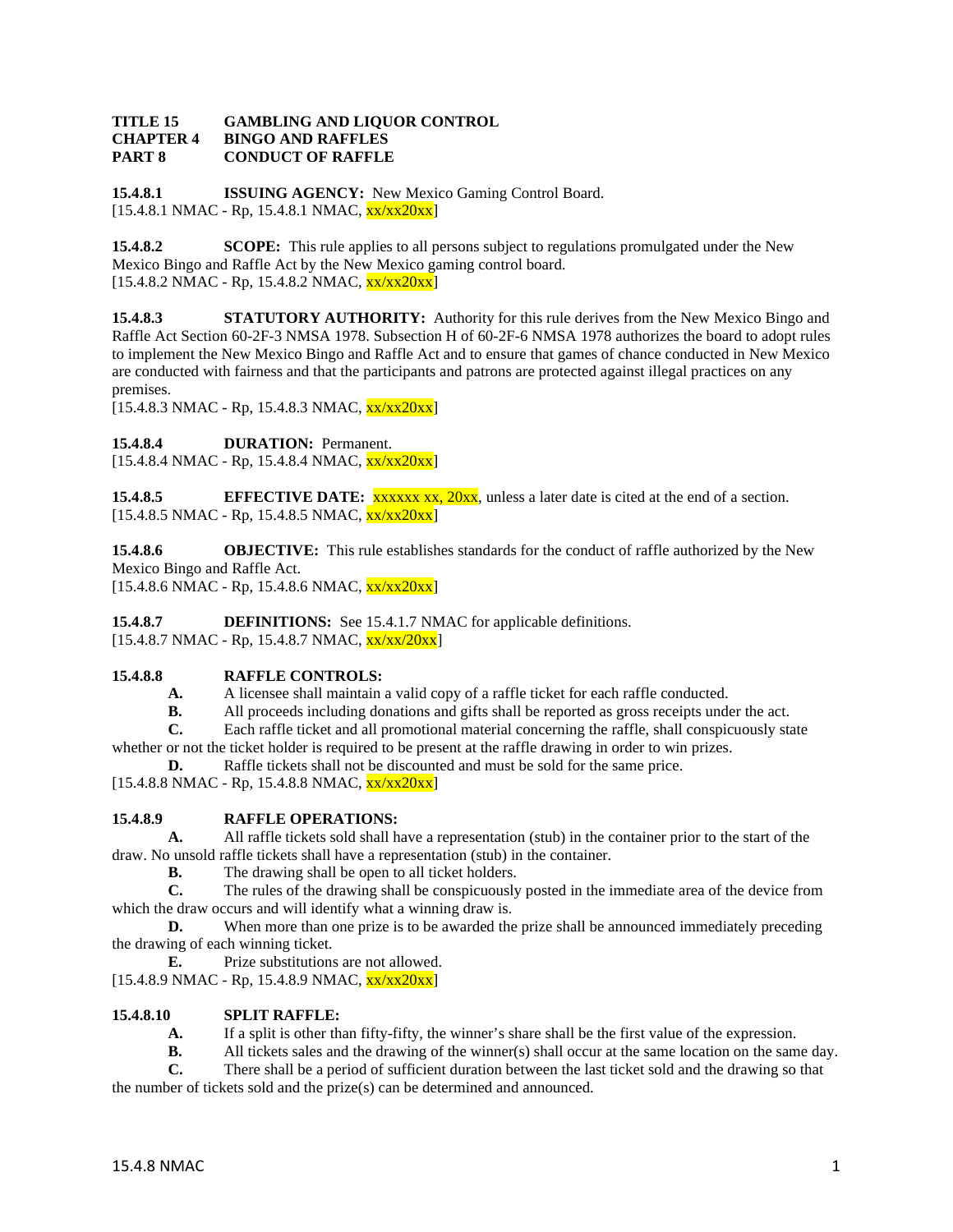**TITLE 15 GAMBLING AND LIQUOR CONTROL**
**CHAPTER 4 BINGO AND RAFFLES**
**PART 8 CONDUCT OF RAFFLE**

**15.4.8.1 ISSUING AGENCY:** New Mexico Gaming Control Board.
[15.4.8.1 NMAC - Rp, 15.4.8.1 NMAC, xx/xx20xx]

**15.4.8.2 SCOPE:** This rule applies to all persons subject to regulations promulgated under the New Mexico Bingo and Raffle Act by the New Mexico gaming control board.
[15.4.8.2 NMAC - Rp, 15.4.8.2 NMAC, xx/xx20xx]

**15.4.8.3 STATUTORY AUTHORITY:** Authority for this rule derives from the New Mexico Bingo and Raffle Act Section 60-2F-3 NMSA 1978. Subsection H of 60-2F-6 NMSA 1978 authorizes the board to adopt rules to implement the New Mexico Bingo and Raffle Act and to ensure that games of chance conducted in New Mexico are conducted with fairness and that the participants and patrons are protected against illegal practices on any premises.
[15.4.8.3 NMAC - Rp, 15.4.8.3 NMAC, xx/xx20xx]

**15.4.8.4 DURATION:** Permanent.
[15.4.8.4 NMAC - Rp, 15.4.8.4 NMAC, xx/xx20xx]

**15.4.8.5 EFFECTIVE DATE:** xxxxxx xx, 20xx, unless a later date is cited at the end of a section.
[15.4.8.5 NMAC - Rp, 15.4.8.5 NMAC, xx/xx20xx]

**15.4.8.6 OBJECTIVE:** This rule establishes standards for the conduct of raffle authorized by the New Mexico Bingo and Raffle Act.
[15.4.8.6 NMAC - Rp, 15.4.8.6 NMAC, xx/xx20xx]

**15.4.8.7 DEFINITIONS:** See 15.4.1.7 NMAC for applicable definitions.
[15.4.8.7 NMAC - Rp, 15.4.8.7 NMAC, xx/xx/20xx]

**15.4.8.8 RAFFLE CONTROLS:**

**A.** A licensee shall maintain a valid copy of a raffle ticket for each raffle conducted.

**B.** All proceeds including donations and gifts shall be reported as gross receipts under the act.

**C.** Each raffle ticket and all promotional material concerning the raffle, shall conspicuously state whether or not the ticket holder is required to be present at the raffle drawing in order to win prizes.

**D.** Raffle tickets shall not be discounted and must be sold for the same price.

[15.4.8.8 NMAC - Rp, 15.4.8.8 NMAC, xx/xx20xx]

**15.4.8.9 RAFFLE OPERATIONS:**

**A.** All raffle tickets sold shall have a representation (stub) in the container prior to the start of the draw. No unsold raffle tickets shall have a representation (stub) in the container.

**B.** The drawing shall be open to all ticket holders.

**C.** The rules of the drawing shall be conspicuously posted in the immediate area of the device from which the draw occurs and will identify what a winning draw is.

**D.** When more than one prize is to be awarded the prize shall be announced immediately preceding the drawing of each winning ticket.

**E.** Prize substitutions are not allowed.

[15.4.8.9 NMAC - Rp, 15.4.8.9 NMAC, xx/xx20xx]

**15.4.8.10 SPLIT RAFFLE:**

**A.** If a split is other than fifty-fifty, the winner's share shall be the first value of the expression.

**B.** All tickets sales and the drawing of the winner(s) shall occur at the same location on the same day.

**C.** There shall be a period of sufficient duration between the last ticket sold and the drawing so that the number of tickets sold and the prize(s) can be determined and announced.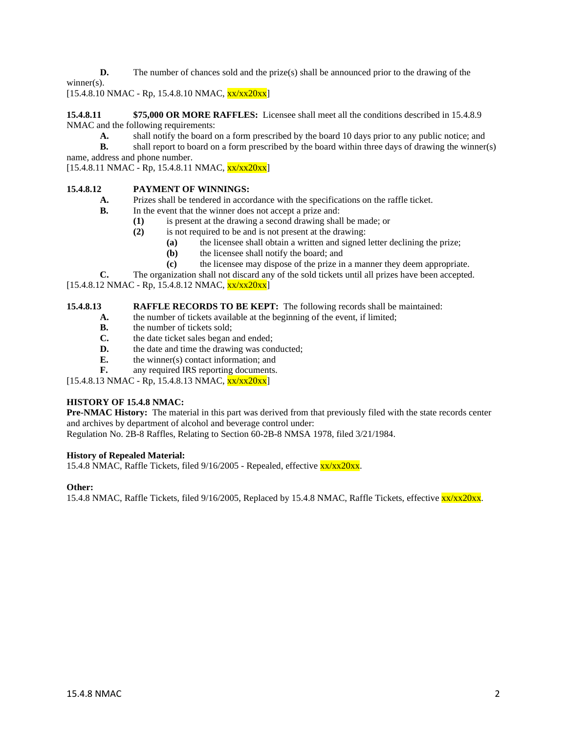**D.** The number of chances sold and the prize(s) shall be announced prior to the drawing of the winner(s).
[15.4.8.10 NMAC - Rp, 15.4.8.10 NMAC, xx/xx20xx]

**15.4.8.11 $75,000 OR MORE RAFFLES:** Licensee shall meet all the conditions described in 15.4.8.9 NMAC and the following requirements:

**A.** shall notify the board on a form prescribed by the board 10 days prior to any public notice; and

**B.** shall report to board on a form prescribed by the board within three days of drawing the winner(s) name, address and phone number.

[15.4.8.11 NMAC - Rp, 15.4.8.11 NMAC, xx/xx20xx]

**15.4.8.12 PAYMENT OF WINNINGS:**

**A.** Prizes shall be tendered in accordance with the specifications on the raffle ticket.

**B.** In the event that the winner does not accept a prize and:

**(1)** is present at the drawing a second drawing shall be made; or

**(2)** is not required to be and is not present at the drawing:

**(a)** the licensee shall obtain a written and signed letter declining the prize;

**(b)** the licensee shall notify the board; and

**(c)** the licensee may dispose of the prize in a manner they deem appropriate.

**C.** The organization shall not discard any of the sold tickets until all prizes have been accepted.

[15.4.8.12 NMAC - Rp, 15.4.8.12 NMAC, xx/xx20xx]

**15.4.8.13 RAFFLE RECORDS TO BE KEPT:** The following records shall be maintained:

**A.** the number of tickets available at the beginning of the event, if limited;

**B.** the number of tickets sold;

**C.** the date ticket sales began and ended;

**D.** the date and time the drawing was conducted;

**E.** the winner(s) contact information; and

**F.** any required IRS reporting documents.

[15.4.8.13 NMAC - Rp, 15.4.8.13 NMAC, xx/xx20xx]

**HISTORY OF 15.4.8 NMAC:**

**Pre-NMAC History:** The material in this part was derived from that previously filed with the state records center and archives by department of alcohol and beverage control under:
Regulation No. 2B-8 Raffles, Relating to Section 60-2B-8 NMSA 1978, filed 3/21/1984.

**History of Repealed Material:**
15.4.8 NMAC, Raffle Tickets, filed 9/16/2005 - Repealed, effective xx/xx20xx.

**Other:**
15.4.8 NMAC, Raffle Tickets, filed 9/16/2005, Replaced by 15.4.8 NMAC, Raffle Tickets, effective xx/xx20xx.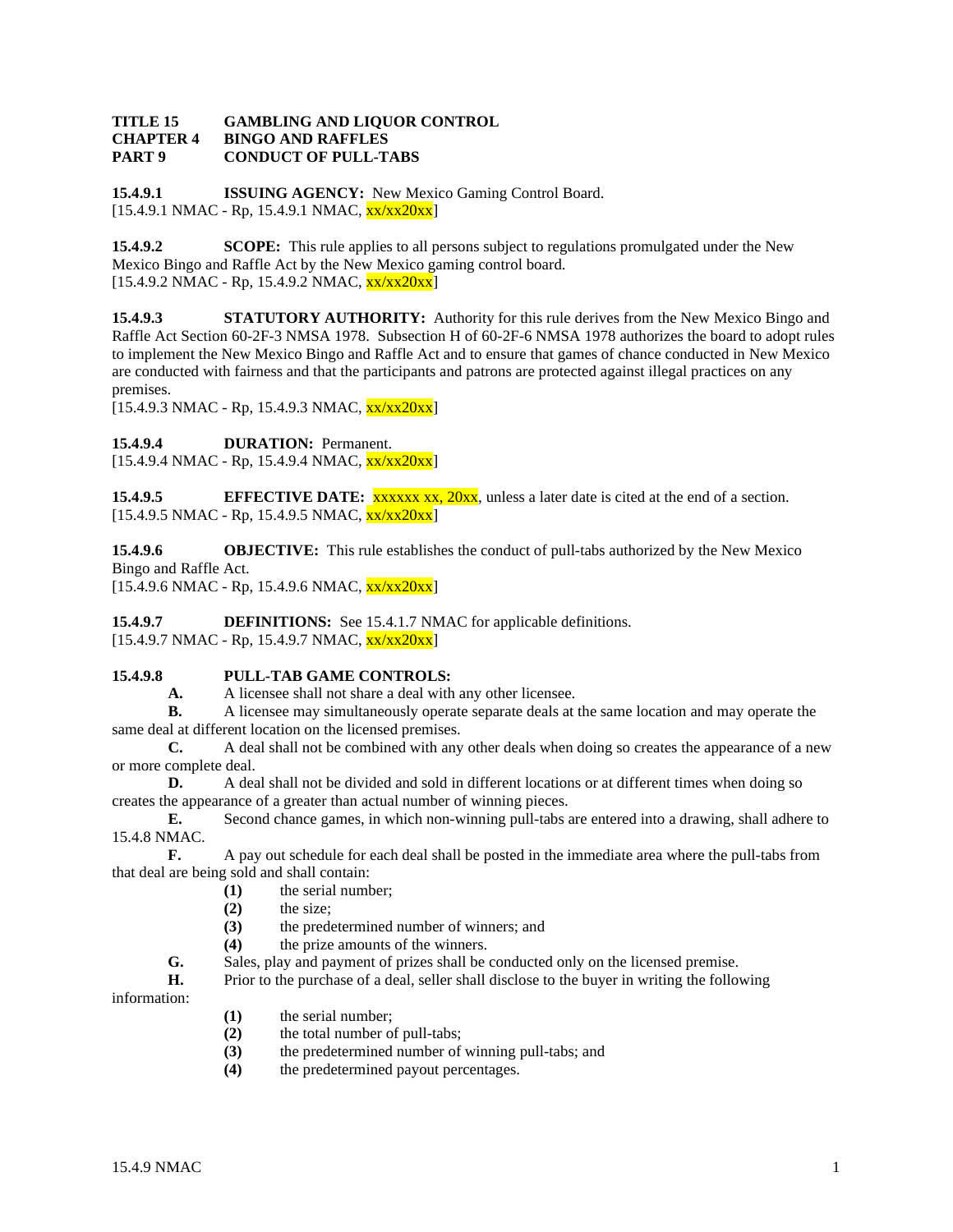**TITLE 15 GAMBLING AND LIQUOR CONTROL**
**CHAPTER 4 BINGO AND RAFFLES**
**PART 9 CONDUCT OF PULL-TABS**

**15.4.9.1 ISSUING AGENCY:** New Mexico Gaming Control Board.
[15.4.9.1 NMAC - Rp, 15.4.9.1 NMAC, xx/xx20xx]

**15.4.9.2 SCOPE:** This rule applies to all persons subject to regulations promulgated under the New Mexico Bingo and Raffle Act by the New Mexico gaming control board.
[15.4.9.2 NMAC - Rp, 15.4.9.2 NMAC, xx/xx20xx]

**15.4.9.3 STATUTORY AUTHORITY:** Authority for this rule derives from the New Mexico Bingo and Raffle Act Section 60-2F-3 NMSA 1978. Subsection H of 60-2F-6 NMSA 1978 authorizes the board to adopt rules to implement the New Mexico Bingo and Raffle Act and to ensure that games of chance conducted in New Mexico are conducted with fairness and that the participants and patrons are protected against illegal practices on any premises.
[15.4.9.3 NMAC - Rp, 15.4.9.3 NMAC, xx/xx20xx]

**15.4.9.4 DURATION:** Permanent.
[15.4.9.4 NMAC - Rp, 15.4.9.4 NMAC, xx/xx20xx]

**15.4.9.5 EFFECTIVE DATE:** xxxxxx xx, 20xx, unless a later date is cited at the end of a section.
[15.4.9.5 NMAC - Rp, 15.4.9.5 NMAC, xx/xx20xx]

**15.4.9.6 OBJECTIVE:** This rule establishes the conduct of pull-tabs authorized by the New Mexico Bingo and Raffle Act.
[15.4.9.6 NMAC - Rp, 15.4.9.6 NMAC, xx/xx20xx]

**15.4.9.7 DEFINITIONS:** See 15.4.1.7 NMAC for applicable definitions.
[15.4.9.7 NMAC - Rp, 15.4.9.7 NMAC, xx/xx20xx]

**15.4.9.8 PULL-TAB GAME CONTROLS:**

**A.** A licensee shall not share a deal with any other licensee.

**B.** A licensee may simultaneously operate separate deals at the same location and may operate the same deal at different location on the licensed premises.

**C.** A deal shall not be combined with any other deals when doing so creates the appearance of a new or more complete deal.

**D.** A deal shall not be divided and sold in different locations or at different times when doing so creates the appearance of a greater than actual number of winning pieces.

**E.** Second chance games, in which non-winning pull-tabs are entered into a drawing, shall adhere to 15.4.8 NMAC.

**F.** A pay out schedule for each deal shall be posted in the immediate area where the pull-tabs from that deal are being sold and shall contain:

- **(1)** the serial number;
- **(2)** the size;
- **(3)** the predetermined number of winners; and
- **(4)** the prize amounts of the winners.

**G.** Sales, play and payment of prizes shall be conducted only on the licensed premise.

**H.** Prior to the purchase of a deal, seller shall disclose to the buyer in writing the following information:

- **(1)** the serial number;
- **(2)** the total number of pull-tabs;
- **(3)** the predetermined number of winning pull-tabs; and
- **(4)** the predetermined payout percentages.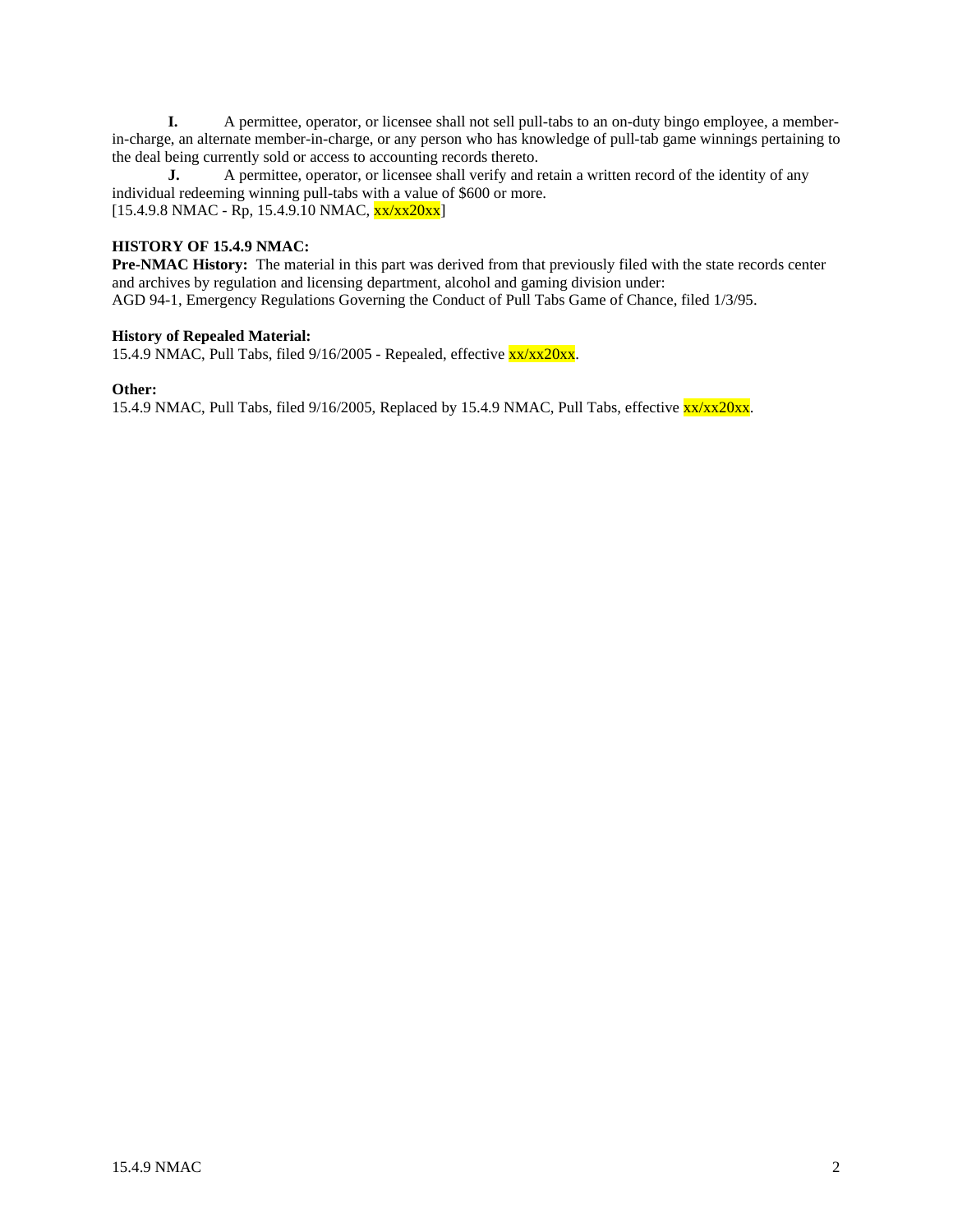**I.** A permittee, operator, or licensee shall not sell pull-tabs to an on-duty bingo employee, a member-in-charge, an alternate member-in-charge, or any person who has knowledge of pull-tab game winnings pertaining to the deal being currently sold or access to accounting records thereto.

**J.** A permittee, operator, or licensee shall verify and retain a written record of the identity of any individual redeeming winning pull-tabs with a value of $600 or more.

[15.4.9.8 NMAC - Rp, 15.4.9.10 NMAC, xx/xx20xx]

**HISTORY OF 15.4.9 NMAC:**

**Pre-NMAC History:** The material in this part was derived from that previously filed with the state records center and archives by regulation and licensing department, alcohol and gaming division under:
AGD 94-1, Emergency Regulations Governing the Conduct of Pull Tabs Game of Chance, filed 1/3/95.

**History of Repealed Material:**
15.4.9 NMAC, Pull Tabs, filed 9/16/2005 - Repealed, effective xx/xx20xx.

**Other:**
15.4.9 NMAC, Pull Tabs, filed 9/16/2005, Replaced by 15.4.9 NMAC, Pull Tabs, effective xx/xx20xx.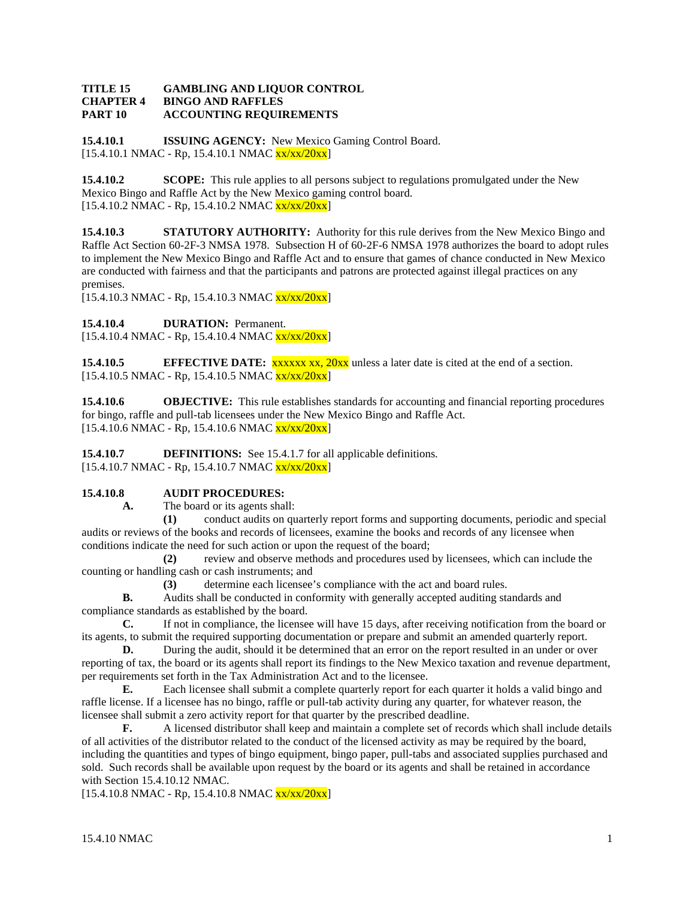**TITLE 15 GAMBLING AND LIQUOR CONTROL**
**CHAPTER 4 BINGO AND RAFFLES**
**PART 10 ACCOUNTING REQUIREMENTS**

**15.4.10.1 ISSUING AGENCY:** New Mexico Gaming Control Board.
[15.4.10.1 NMAC - Rp, 15.4.10.1 NMAC xx/xx/20xx]

**15.4.10.2 SCOPE:** This rule applies to all persons subject to regulations promulgated under the New Mexico Bingo and Raffle Act by the New Mexico gaming control board.
[15.4.10.2 NMAC - Rp, 15.4.10.2 NMAC xx/xx/20xx]

**15.4.10.3 STATUTORY AUTHORITY:** Authority for this rule derives from the New Mexico Bingo and Raffle Act Section 60-2F-3 NMSA 1978. Subsection H of 60-2F-6 NMSA 1978 authorizes the board to adopt rules to implement the New Mexico Bingo and Raffle Act and to ensure that games of chance conducted in New Mexico are conducted with fairness and that the participants and patrons are protected against illegal practices on any premises.
[15.4.10.3 NMAC - Rp, 15.4.10.3 NMAC xx/xx/20xx]

**15.4.10.4 DURATION:** Permanent.
[15.4.10.4 NMAC - Rp, 15.4.10.4 NMAC xx/xx/20xx]

**15.4.10.5 EFFECTIVE DATE:** xxxxxx xx, 20xx unless a later date is cited at the end of a section.
[15.4.10.5 NMAC - Rp, 15.4.10.5 NMAC xx/xx/20xx]

**15.4.10.6 OBJECTIVE:** This rule establishes standards for accounting and financial reporting procedures for bingo, raffle and pull-tab licensees under the New Mexico Bingo and Raffle Act.
[15.4.10.6 NMAC - Rp, 15.4.10.6 NMAC xx/xx/20xx]

**15.4.10.7 DEFINITIONS:** See 15.4.1.7 for all applicable definitions.
[15.4.10.7 NMAC - Rp, 15.4.10.7 NMAC xx/xx/20xx]

**15.4.10.8 AUDIT PROCEDURES:**

**A.** The board or its agents shall:

**(1)** conduct audits on quarterly report forms and supporting documents, periodic and special audits or reviews of the books and records of licensees, examine the books and records of any licensee when conditions indicate the need for such action or upon the request of the board;

**(2)** review and observe methods and procedures used by licensees, which can include the counting or handling cash or cash instruments; and

**(3)** determine each licensee's compliance with the act and board rules.

**B.** Audits shall be conducted in conformity with generally accepted auditing standards and compliance standards as established by the board.

**C.** If not in compliance, the licensee will have 15 days, after receiving notification from the board or its agents, to submit the required supporting documentation or prepare and submit an amended quarterly report.

**D.** During the audit, should it be determined that an error on the report resulted in an under or over reporting of tax, the board or its agents shall report its findings to the New Mexico taxation and revenue department, per requirements set forth in the Tax Administration Act and to the licensee.

**E.** Each licensee shall submit a complete quarterly report for each quarter it holds a valid bingo and raffle license. If a licensee has no bingo, raffle or pull-tab activity during any quarter, for whatever reason, the licensee shall submit a zero activity report for that quarter by the prescribed deadline.

**F.** A licensed distributor shall keep and maintain a complete set of records which shall include details of all activities of the distributor related to the conduct of the licensed activity as may be required by the board, including the quantities and types of bingo equipment, bingo paper, pull-tabs and associated supplies purchased and sold. Such records shall be available upon request by the board or its agents and shall be retained in accordance with Section 15.4.10.12 NMAC.
[15.4.10.8 NMAC - Rp, 15.4.10.8 NMAC xx/xx/20xx]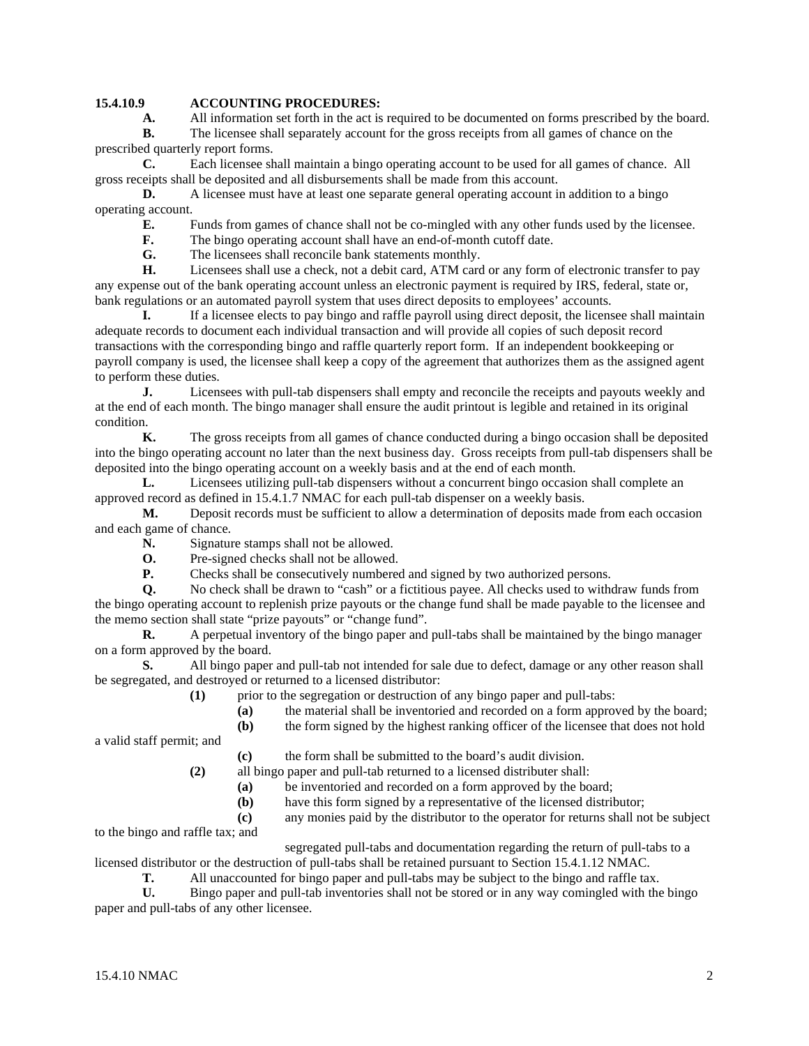**15.4.10.9 ACCOUNTING PROCEDURES:**

**A.** All information set forth in the act is required to be documented on forms prescribed by the board.

**B.** The licensee shall separately account for the gross receipts from all games of chance on the prescribed quarterly report forms.

**C.** Each licensee shall maintain a bingo operating account to be used for all games of chance. All gross receipts shall be deposited and all disbursements shall be made from this account.

**D.** A licensee must have at least one separate general operating account in addition to a bingo operating account.

**E.** Funds from games of chance shall not be co-mingled with any other funds used by the licensee.

**F.** The bingo operating account shall have an end-of-month cutoff date.

**G.** The licensees shall reconcile bank statements monthly.

**H.** Licensees shall use a check, not a debit card, ATM card or any form of electronic transfer to pay any expense out of the bank operating account unless an electronic payment is required by IRS, federal, state or, bank regulations or an automated payroll system that uses direct deposits to employees' accounts.

**I.** If a licensee elects to pay bingo and raffle payroll using direct deposit, the licensee shall maintain adequate records to document each individual transaction and will provide all copies of such deposit record transactions with the corresponding bingo and raffle quarterly report form. If an independent bookkeeping or payroll company is used, the licensee shall keep a copy of the agreement that authorizes them as the assigned agent to perform these duties.

**J.** Licensees with pull-tab dispensers shall empty and reconcile the receipts and payouts weekly and at the end of each month. The bingo manager shall ensure the audit printout is legible and retained in its original condition.

**K.** The gross receipts from all games of chance conducted during a bingo occasion shall be deposited into the bingo operating account no later than the next business day. Gross receipts from pull-tab dispensers shall be deposited into the bingo operating account on a weekly basis and at the end of each month.

**L.** Licensees utilizing pull-tab dispensers without a concurrent bingo occasion shall complete an approved record as defined in 15.4.1.7 NMAC for each pull-tab dispenser on a weekly basis.

**M.** Deposit records must be sufficient to allow a determination of deposits made from each occasion and each game of chance.

**N.** Signature stamps shall not be allowed.

**O.** Pre-signed checks shall not be allowed.

**P.** Checks shall be consecutively numbered and signed by two authorized persons.

**Q.** No check shall be drawn to "cash" or a fictitious payee. All checks used to withdraw funds from the bingo operating account to replenish prize payouts or the change fund shall be made payable to the licensee and the memo section shall state "prize payouts" or "change fund".

**R.** A perpetual inventory of the bingo paper and pull-tabs shall be maintained by the bingo manager on a form approved by the board.

**S.** All bingo paper and pull-tab not intended for sale due to defect, damage or any other reason shall be segregated, and destroyed or returned to a licensed distributor:

**(1)** prior to the segregation or destruction of any bingo paper and pull-tabs:

**(a)** the material shall be inventoried and recorded on a form approved by the board;

**(b)** the form signed by the highest ranking officer of the licensee that does not hold a valid staff permit; and

**(c)** the form shall be submitted to the board's audit division.

**(2)** all bingo paper and pull-tab returned to a licensed distributer shall:

**(a)** be inventoried and recorded on a form approved by the board;

**(b)** have this form signed by a representative of the licensed distributor;

**(c)** any monies paid by the distributor to the operator for returns shall not be subject to the bingo and raffle tax; and

segregated pull-tabs and documentation regarding the return of pull-tabs to a licensed distributor or the destruction of pull-tabs shall be retained pursuant to Section 15.4.1.12 NMAC.

**T.** All unaccounted for bingo paper and pull-tabs may be subject to the bingo and raffle tax.

**U.** Bingo paper and pull-tab inventories shall not be stored or in any way comingled with the bingo paper and pull-tabs of any other licensee.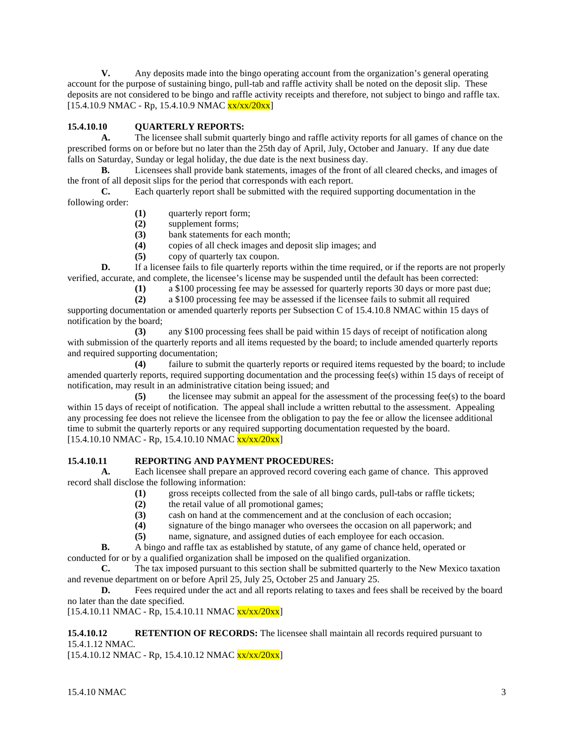**V.** Any deposits made into the bingo operating account from the organization's general operating account for the purpose of sustaining bingo, pull-tab and raffle activity shall be noted on the deposit slip. These deposits are not considered to be bingo and raffle activity receipts and therefore, not subject to bingo and raffle tax.
[15.4.10.9 NMAC - Rp, 15.4.10.9 NMAC xx/xx/20xx]

**15.4.10.10 QUARTERLY REPORTS:**

**A.** The licensee shall submit quarterly bingo and raffle activity reports for all games of chance on the prescribed forms on or before but no later than the 25th day of April, July, October and January. If any due date falls on Saturday, Sunday or legal holiday, the due date is the next business day.

**B.** Licensees shall provide bank statements, images of the front of all cleared checks, and images of the front of all deposit slips for the period that corresponds with each report.

**C.** Each quarterly report shall be submitted with the required supporting documentation in the following order:

**(1)** quarterly report form;
**(2)** supplement forms;
**(3)** bank statements for each month;
**(4)** copies of all check images and deposit slip images; and
**(5)** copy of quarterly tax coupon.

**D.** If a licensee fails to file quarterly reports within the time required, or if the reports are not properly verified, accurate, and complete, the licensee's license may be suspended until the default has been corrected:

**(1)** a $100 processing fee may be assessed for quarterly reports 30 days or more past due;

**(2)** a $100 processing fee may be assessed if the licensee fails to submit all required supporting documentation or amended quarterly reports per Subsection C of 15.4.10.8 NMAC within 15 days of notification by the board;

**(3)** any $100 processing fees shall be paid within 15 days of receipt of notification along with submission of the quarterly reports and all items requested by the board; to include amended quarterly reports and required supporting documentation;

**(4)** failure to submit the quarterly reports or required items requested by the board; to include amended quarterly reports, required supporting documentation and the processing fee(s) within 15 days of receipt of notification, may result in an administrative citation being issued; and

**(5)** the licensee may submit an appeal for the assessment of the processing fee(s) to the board within 15 days of receipt of notification. The appeal shall include a written rebuttal to the assessment. Appealing any processing fee does not relieve the licensee from the obligation to pay the fee or allow the licensee additional time to submit the quarterly reports or any required supporting documentation requested by the board.
[15.4.10.10 NMAC - Rp, 15.4.10.10 NMAC xx/xx/20xx]

**15.4.10.11 REPORTING AND PAYMENT PROCEDURES:**

**A.** Each licensee shall prepare an approved record covering each game of chance. This approved record shall disclose the following information:

**(1)** gross receipts collected from the sale of all bingo cards, pull-tabs or raffle tickets;
**(2)** the retail value of all promotional games;
**(3)** cash on hand at the commencement and at the conclusion of each occasion;
**(4)** signature of the bingo manager who oversees the occasion on all paperwork; and
**(5)** name, signature, and assigned duties of each employee for each occasion.

**B.** A bingo and raffle tax as established by statute, of any game of chance held, operated or conducted for or by a qualified organization shall be imposed on the qualified organization.

**C.** The tax imposed pursuant to this section shall be submitted quarterly to the New Mexico taxation and revenue department on or before April 25, July 25, October 25 and January 25.

**D.** Fees required under the act and all reports relating to taxes and fees shall be received by the board no later than the date specified.
[15.4.10.11 NMAC - Rp, 15.4.10.11 NMAC xx/xx/20xx]

**15.4.10.12 RETENTION OF RECORDS:** The licensee shall maintain all records required pursuant to 15.4.1.12 NMAC.
[15.4.10.12 NMAC - Rp, 15.4.10.12 NMAC xx/xx/20xx]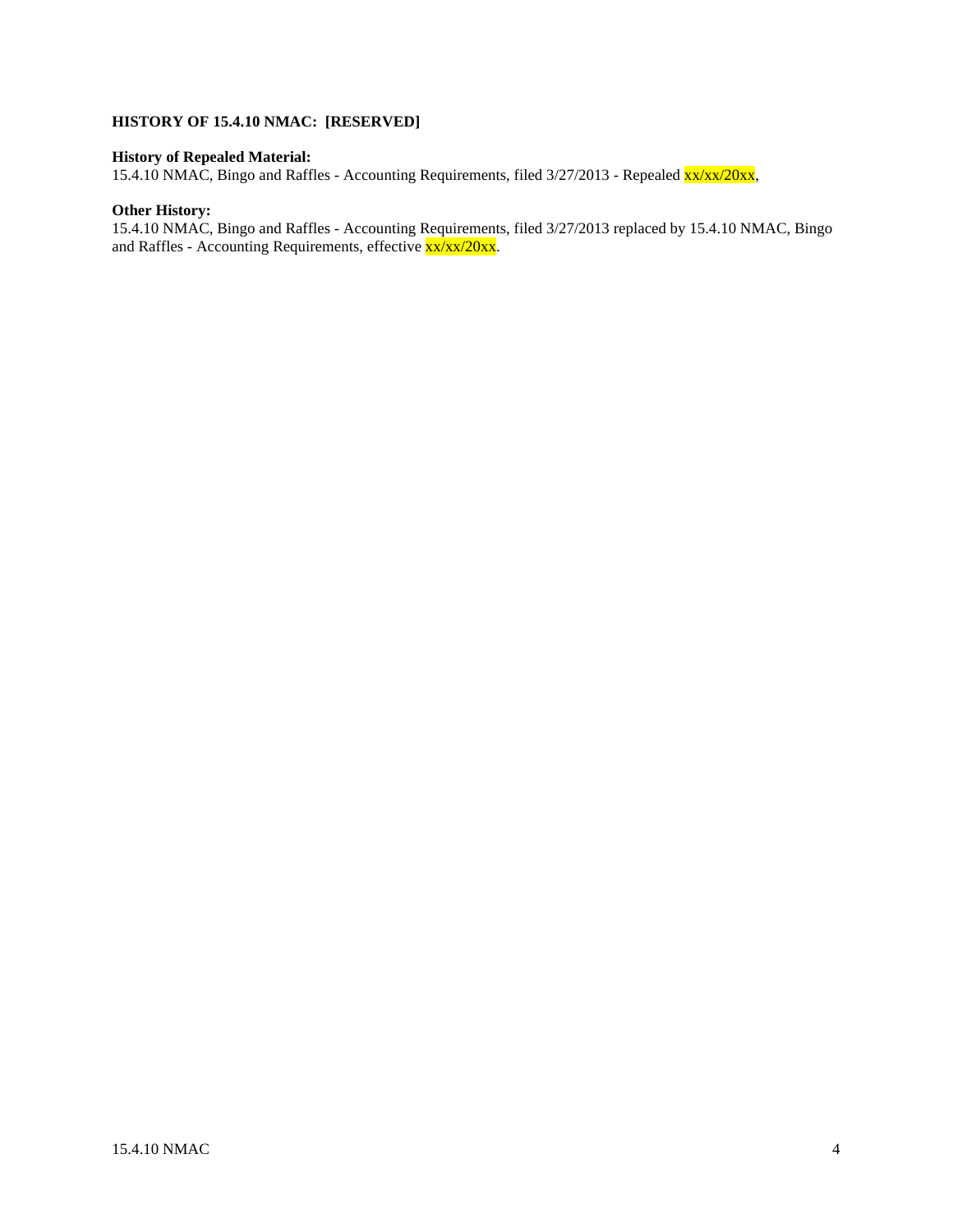**HISTORY OF 15.4.10 NMAC: [RESERVED]**

**History of Repealed Material:**
15.4.10 NMAC, Bingo and Raffles - Accounting Requirements, filed 3/27/2013 - Repealed xx/xx/20xx,

**Other History:**
15.4.10 NMAC, Bingo and Raffles - Accounting Requirements, filed 3/27/2013 replaced by 15.4.10 NMAC, Bingo and Raffles - Accounting Requirements, effective xx/xx/20xx.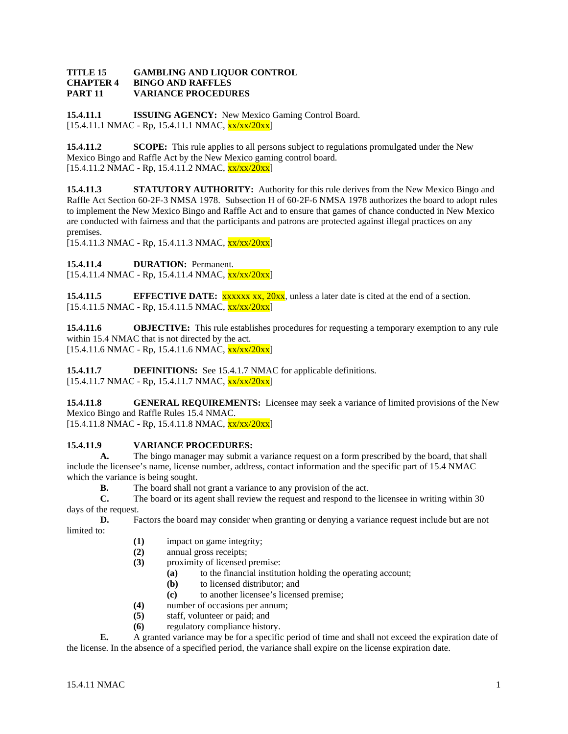**TITLE 15 GAMBLING AND LIQUOR CONTROL**
**CHAPTER 4 BINGO AND RAFFLES**
**PART 11 VARIANCE PROCEDURES**

**15.4.11.1 ISSUING AGENCY:** New Mexico Gaming Control Board.
[15.4.11.1 NMAC - Rp, 15.4.11.1 NMAC, xx/xx/20xx]

**15.4.11.2 SCOPE:** This rule applies to all persons subject to regulations promulgated under the New Mexico Bingo and Raffle Act by the New Mexico gaming control board.
[15.4.11.2 NMAC - Rp, 15.4.11.2 NMAC, xx/xx/20xx]

**15.4.11.3 STATUTORY AUTHORITY:** Authority for this rule derives from the New Mexico Bingo and Raffle Act Section 60-2F-3 NMSA 1978. Subsection H of 60-2F-6 NMSA 1978 authorizes the board to adopt rules to implement the New Mexico Bingo and Raffle Act and to ensure that games of chance conducted in New Mexico are conducted with fairness and that the participants and patrons are protected against illegal practices on any premises.
[15.4.11.3 NMAC - Rp, 15.4.11.3 NMAC, xx/xx/20xx]

**15.4.11.4 DURATION:** Permanent.
[15.4.11.4 NMAC - Rp, 15.4.11.4 NMAC, xx/xx/20xx]

**15.4.11.5 EFFECTIVE DATE:** xxxxxx xx, 20xx, unless a later date is cited at the end of a section.
[15.4.11.5 NMAC - Rp, 15.4.11.5 NMAC, xx/xx/20xx]

**15.4.11.6 OBJECTIVE:** This rule establishes procedures for requesting a temporary exemption to any rule within 15.4 NMAC that is not directed by the act.
[15.4.11.6 NMAC - Rp, 15.4.11.6 NMAC, xx/xx/20xx]

**15.4.11.7 DEFINITIONS:** See 15.4.1.7 NMAC for applicable definitions.
[15.4.11.7 NMAC - Rp, 15.4.11.7 NMAC, xx/xx/20xx]

**15.4.11.8 GENERAL REQUIREMENTS:** Licensee may seek a variance of limited provisions of the New Mexico Bingo and Raffle Rules 15.4 NMAC.
[15.4.11.8 NMAC - Rp, 15.4.11.8 NMAC, xx/xx/20xx]

**15.4.11.9 VARIANCE PROCEDURES:**

**A.** The bingo manager may submit a variance request on a form prescribed by the board, that shall include the licensee's name, license number, address, contact information and the specific part of 15.4 NMAC which the variance is being sought.

**B.** The board shall not grant a variance to any provision of the act.

**C.** The board or its agent shall review the request and respond to the licensee in writing within 30 days of the request.

**D.** Factors the board may consider when granting or denying a variance request include but are not limited to:

- **(1)** impact on game integrity;
- **(2)** annual gross receipts;
- **(3)** proximity of licensed premise:
  - **(a)** to the financial institution holding the operating account;
  - **(b)** to licensed distributor; and
  - **(c)** to another licensee's licensed premise;
- **(4)** number of occasions per annum;
- **(5)** staff, volunteer or paid; and
- **(6)** regulatory compliance history.

**E.** A granted variance may be for a specific period of time and shall not exceed the expiration date of the license. In the absence of a specified period, the variance shall expire on the license expiration date.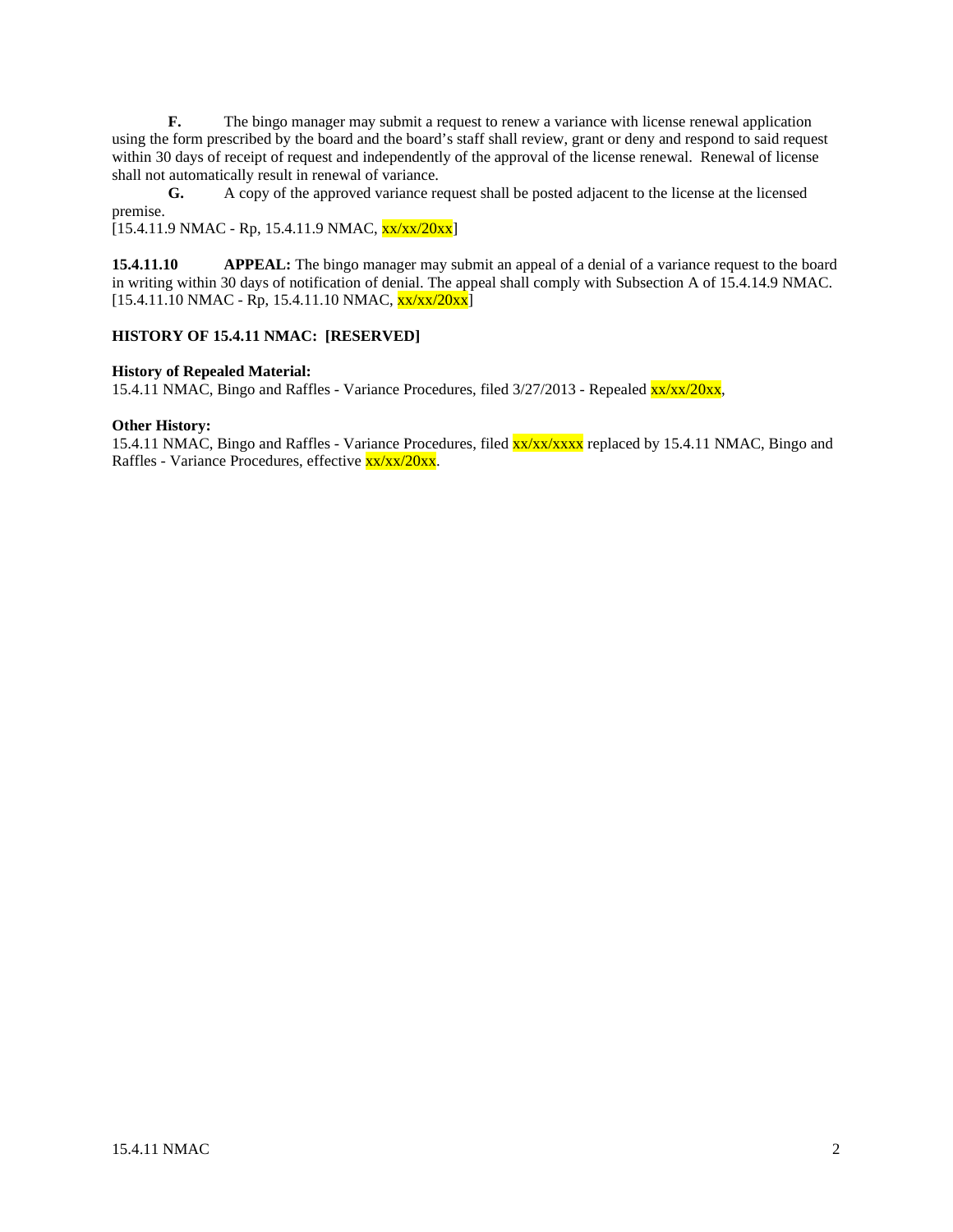**F.** The bingo manager may submit a request to renew a variance with license renewal application using the form prescribed by the board and the board's staff shall review, grant or deny and respond to said request within 30 days of receipt of request and independently of the approval of the license renewal. Renewal of license shall not automatically result in renewal of variance.

**G.** A copy of the approved variance request shall be posted adjacent to the license at the licensed premise.

[15.4.11.9 NMAC - Rp, 15.4.11.9 NMAC, xx/xx/20xx]

**15.4.11.10 APPEAL:** The bingo manager may submit an appeal of a denial of a variance request to the board in writing within 30 days of notification of denial. The appeal shall comply with Subsection A of 15.4.14.9 NMAC.

[15.4.11.10 NMAC - Rp, 15.4.11.10 NMAC, xx/xx/20xx]

**HISTORY OF 15.4.11 NMAC: [RESERVED]**

**History of Repealed Material:**

15.4.11 NMAC, Bingo and Raffles - Variance Procedures, filed 3/27/2013 - Repealed xx/xx/20xx,

**Other History:**

15.4.11 NMAC, Bingo and Raffles - Variance Procedures, filed xx/xx/xxxx replaced by 15.4.11 NMAC, Bingo and Raffles - Variance Procedures, effective xx/xx/20xx.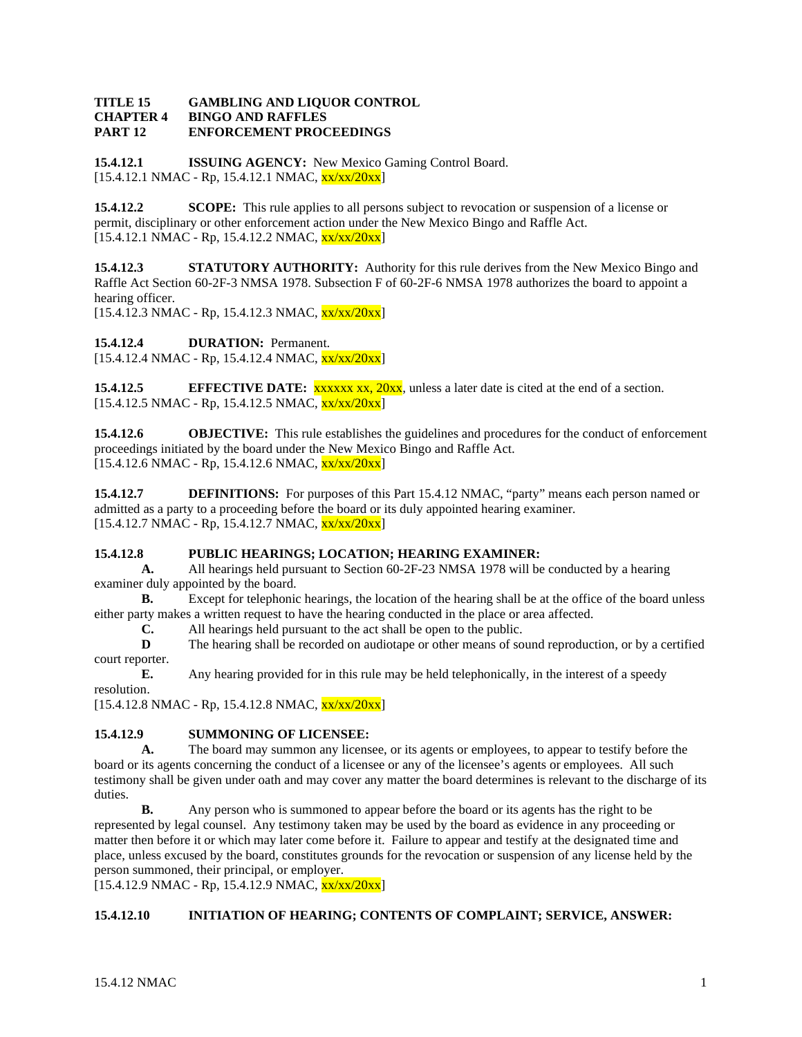**TITLE 15 GAMBLING AND LIQUOR CONTROL**
**CHAPTER 4 BINGO AND RAFFLES**
**PART 12 ENFORCEMENT PROCEEDINGS**

**15.4.12.1 ISSUING AGENCY:** New Mexico Gaming Control Board.
[15.4.12.1 NMAC - Rp, 15.4.12.1 NMAC, xx/xx/20xx]

**15.4.12.2 SCOPE:** This rule applies to all persons subject to revocation or suspension of a license or permit, disciplinary or other enforcement action under the New Mexico Bingo and Raffle Act.
[15.4.12.1 NMAC - Rp, 15.4.12.2 NMAC, xx/xx/20xx]

**15.4.12.3 STATUTORY AUTHORITY:** Authority for this rule derives from the New Mexico Bingo and Raffle Act Section 60-2F-3 NMSA 1978. Subsection F of 60-2F-6 NMSA 1978 authorizes the board to appoint a hearing officer.
[15.4.12.3 NMAC - Rp, 15.4.12.3 NMAC, xx/xx/20xx]

**15.4.12.4 DURATION:** Permanent.
[15.4.12.4 NMAC - Rp, 15.4.12.4 NMAC, xx/xx/20xx]

**15.4.12.5 EFFECTIVE DATE:** xxxxxx xx, 20xx, unless a later date is cited at the end of a section.
[15.4.12.5 NMAC - Rp, 15.4.12.5 NMAC, xx/xx/20xx]

**15.4.12.6 OBJECTIVE:** This rule establishes the guidelines and procedures for the conduct of enforcement proceedings initiated by the board under the New Mexico Bingo and Raffle Act.
[15.4.12.6 NMAC - Rp, 15.4.12.6 NMAC, xx/xx/20xx]

**15.4.12.7 DEFINITIONS:** For purposes of this Part 15.4.12 NMAC, "party" means each person named or admitted as a party to a proceeding before the board or its duly appointed hearing examiner.
[15.4.12.7 NMAC - Rp, 15.4.12.7 NMAC, xx/xx/20xx]

**15.4.12.8 PUBLIC HEARINGS; LOCATION; HEARING EXAMINER:**

**A.** All hearings held pursuant to Section 60-2F-23 NMSA 1978 will be conducted by a hearing examiner duly appointed by the board.

**B.** Except for telephonic hearings, the location of the hearing shall be at the office of the board unless either party makes a written request to have the hearing conducted in the place or area affected.

**C.** All hearings held pursuant to the act shall be open to the public.

**D** The hearing shall be recorded on audiotape or other means of sound reproduction, or by a certified court reporter.

**E.** Any hearing provided for in this rule may be held telephonically, in the interest of a speedy resolution.

[15.4.12.8 NMAC - Rp, 15.4.12.8 NMAC, xx/xx/20xx]

**15.4.12.9 SUMMONING OF LICENSEE:**

**A.** The board may summon any licensee, or its agents or employees, to appear to testify before the board or its agents concerning the conduct of a licensee or any of the licensee's agents or employees. All such testimony shall be given under oath and may cover any matter the board determines is relevant to the discharge of its duties.

**B.** Any person who is summoned to appear before the board or its agents has the right to be represented by legal counsel. Any testimony taken may be used by the board as evidence in any proceeding or matter then before it or which may later come before it. Failure to appear and testify at the designated time and place, unless excused by the board, constitutes grounds for the revocation or suspension of any license held by the person summoned, their principal, or employer.

[15.4.12.9 NMAC - Rp, 15.4.12.9 NMAC, xx/xx/20xx]

**15.4.12.10 INITIATION OF HEARING; CONTENTS OF COMPLAINT; SERVICE, ANSWER:**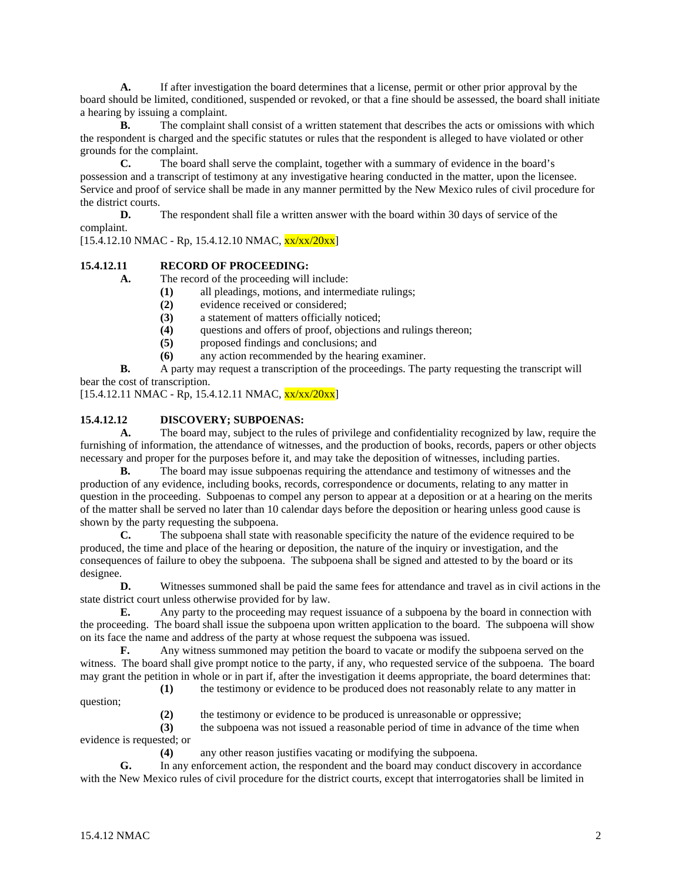**A.** If after investigation the board determines that a license, permit or other prior approval by the board should be limited, conditioned, suspended or revoked, or that a fine should be assessed, the board shall initiate a hearing by issuing a complaint.

**B.** The complaint shall consist of a written statement that describes the acts or omissions with which the respondent is charged and the specific statutes or rules that the respondent is alleged to have violated or other grounds for the complaint.

**C.** The board shall serve the complaint, together with a summary of evidence in the board's possession and a transcript of testimony at any investigative hearing conducted in the matter, upon the licensee. Service and proof of service shall be made in any manner permitted by the New Mexico rules of civil procedure for the district courts.

**D.** The respondent shall file a written answer with the board within 30 days of service of the complaint.

[15.4.12.10 NMAC - Rp, 15.4.12.10 NMAC, xx/xx/20xx]

**15.4.12.11 RECORD OF PROCEEDING:**

**A.** The record of the proceeding will include:

**(1)** all pleadings, motions, and intermediate rulings;

**(2)** evidence received or considered;

**(3)** a statement of matters officially noticed;

**(4)** questions and offers of proof, objections and rulings thereon;

**(5)** proposed findings and conclusions; and

**(6)** any action recommended by the hearing examiner.

**B.** A party may request a transcription of the proceedings. The party requesting the transcript will bear the cost of transcription.

[15.4.12.11 NMAC - Rp, 15.4.12.11 NMAC, xx/xx/20xx]

**15.4.12.12 DISCOVERY; SUBPOENAS:**

**A.** The board may, subject to the rules of privilege and confidentiality recognized by law, require the furnishing of information, the attendance of witnesses, and the production of books, records, papers or other objects necessary and proper for the purposes before it, and may take the deposition of witnesses, including parties.

**B.** The board may issue subpoenas requiring the attendance and testimony of witnesses and the production of any evidence, including books, records, correspondence or documents, relating to any matter in question in the proceeding. Subpoenas to compel any person to appear at a deposition or at a hearing on the merits of the matter shall be served no later than 10 calendar days before the deposition or hearing unless good cause is shown by the party requesting the subpoena.

**C.** The subpoena shall state with reasonable specificity the nature of the evidence required to be produced, the time and place of the hearing or deposition, the nature of the inquiry or investigation, and the consequences of failure to obey the subpoena. The subpoena shall be signed and attested to by the board or its designee.

**D.** Witnesses summoned shall be paid the same fees for attendance and travel as in civil actions in the state district court unless otherwise provided for by law.

**E.** Any party to the proceeding may request issuance of a subpoena by the board in connection with the proceeding. The board shall issue the subpoena upon written application to the board. The subpoena will show on its face the name and address of the party at whose request the subpoena was issued.

**F.** Any witness summoned may petition the board to vacate or modify the subpoena served on the witness. The board shall give prompt notice to the party, if any, who requested service of the subpoena. The board may grant the petition in whole or in part if, after the investigation it deems appropriate, the board determines that:

**(1)** the testimony or evidence to be produced does not reasonably relate to any matter in question;

**(2)** the testimony or evidence to be produced is unreasonable or oppressive;

**(3)** the subpoena was not issued a reasonable period of time in advance of the time when evidence is requested; or

**(4)** any other reason justifies vacating or modifying the subpoena.

**G.** In any enforcement action, the respondent and the board may conduct discovery in accordance with the New Mexico rules of civil procedure for the district courts, except that interrogatories shall be limited in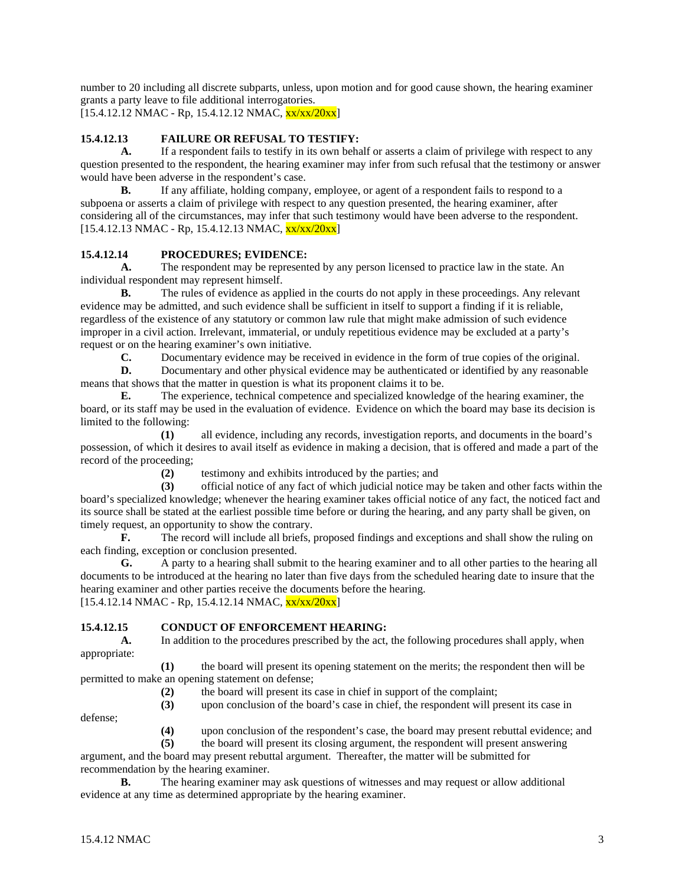number to 20 including all discrete subparts, unless, upon motion and for good cause shown, the hearing examiner grants a party leave to file additional interrogatories.
[15.4.12.12 NMAC - Rp, 15.4.12.12 NMAC, xx/xx/20xx]

**15.4.12.13 FAILURE OR REFUSAL TO TESTIFY:**

**A.** If a respondent fails to testify in its own behalf or asserts a claim of privilege with respect to any question presented to the respondent, the hearing examiner may infer from such refusal that the testimony or answer would have been adverse in the respondent's case.

**B.** If any affiliate, holding company, employee, or agent of a respondent fails to respond to a subpoena or asserts a claim of privilege with respect to any question presented, the hearing examiner, after considering all of the circumstances, may infer that such testimony would have been adverse to the respondent.
[15.4.12.13 NMAC - Rp, 15.4.12.13 NMAC, xx/xx/20xx]

**15.4.12.14 PROCEDURES; EVIDENCE:**

**A.** The respondent may be represented by any person licensed to practice law in the state. An individual respondent may represent himself.

**B.** The rules of evidence as applied in the courts do not apply in these proceedings. Any relevant evidence may be admitted, and such evidence shall be sufficient in itself to support a finding if it is reliable, regardless of the existence of any statutory or common law rule that might make admission of such evidence improper in a civil action. Irrelevant, immaterial, or unduly repetitious evidence may be excluded at a party's request or on the hearing examiner's own initiative.

**C.** Documentary evidence may be received in evidence in the form of true copies of the original.

**D.** Documentary and other physical evidence may be authenticated or identified by any reasonable means that shows that the matter in question is what its proponent claims it to be.

**E.** The experience, technical competence and specialized knowledge of the hearing examiner, the board, or its staff may be used in the evaluation of evidence. Evidence on which the board may base its decision is limited to the following:

**(1)** all evidence, including any records, investigation reports, and documents in the board's possession, of which it desires to avail itself as evidence in making a decision, that is offered and made a part of the record of the proceeding;

**(2)** testimony and exhibits introduced by the parties; and

**(3)** official notice of any fact of which judicial notice may be taken and other facts within the board's specialized knowledge; whenever the hearing examiner takes official notice of any fact, the noticed fact and its source shall be stated at the earliest possible time before or during the hearing, and any party shall be given, on timely request, an opportunity to show the contrary.

**F.** The record will include all briefs, proposed findings and exceptions and shall show the ruling on each finding, exception or conclusion presented.

**G.** A party to a hearing shall submit to the hearing examiner and to all other parties to the hearing all documents to be introduced at the hearing no later than five days from the scheduled hearing date to insure that the hearing examiner and other parties receive the documents before the hearing.
[15.4.12.14 NMAC - Rp, 15.4.12.14 NMAC, xx/xx/20xx]

**15.4.12.15 CONDUCT OF ENFORCEMENT HEARING:**

**A.** In addition to the procedures prescribed by the act, the following procedures shall apply, when appropriate:

**(1)** the board will present its opening statement on the merits; the respondent then will be permitted to make an opening statement on defense;

**(2)** the board will present its case in chief in support of the complaint;

**(3)** upon conclusion of the board's case in chief, the respondent will present its case in defense;

**(4)** upon conclusion of the respondent's case, the board may present rebuttal evidence; and

**(5)** the board will present its closing argument, the respondent will present answering argument, and the board may present rebuttal argument. Thereafter, the matter will be submitted for recommendation by the hearing examiner.

**B.** The hearing examiner may ask questions of witnesses and may request or allow additional evidence at any time as determined appropriate by the hearing examiner.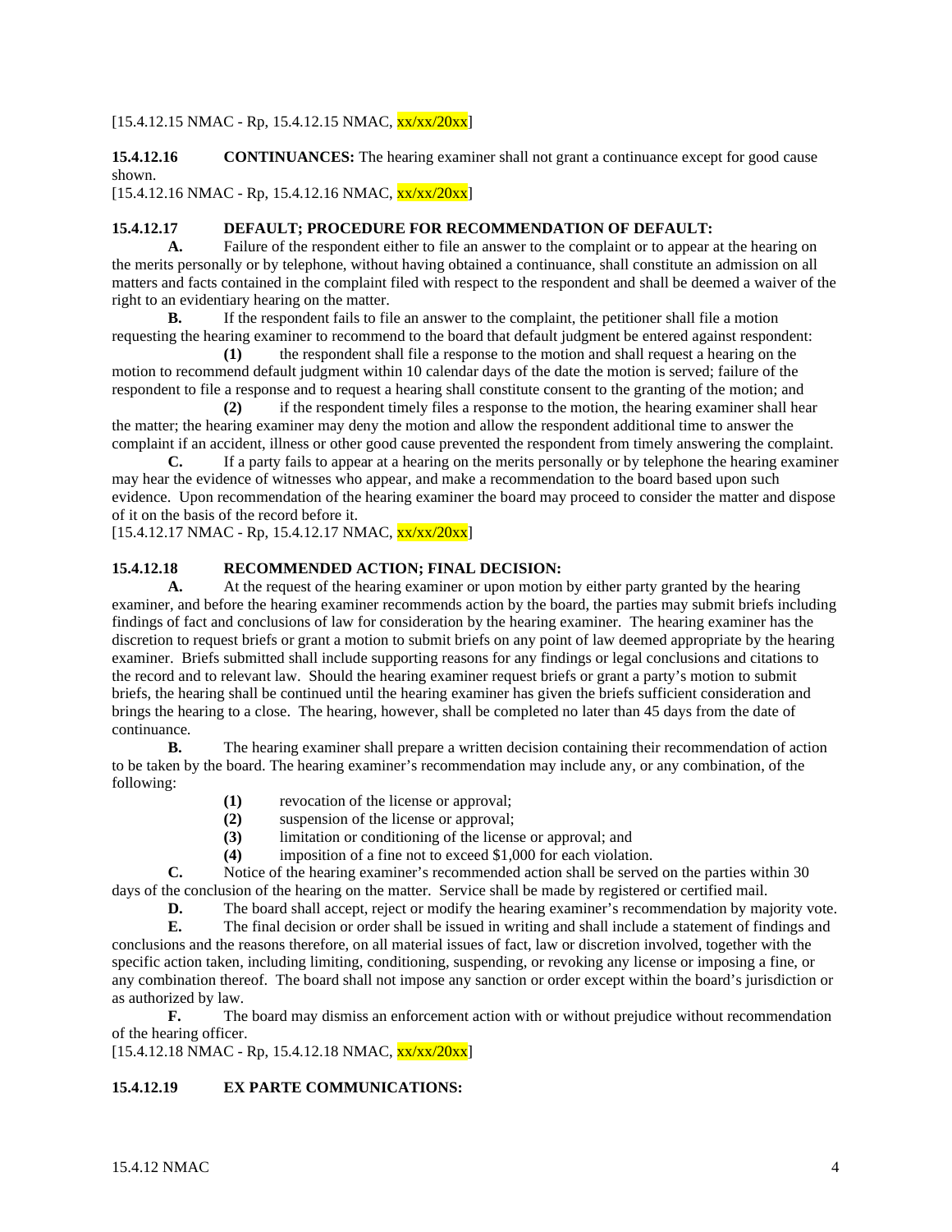[15.4.12.15 NMAC - Rp, 15.4.12.15 NMAC, xx/xx/20xx]

**15.4.12.16 CONTINUANCES:** The hearing examiner shall not grant a continuance except for good cause shown.
[15.4.12.16 NMAC - Rp, 15.4.12.16 NMAC, xx/xx/20xx]

**15.4.12.17 DEFAULT; PROCEDURE FOR RECOMMENDATION OF DEFAULT:**

**A.** Failure of the respondent either to file an answer to the complaint or to appear at the hearing on the merits personally or by telephone, without having obtained a continuance, shall constitute an admission on all matters and facts contained in the complaint filed with respect to the respondent and shall be deemed a waiver of the right to an evidentiary hearing on the matter.

**B.** If the respondent fails to file an answer to the complaint, the petitioner shall file a motion requesting the hearing examiner to recommend to the board that default judgment be entered against respondent:

**(1)** the respondent shall file a response to the motion and shall request a hearing on the motion to recommend default judgment within 10 calendar days of the date the motion is served; failure of the respondent to file a response and to request a hearing shall constitute consent to the granting of the motion; and

**(2)** if the respondent timely files a response to the motion, the hearing examiner shall hear the matter; the hearing examiner may deny the motion and allow the respondent additional time to answer the complaint if an accident, illness or other good cause prevented the respondent from timely answering the complaint.

**C.** If a party fails to appear at a hearing on the merits personally or by telephone the hearing examiner may hear the evidence of witnesses who appear, and make a recommendation to the board based upon such evidence. Upon recommendation of the hearing examiner the board may proceed to consider the matter and dispose of it on the basis of the record before it.
[15.4.12.17 NMAC - Rp, 15.4.12.17 NMAC, xx/xx/20xx]

**15.4.12.18 RECOMMENDED ACTION; FINAL DECISION:**

**A.** At the request of the hearing examiner or upon motion by either party granted by the hearing examiner, and before the hearing examiner recommends action by the board, the parties may submit briefs including findings of fact and conclusions of law for consideration by the hearing examiner. The hearing examiner has the discretion to request briefs or grant a motion to submit briefs on any point of law deemed appropriate by the hearing examiner. Briefs submitted shall include supporting reasons for any findings or legal conclusions and citations to the record and to relevant law. Should the hearing examiner request briefs or grant a party's motion to submit briefs, the hearing shall be continued until the hearing examiner has given the briefs sufficient consideration and brings the hearing to a close. The hearing, however, shall be completed no later than 45 days from the date of continuance.

**B.** The hearing examiner shall prepare a written decision containing their recommendation of action to be taken by the board. The hearing examiner's recommendation may include any, or any combination, of the following:

**(1)** revocation of the license or approval;
**(2)** suspension of the license or approval;
**(3)** limitation or conditioning of the license or approval; and
**(4)** imposition of a fine not to exceed $1,000 for each violation.

**C.** Notice of the hearing examiner's recommended action shall be served on the parties within 30 days of the conclusion of the hearing on the matter. Service shall be made by registered or certified mail.

**D.** The board shall accept, reject or modify the hearing examiner's recommendation by majority vote.

**E.** The final decision or order shall be issued in writing and shall include a statement of findings and conclusions and the reasons therefore, on all material issues of fact, law or discretion involved, together with the specific action taken, including limiting, conditioning, suspending, or revoking any license or imposing a fine, or any combination thereof. The board shall not impose any sanction or order except within the board's jurisdiction or as authorized by law.

**F.** The board may dismiss an enforcement action with or without prejudice without recommendation of the hearing officer.
[15.4.12.18 NMAC - Rp, 15.4.12.18 NMAC, xx/xx/20xx]

**15.4.12.19 EX PARTE COMMUNICATIONS:**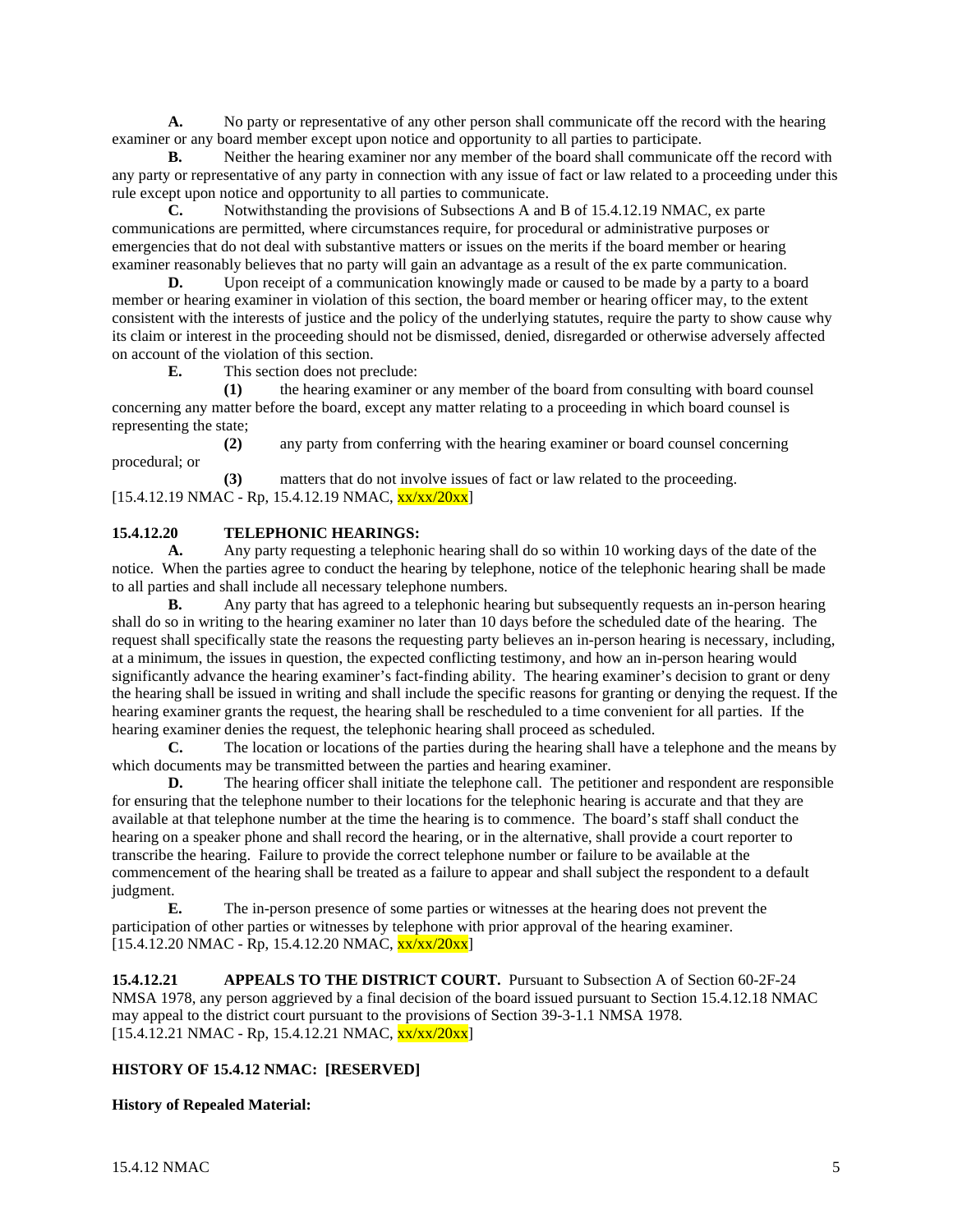**A.** No party or representative of any other person shall communicate off the record with the hearing examiner or any board member except upon notice and opportunity to all parties to participate.

**B.** Neither the hearing examiner nor any member of the board shall communicate off the record with any party or representative of any party in connection with any issue of fact or law related to a proceeding under this rule except upon notice and opportunity to all parties to communicate.

**C.** Notwithstanding the provisions of Subsections A and B of 15.4.12.19 NMAC, ex parte communications are permitted, where circumstances require, for procedural or administrative purposes or emergencies that do not deal with substantive matters or issues on the merits if the board member or hearing examiner reasonably believes that no party will gain an advantage as a result of the ex parte communication.

**D.** Upon receipt of a communication knowingly made or caused to be made by a party to a board member or hearing examiner in violation of this section, the board member or hearing officer may, to the extent consistent with the interests of justice and the policy of the underlying statutes, require the party to show cause why its claim or interest in the proceeding should not be dismissed, denied, disregarded or otherwise adversely affected on account of the violation of this section.

**E.** This section does not preclude:

**(1)** the hearing examiner or any member of the board from consulting with board counsel concerning any matter before the board, except any matter relating to a proceeding in which board counsel is representing the state;

**(2)** any party from conferring with the hearing examiner or board counsel concerning procedural; or

**(3)** matters that do not involve issues of fact or law related to the proceeding.

[15.4.12.19 NMAC - Rp, 15.4.12.19 NMAC, xx/xx/20xx]

**15.4.12.20 TELEPHONIC HEARINGS:**

**A.** Any party requesting a telephonic hearing shall do so within 10 working days of the date of the notice. When the parties agree to conduct the hearing by telephone, notice of the telephonic hearing shall be made to all parties and shall include all necessary telephone numbers.

**B.** Any party that has agreed to a telephonic hearing but subsequently requests an in-person hearing shall do so in writing to the hearing examiner no later than 10 days before the scheduled date of the hearing. The request shall specifically state the reasons the requesting party believes an in-person hearing is necessary, including, at a minimum, the issues in question, the expected conflicting testimony, and how an in-person hearing would significantly advance the hearing examiner's fact-finding ability. The hearing examiner's decision to grant or deny the hearing shall be issued in writing and shall include the specific reasons for granting or denying the request. If the hearing examiner grants the request, the hearing shall be rescheduled to a time convenient for all parties. If the hearing examiner denies the request, the telephonic hearing shall proceed as scheduled.

**C.** The location or locations of the parties during the hearing shall have a telephone and the means by which documents may be transmitted between the parties and hearing examiner.

**D.** The hearing officer shall initiate the telephone call. The petitioner and respondent are responsible for ensuring that the telephone number to their locations for the telephonic hearing is accurate and that they are available at that telephone number at the time the hearing is to commence. The board's staff shall conduct the hearing on a speaker phone and shall record the hearing, or in the alternative, shall provide a court reporter to transcribe the hearing. Failure to provide the correct telephone number or failure to be available at the commencement of the hearing shall be treated as a failure to appear and shall subject the respondent to a default judgment.

**E.** The in-person presence of some parties or witnesses at the hearing does not prevent the participation of other parties or witnesses by telephone with prior approval of the hearing examiner.

[15.4.12.20 NMAC - Rp, 15.4.12.20 NMAC, xx/xx/20xx]

**15.4.12.21 APPEALS TO THE DISTRICT COURT.** Pursuant to Subsection A of Section 60-2F-24 NMSA 1978, any person aggrieved by a final decision of the board issued pursuant to Section 15.4.12.18 NMAC may appeal to the district court pursuant to the provisions of Section 39-3-1.1 NMSA 1978.

[15.4.12.21 NMAC - Rp, 15.4.12.21 NMAC, xx/xx/20xx]

**HISTORY OF 15.4.12 NMAC: [RESERVED]**

**History of Repealed Material:**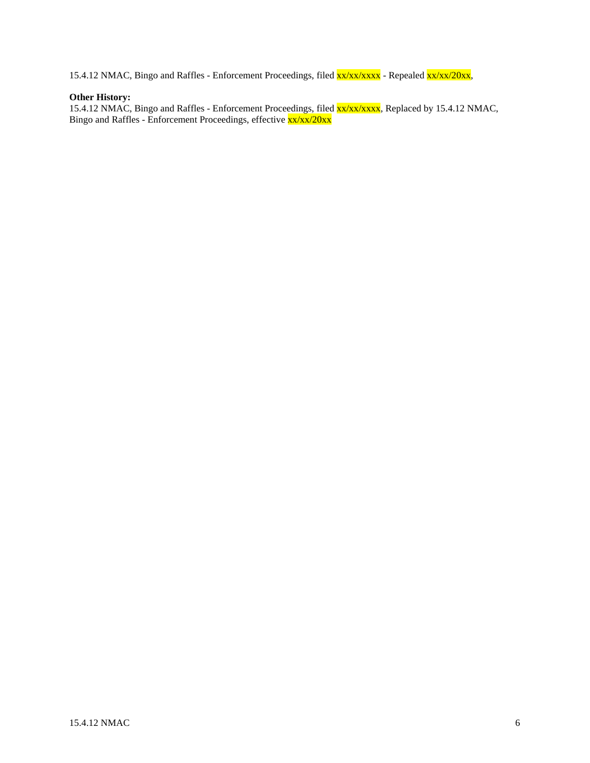15.4.12 NMAC, Bingo and Raffles - Enforcement Proceedings, filed xx/xx/xxxx - Repealed xx/xx/20xx,

**Other History:**
15.4.12 NMAC, Bingo and Raffles - Enforcement Proceedings, filed xx/xx/xxxx, Replaced by 15.4.12 NMAC, Bingo and Raffles - Enforcement Proceedings, effective xx/xx/20xx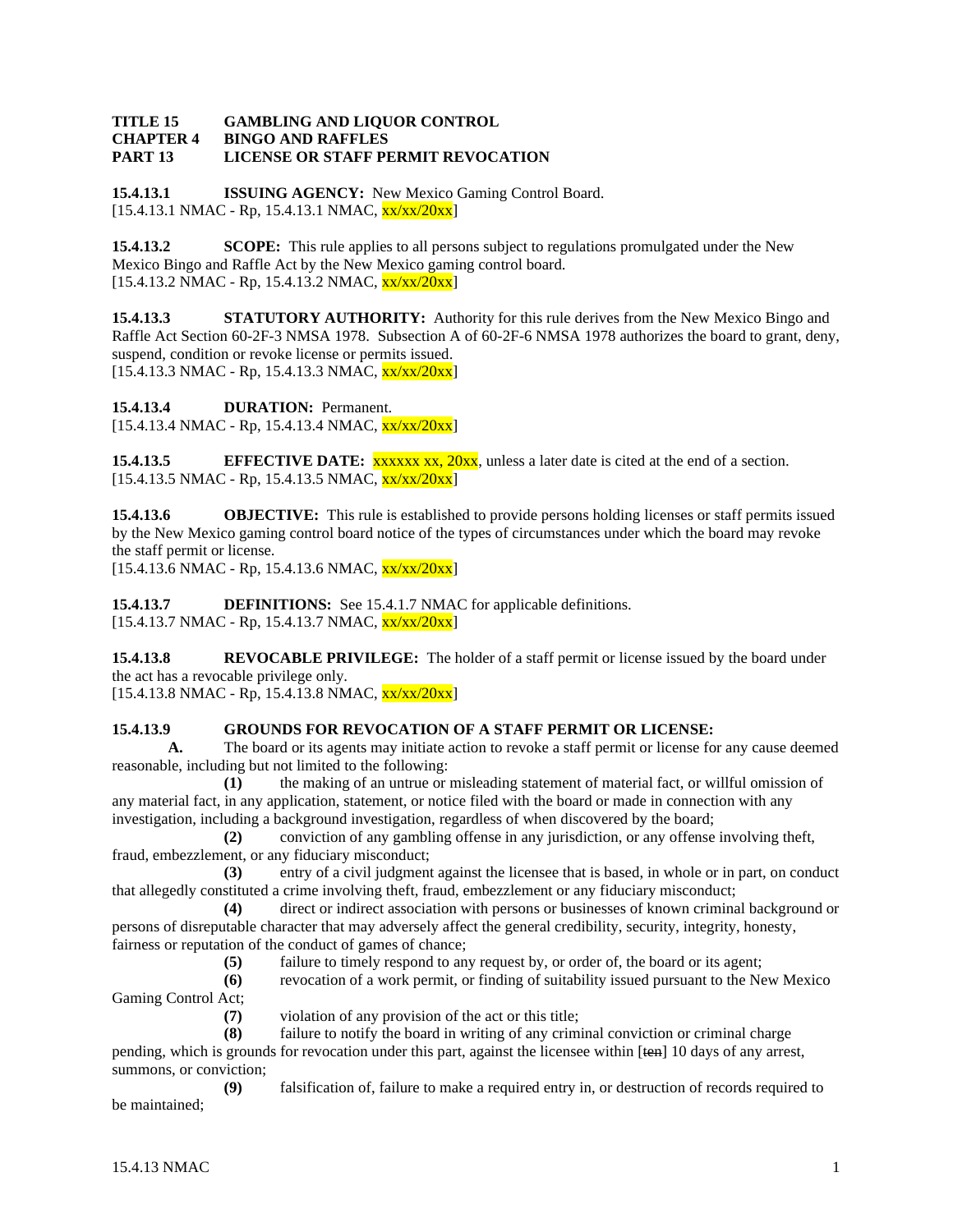**TITLE 15 GAMBLING AND LIQUOR CONTROL**
**CHAPTER 4 BINGO AND RAFFLES**
**PART 13 LICENSE OR STAFF PERMIT REVOCATION**

**15.4.13.1 ISSUING AGENCY:** New Mexico Gaming Control Board.
[15.4.13.1 NMAC - Rp, 15.4.13.1 NMAC, xx/xx/20xx]

**15.4.13.2 SCOPE:** This rule applies to all persons subject to regulations promulgated under the New Mexico Bingo and Raffle Act by the New Mexico gaming control board.
[15.4.13.2 NMAC - Rp, 15.4.13.2 NMAC, xx/xx/20xx]

**15.4.13.3 STATUTORY AUTHORITY:** Authority for this rule derives from the New Mexico Bingo and Raffle Act Section 60-2F-3 NMSA 1978. Subsection A of 60-2F-6 NMSA 1978 authorizes the board to grant, deny, suspend, condition or revoke license or permits issued.
[15.4.13.3 NMAC - Rp, 15.4.13.3 NMAC, xx/xx/20xx]

**15.4.13.4 DURATION:** Permanent.
[15.4.13.4 NMAC - Rp, 15.4.13.4 NMAC, xx/xx/20xx]

**15.4.13.5 EFFECTIVE DATE:** xxxxxx xx, 20xx, unless a later date is cited at the end of a section.
[15.4.13.5 NMAC - Rp, 15.4.13.5 NMAC, xx/xx/20xx]

**15.4.13.6 OBJECTIVE:** This rule is established to provide persons holding licenses or staff permits issued by the New Mexico gaming control board notice of the types of circumstances under which the board may revoke the staff permit or license.
[15.4.13.6 NMAC - Rp, 15.4.13.6 NMAC, xx/xx/20xx]

**15.4.13.7 DEFINITIONS:** See 15.4.1.7 NMAC for applicable definitions.
[15.4.13.7 NMAC - Rp, 15.4.13.7 NMAC, xx/xx/20xx]

**15.4.13.8 REVOCABLE PRIVILEGE:** The holder of a staff permit or license issued by the board under the act has a revocable privilege only.
[15.4.13.8 NMAC - Rp, 15.4.13.8 NMAC, xx/xx/20xx]

**15.4.13.9 GROUNDS FOR REVOCATION OF A STAFF PERMIT OR LICENSE:**

**A.** The board or its agents may initiate action to revoke a staff permit or license for any cause deemed reasonable, including but not limited to the following:

**(1)** the making of an untrue or misleading statement of material fact, or willful omission of any material fact, in any application, statement, or notice filed with the board or made in connection with any investigation, including a background investigation, regardless of when discovered by the board;

**(2)** conviction of any gambling offense in any jurisdiction, or any offense involving theft, fraud, embezzlement, or any fiduciary misconduct;

**(3)** entry of a civil judgment against the licensee that is based, in whole or in part, on conduct that allegedly constituted a crime involving theft, fraud, embezzlement or any fiduciary misconduct;

**(4)** direct or indirect association with persons or businesses of known criminal background or persons of disreputable character that may adversely affect the general credibility, security, integrity, honesty, fairness or reputation of the conduct of games of chance;

**(5)** failure to timely respond to any request by, or order of, the board or its agent;

**(6)** revocation of a work permit, or finding of suitability issued pursuant to the New Mexico Gaming Control Act;

**(7)** violation of any provision of the act or this title;

**(8)** failure to notify the board in writing of any criminal conviction or criminal charge pending, which is grounds for revocation under this part, against the licensee within [~~ten~~] 10 days of any arrest, summons, or conviction;

**(9)** falsification of, failure to make a required entry in, or destruction of records required to be maintained;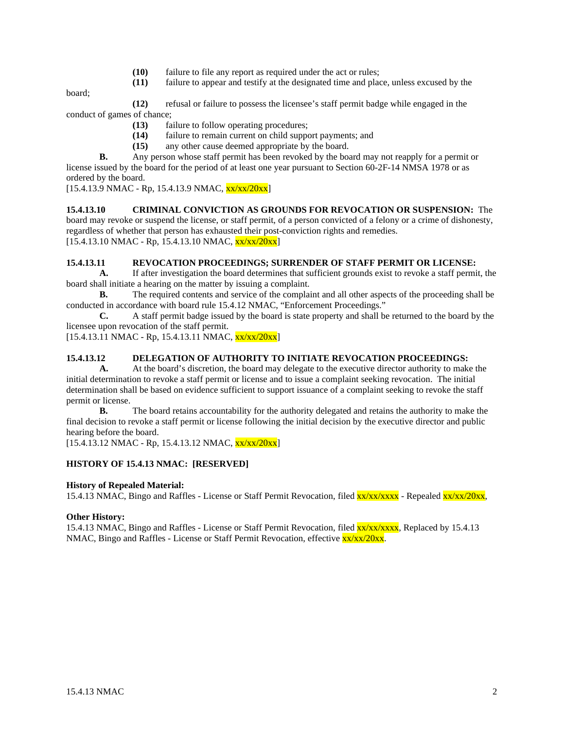**(10)** failure to file any report as required under the act or rules;

**(11)** failure to appear and testify at the designated time and place, unless excused by the board;

**(12)** refusal or failure to possess the licensee's staff permit badge while engaged in the conduct of games of chance;

**(13)** failure to follow operating procedures;

**(14)** failure to remain current on child support payments; and

**(15)** any other cause deemed appropriate by the board.

**B.** Any person whose staff permit has been revoked by the board may not reapply for a permit or license issued by the board for the period of at least one year pursuant to Section 60-2F-14 NMSA 1978 or as ordered by the board.

[15.4.13.9 NMAC - Rp, 15.4.13.9 NMAC, xx/xx/20xx]

**15.4.13.10 CRIMINAL CONVICTION AS GROUNDS FOR REVOCATION OR SUSPENSION:** The board may revoke or suspend the license, or staff permit, of a person convicted of a felony or a crime of dishonesty, regardless of whether that person has exhausted their post-conviction rights and remedies.

[15.4.13.10 NMAC - Rp, 15.4.13.10 NMAC, xx/xx/20xx]

**15.4.13.11 REVOCATION PROCEEDINGS; SURRENDER OF STAFF PERMIT OR LICENSE:**

**A.** If after investigation the board determines that sufficient grounds exist to revoke a staff permit, the board shall initiate a hearing on the matter by issuing a complaint.

**B.** The required contents and service of the complaint and all other aspects of the proceeding shall be conducted in accordance with board rule 15.4.12 NMAC, "Enforcement Proceedings."

**C.** A staff permit badge issued by the board is state property and shall be returned to the board by the licensee upon revocation of the staff permit.

[15.4.13.11 NMAC - Rp, 15.4.13.11 NMAC, xx/xx/20xx]

**15.4.13.12 DELEGATION OF AUTHORITY TO INITIATE REVOCATION PROCEEDINGS:**

**A.** At the board's discretion, the board may delegate to the executive director authority to make the initial determination to revoke a staff permit or license and to issue a complaint seeking revocation. The initial determination shall be based on evidence sufficient to support issuance of a complaint seeking to revoke the staff permit or license.

**B.** The board retains accountability for the authority delegated and retains the authority to make the final decision to revoke a staff permit or license following the initial decision by the executive director and public hearing before the board.

[15.4.13.12 NMAC - Rp, 15.4.13.12 NMAC, xx/xx/20xx]

**HISTORY OF 15.4.13 NMAC: [RESERVED]**

**History of Repealed Material:**

15.4.13 NMAC, Bingo and Raffles - License or Staff Permit Revocation, filed xx/xx/xxxx - Repealed xx/xx/20xx,

**Other History:**

15.4.13 NMAC, Bingo and Raffles - License or Staff Permit Revocation, filed xx/xx/xxxx, Replaced by 15.4.13 NMAC, Bingo and Raffles - License or Staff Permit Revocation, effective xx/xx/20xx.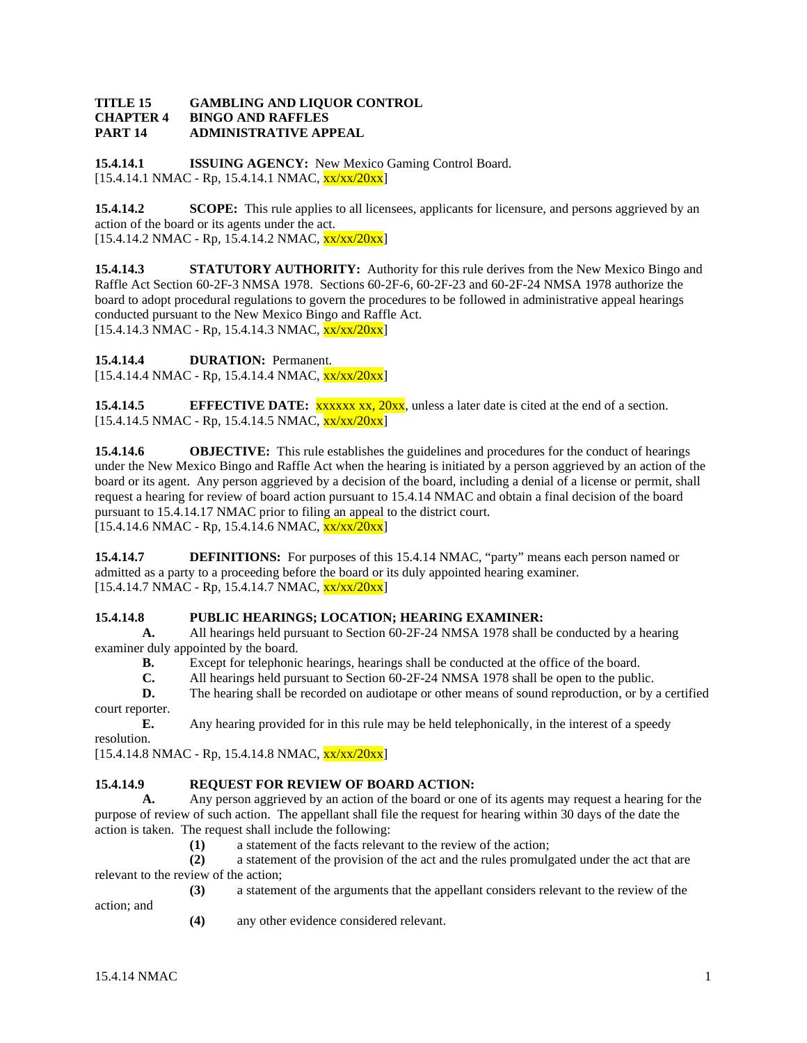**TITLE 15 GAMBLING AND LIQUOR CONTROL**
**CHAPTER 4 BINGO AND RAFFLES**
**PART 14 ADMINISTRATIVE APPEAL**

**15.4.14.1 ISSUING AGENCY:** New Mexico Gaming Control Board.
[15.4.14.1 NMAC - Rp, 15.4.14.1 NMAC, xx/xx/20xx]

**15.4.14.2 SCOPE:** This rule applies to all licensees, applicants for licensure, and persons aggrieved by an action of the board or its agents under the act.
[15.4.14.2 NMAC - Rp, 15.4.14.2 NMAC, xx/xx/20xx]

**15.4.14.3 STATUTORY AUTHORITY:** Authority for this rule derives from the New Mexico Bingo and Raffle Act Section 60-2F-3 NMSA 1978. Sections 60-2F-6, 60-2F-23 and 60-2F-24 NMSA 1978 authorize the board to adopt procedural regulations to govern the procedures to be followed in administrative appeal hearings conducted pursuant to the New Mexico Bingo and Raffle Act.
[15.4.14.3 NMAC - Rp, 15.4.14.3 NMAC, xx/xx/20xx]

**15.4.14.4 DURATION:** Permanent.
[15.4.14.4 NMAC - Rp, 15.4.14.4 NMAC, xx/xx/20xx]

**15.4.14.5 EFFECTIVE DATE:** xxxxxx xx, 20xx, unless a later date is cited at the end of a section.
[15.4.14.5 NMAC - Rp, 15.4.14.5 NMAC, xx/xx/20xx]

**15.4.14.6 OBJECTIVE:** This rule establishes the guidelines and procedures for the conduct of hearings under the New Mexico Bingo and Raffle Act when the hearing is initiated by a person aggrieved by an action of the board or its agent. Any person aggrieved by a decision of the board, including a denial of a license or permit, shall request a hearing for review of board action pursuant to 15.4.14 NMAC and obtain a final decision of the board pursuant to 15.4.14.17 NMAC prior to filing an appeal to the district court.
[15.4.14.6 NMAC - Rp, 15.4.14.6 NMAC, xx/xx/20xx]

**15.4.14.7 DEFINITIONS:** For purposes of this 15.4.14 NMAC, "party" means each person named or admitted as a party to a proceeding before the board or its duly appointed hearing examiner.
[15.4.14.7 NMAC - Rp, 15.4.14.7 NMAC, xx/xx/20xx]

**15.4.14.8 PUBLIC HEARINGS; LOCATION; HEARING EXAMINER:**

**A.** All hearings held pursuant to Section 60-2F-24 NMSA 1978 shall be conducted by a hearing examiner duly appointed by the board.

**B.** Except for telephonic hearings, hearings shall be conducted at the office of the board.

**C.** All hearings held pursuant to Section 60-2F-24 NMSA 1978 shall be open to the public.

**D.** The hearing shall be recorded on audiotape or other means of sound reproduction, or by a certified court reporter.

**E.** Any hearing provided for in this rule may be held telephonically, in the interest of a speedy resolution.

[15.4.14.8 NMAC - Rp, 15.4.14.8 NMAC, xx/xx/20xx]

**15.4.14.9 REQUEST FOR REVIEW OF BOARD ACTION:**

**A.** Any person aggrieved by an action of the board or one of its agents may request a hearing for the purpose of review of such action. The appellant shall file the request for hearing within 30 days of the date the action is taken. The request shall include the following:

**(1)** a statement of the facts relevant to the review of the action;

**(2)** a statement of the provision of the act and the rules promulgated under the act that are relevant to the review of the action;

**(3)** a statement of the arguments that the appellant considers relevant to the review of the action; and

**(4)** any other evidence considered relevant.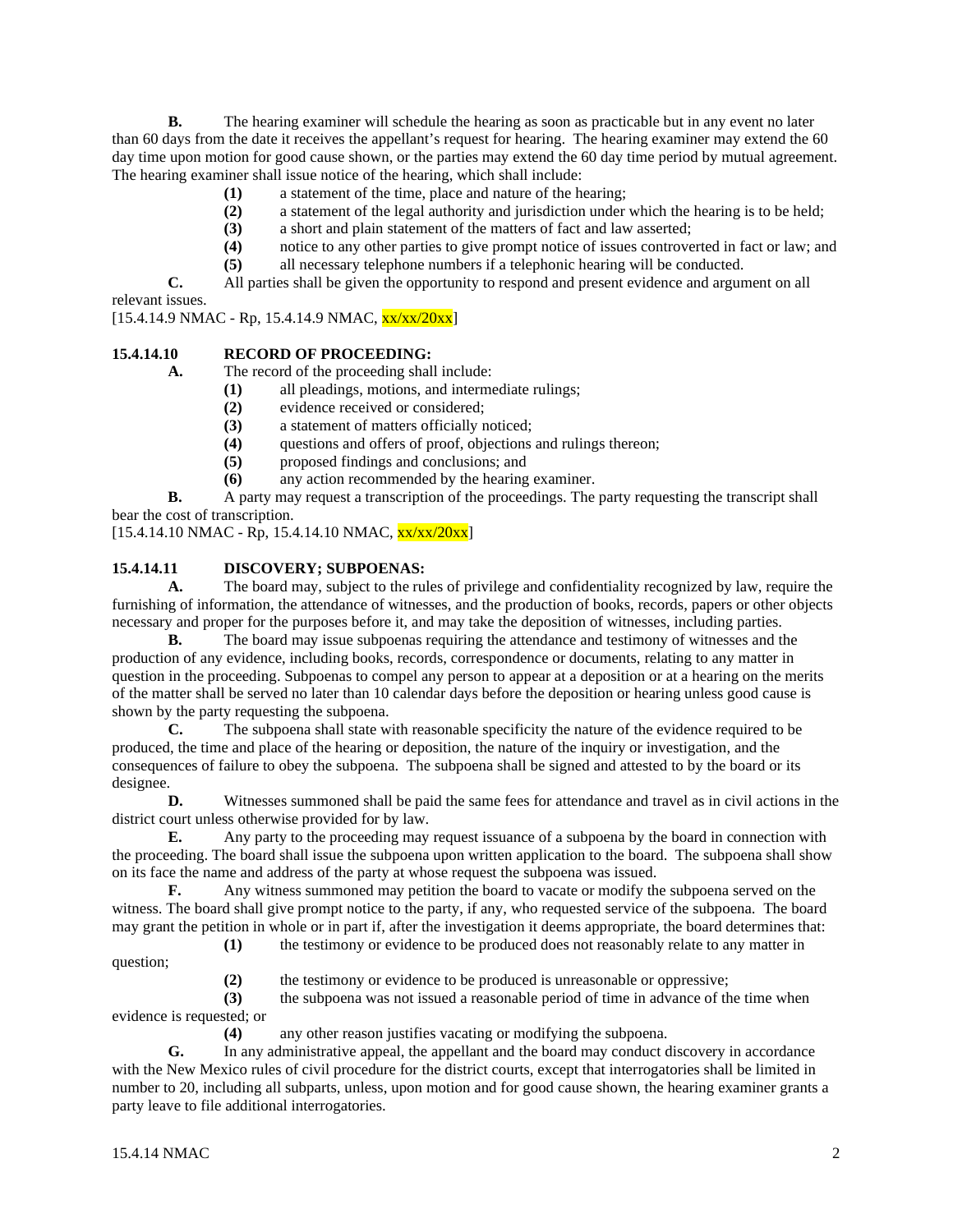**B.** The hearing examiner will schedule the hearing as soon as practicable but in any event no later than 60 days from the date it receives the appellant's request for hearing. The hearing examiner may extend the 60 day time upon motion for good cause shown, or the parties may extend the 60 day time period by mutual agreement. The hearing examiner shall issue notice of the hearing, which shall include:

**(1)** a statement of the time, place and nature of the hearing;

**(2)** a statement of the legal authority and jurisdiction under which the hearing is to be held;

**(3)** a short and plain statement of the matters of fact and law asserted;

**(4)** notice to any other parties to give prompt notice of issues controverted in fact or law; and

**(5)** all necessary telephone numbers if a telephonic hearing will be conducted.

**C.** All parties shall be given the opportunity to respond and present evidence and argument on all relevant issues.

[15.4.14.9 NMAC - Rp, 15.4.14.9 NMAC, xx/xx/20xx]

**15.4.14.10 RECORD OF PROCEEDING:**

**A.** The record of the proceeding shall include:

**(1)** all pleadings, motions, and intermediate rulings;

**(2)** evidence received or considered;

**(3)** a statement of matters officially noticed;

**(4)** questions and offers of proof, objections and rulings thereon;

**(5)** proposed findings and conclusions; and

**(6)** any action recommended by the hearing examiner.

**B.** A party may request a transcription of the proceedings. The party requesting the transcript shall bear the cost of transcription.

[15.4.14.10 NMAC - Rp, 15.4.14.10 NMAC, xx/xx/20xx]

**15.4.14.11 DISCOVERY; SUBPOENAS:**

**A.** The board may, subject to the rules of privilege and confidentiality recognized by law, require the furnishing of information, the attendance of witnesses, and the production of books, records, papers or other objects necessary and proper for the purposes before it, and may take the deposition of witnesses, including parties.

**B.** The board may issue subpoenas requiring the attendance and testimony of witnesses and the production of any evidence, including books, records, correspondence or documents, relating to any matter in question in the proceeding. Subpoenas to compel any person to appear at a deposition or at a hearing on the merits of the matter shall be served no later than 10 calendar days before the deposition or hearing unless good cause is shown by the party requesting the subpoena.

**C.** The subpoena shall state with reasonable specificity the nature of the evidence required to be produced, the time and place of the hearing or deposition, the nature of the inquiry or investigation, and the consequences of failure to obey the subpoena. The subpoena shall be signed and attested to by the board or its designee.

**D.** Witnesses summoned shall be paid the same fees for attendance and travel as in civil actions in the district court unless otherwise provided for by law.

**E.** Any party to the proceeding may request issuance of a subpoena by the board in connection with the proceeding. The board shall issue the subpoena upon written application to the board. The subpoena shall show on its face the name and address of the party at whose request the subpoena was issued.

**F.** Any witness summoned may petition the board to vacate or modify the subpoena served on the witness. The board shall give prompt notice to the party, if any, who requested service of the subpoena. The board may grant the petition in whole or in part if, after the investigation it deems appropriate, the board determines that:

**(1)** the testimony or evidence to be produced does not reasonably relate to any matter in question;

**(2)** the testimony or evidence to be produced is unreasonable or oppressive;

**(3)** the subpoena was not issued a reasonable period of time in advance of the time when evidence is requested; or

**(4)** any other reason justifies vacating or modifying the subpoena.

**G.** In any administrative appeal, the appellant and the board may conduct discovery in accordance with the New Mexico rules of civil procedure for the district courts, except that interrogatories shall be limited in number to 20, including all subparts, unless, upon motion and for good cause shown, the hearing examiner grants a party leave to file additional interrogatories.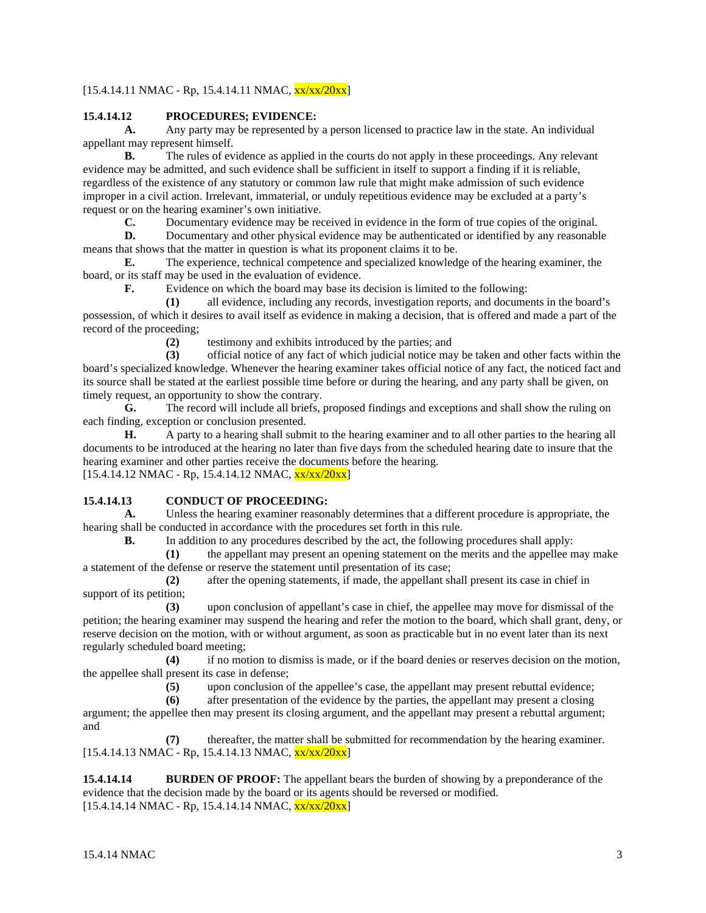[15.4.14.11 NMAC - Rp, 15.4.14.11 NMAC, xx/xx/20xx]

**15.4.14.12 PROCEDURES; EVIDENCE:**

**A.** Any party may be represented by a person licensed to practice law in the state. An individual appellant may represent himself.

**B.** The rules of evidence as applied in the courts do not apply in these proceedings. Any relevant evidence may be admitted, and such evidence shall be sufficient in itself to support a finding if it is reliable, regardless of the existence of any statutory or common law rule that might make admission of such evidence improper in a civil action. Irrelevant, immaterial, or unduly repetitious evidence may be excluded at a party's request or on the hearing examiner's own initiative.

**C.** Documentary evidence may be received in evidence in the form of true copies of the original.

**D.** Documentary and other physical evidence may be authenticated or identified by any reasonable means that shows that the matter in question is what its proponent claims it to be.

**E.** The experience, technical competence and specialized knowledge of the hearing examiner, the board, or its staff may be used in the evaluation of evidence.

**F.** Evidence on which the board may base its decision is limited to the following:

**(1)** all evidence, including any records, investigation reports, and documents in the board's possession, of which it desires to avail itself as evidence in making a decision, that is offered and made a part of the record of the proceeding;

**(2)** testimony and exhibits introduced by the parties; and

**(3)** official notice of any fact of which judicial notice may be taken and other facts within the board's specialized knowledge. Whenever the hearing examiner takes official notice of any fact, the noticed fact and its source shall be stated at the earliest possible time before or during the hearing, and any party shall be given, on timely request, an opportunity to show the contrary.

**G.** The record will include all briefs, proposed findings and exceptions and shall show the ruling on each finding, exception or conclusion presented.

**H.** A party to a hearing shall submit to the hearing examiner and to all other parties to the hearing all documents to be introduced at the hearing no later than five days from the scheduled hearing date to insure that the hearing examiner and other parties receive the documents before the hearing.

[15.4.14.12 NMAC - Rp, 15.4.14.12 NMAC, xx/xx/20xx]

**15.4.14.13 CONDUCT OF PROCEEDING:**

**A.** Unless the hearing examiner reasonably determines that a different procedure is appropriate, the hearing shall be conducted in accordance with the procedures set forth in this rule.

**B.** In addition to any procedures described by the act, the following procedures shall apply:

**(1)** the appellant may present an opening statement on the merits and the appellee may make a statement of the defense or reserve the statement until presentation of its case;

**(2)** after the opening statements, if made, the appellant shall present its case in chief in support of its petition;

**(3)** upon conclusion of appellant's case in chief, the appellee may move for dismissal of the petition; the hearing examiner may suspend the hearing and refer the motion to the board, which shall grant, deny, or reserve decision on the motion, with or without argument, as soon as practicable but in no event later than its next regularly scheduled board meeting;

**(4)** if no motion to dismiss is made, or if the board denies or reserves decision on the motion, the appellee shall present its case in defense;

**(5)** upon conclusion of the appellee's case, the appellant may present rebuttal evidence;

**(6)** after presentation of the evidence by the parties, the appellant may present a closing argument; the appellee then may present its closing argument, and the appellant may present a rebuttal argument; and

**(7)** thereafter, the matter shall be submitted for recommendation by the hearing examiner.

[15.4.14.13 NMAC - Rp, 15.4.14.13 NMAC, xx/xx/20xx]

**15.4.14.14 BURDEN OF PROOF:** The appellant bears the burden of showing by a preponderance of the evidence that the decision made by the board or its agents should be reversed or modified.

[15.4.14.14 NMAC - Rp, 15.4.14.14 NMAC, xx/xx/20xx]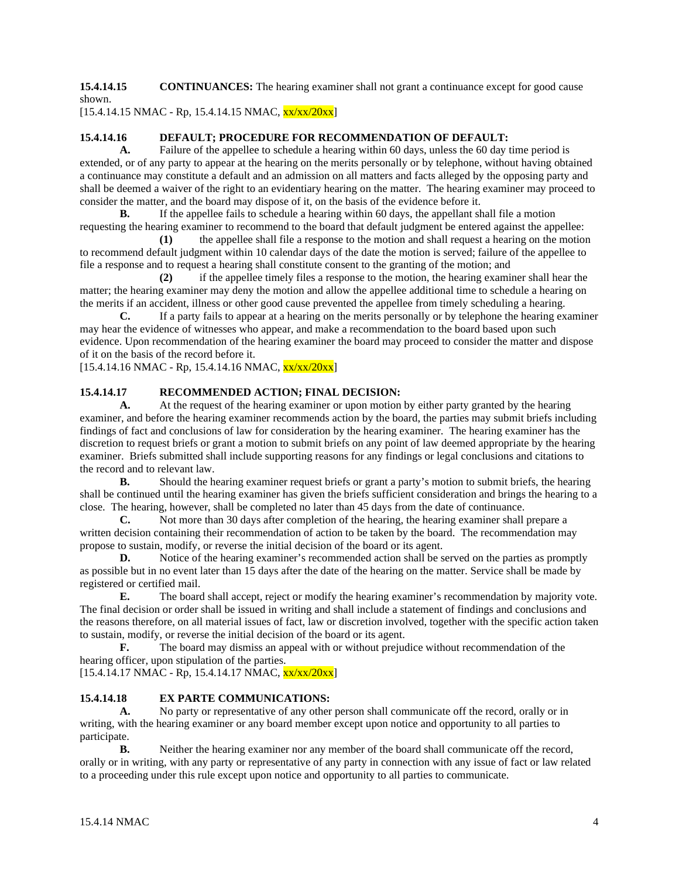**15.4.14.15 CONTINUANCES:** The hearing examiner shall not grant a continuance except for good cause shown.
[15.4.14.15 NMAC - Rp, 15.4.14.15 NMAC, xx/xx/20xx]

**15.4.14.16 DEFAULT; PROCEDURE FOR RECOMMENDATION OF DEFAULT:**

**A.** Failure of the appellee to schedule a hearing within 60 days, unless the 60 day time period is extended, or of any party to appear at the hearing on the merits personally or by telephone, without having obtained a continuance may constitute a default and an admission on all matters and facts alleged by the opposing party and shall be deemed a waiver of the right to an evidentiary hearing on the matter. The hearing examiner may proceed to consider the matter, and the board may dispose of it, on the basis of the evidence before it.

**B.** If the appellee fails to schedule a hearing within 60 days, the appellant shall file a motion requesting the hearing examiner to recommend to the board that default judgment be entered against the appellee:

**(1)** the appellee shall file a response to the motion and shall request a hearing on the motion to recommend default judgment within 10 calendar days of the date the motion is served; failure of the appellee to file a response and to request a hearing shall constitute consent to the granting of the motion; and

**(2)** if the appellee timely files a response to the motion, the hearing examiner shall hear the matter; the hearing examiner may deny the motion and allow the appellee additional time to schedule a hearing on the merits if an accident, illness or other good cause prevented the appellee from timely scheduling a hearing.

**C.** If a party fails to appear at a hearing on the merits personally or by telephone the hearing examiner may hear the evidence of witnesses who appear, and make a recommendation to the board based upon such evidence. Upon recommendation of the hearing examiner the board may proceed to consider the matter and dispose of it on the basis of the record before it.
[15.4.14.16 NMAC - Rp, 15.4.14.16 NMAC, xx/xx/20xx]

**15.4.14.17 RECOMMENDED ACTION; FINAL DECISION:**

**A.** At the request of the hearing examiner or upon motion by either party granted by the hearing examiner, and before the hearing examiner recommends action by the board, the parties may submit briefs including findings of fact and conclusions of law for consideration by the hearing examiner. The hearing examiner has the discretion to request briefs or grant a motion to submit briefs on any point of law deemed appropriate by the hearing examiner. Briefs submitted shall include supporting reasons for any findings or legal conclusions and citations to the record and to relevant law.

**B.** Should the hearing examiner request briefs or grant a party's motion to submit briefs, the hearing shall be continued until the hearing examiner has given the briefs sufficient consideration and brings the hearing to a close. The hearing, however, shall be completed no later than 45 days from the date of continuance.

**C.** Not more than 30 days after completion of the hearing, the hearing examiner shall prepare a written decision containing their recommendation of action to be taken by the board. The recommendation may propose to sustain, modify, or reverse the initial decision of the board or its agent.

**D.** Notice of the hearing examiner's recommended action shall be served on the parties as promptly as possible but in no event later than 15 days after the date of the hearing on the matter. Service shall be made by registered or certified mail.

**E.** The board shall accept, reject or modify the hearing examiner's recommendation by majority vote. The final decision or order shall be issued in writing and shall include a statement of findings and conclusions and the reasons therefore, on all material issues of fact, law or discretion involved, together with the specific action taken to sustain, modify, or reverse the initial decision of the board or its agent.

**F.** The board may dismiss an appeal with or without prejudice without recommendation of the hearing officer, upon stipulation of the parties.
[15.4.14.17 NMAC - Rp, 15.4.14.17 NMAC, xx/xx/20xx]

**15.4.14.18 EX PARTE COMMUNICATIONS:**

**A.** No party or representative of any other person shall communicate off the record, orally or in writing, with the hearing examiner or any board member except upon notice and opportunity to all parties to participate.

**B.** Neither the hearing examiner nor any member of the board shall communicate off the record, orally or in writing, with any party or representative of any party in connection with any issue of fact or law related to a proceeding under this rule except upon notice and opportunity to all parties to communicate.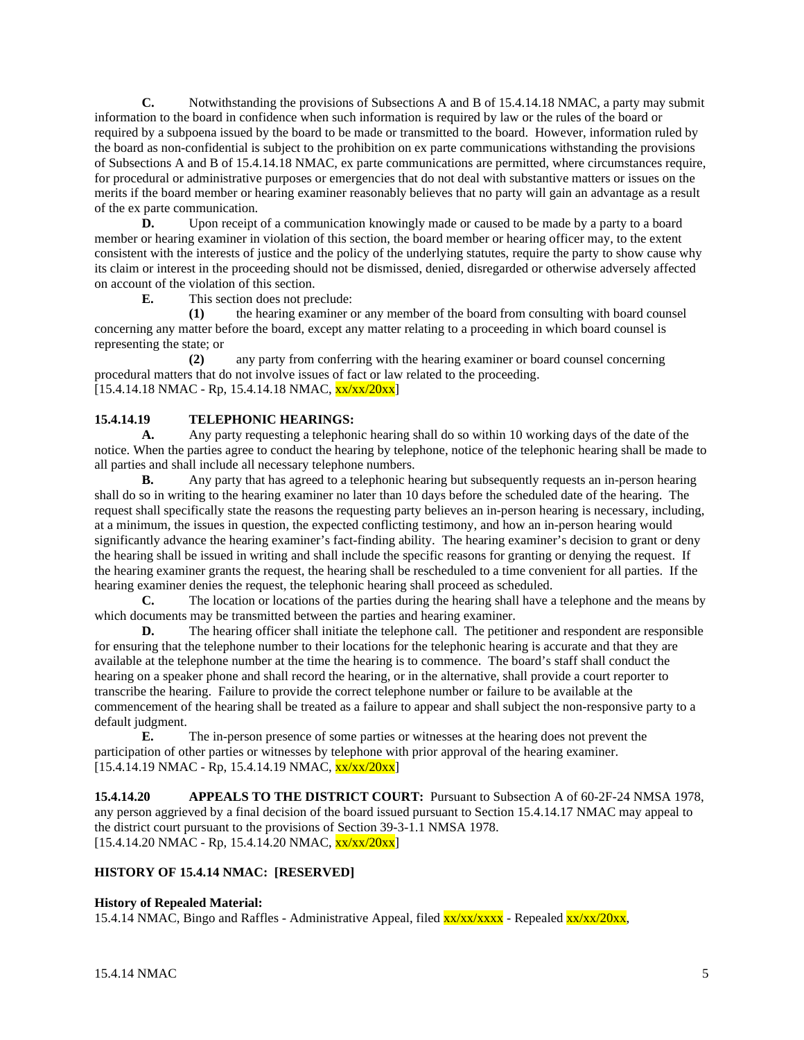**C.** Notwithstanding the provisions of Subsections A and B of 15.4.14.18 NMAC, a party may submit information to the board in confidence when such information is required by law or the rules of the board or required by a subpoena issued by the board to be made or transmitted to the board. However, information ruled by the board as non-confidential is subject to the prohibition on ex parte communications withstanding the provisions of Subsections A and B of 15.4.14.18 NMAC, ex parte communications are permitted, where circumstances require, for procedural or administrative purposes or emergencies that do not deal with substantive matters or issues on the merits if the board member or hearing examiner reasonably believes that no party will gain an advantage as a result of the ex parte communication.

**D.** Upon receipt of a communication knowingly made or caused to be made by a party to a board member or hearing examiner in violation of this section, the board member or hearing officer may, to the extent consistent with the interests of justice and the policy of the underlying statutes, require the party to show cause why its claim or interest in the proceeding should not be dismissed, denied, disregarded or otherwise adversely affected on account of the violation of this section.

**E.** This section does not preclude:

**(1)** the hearing examiner or any member of the board from consulting with board counsel concerning any matter before the board, except any matter relating to a proceeding in which board counsel is representing the state; or

**(2)** any party from conferring with the hearing examiner or board counsel concerning procedural matters that do not involve issues of fact or law related to the proceeding.

[15.4.14.18 NMAC - Rp, 15.4.14.18 NMAC, xx/xx/20xx]

**15.4.14.19 TELEPHONIC HEARINGS:**

**A.** Any party requesting a telephonic hearing shall do so within 10 working days of the date of the notice. When the parties agree to conduct the hearing by telephone, notice of the telephonic hearing shall be made to all parties and shall include all necessary telephone numbers.

**B.** Any party that has agreed to a telephonic hearing but subsequently requests an in-person hearing shall do so in writing to the hearing examiner no later than 10 days before the scheduled date of the hearing. The request shall specifically state the reasons the requesting party believes an in-person hearing is necessary, including, at a minimum, the issues in question, the expected conflicting testimony, and how an in-person hearing would significantly advance the hearing examiner's fact-finding ability. The hearing examiner's decision to grant or deny the hearing shall be issued in writing and shall include the specific reasons for granting or denying the request. If the hearing examiner grants the request, the hearing shall be rescheduled to a time convenient for all parties. If the hearing examiner denies the request, the telephonic hearing shall proceed as scheduled.

**C.** The location or locations of the parties during the hearing shall have a telephone and the means by which documents may be transmitted between the parties and hearing examiner.

**D.** The hearing officer shall initiate the telephone call. The petitioner and respondent are responsible for ensuring that the telephone number to their locations for the telephonic hearing is accurate and that they are available at the telephone number at the time the hearing is to commence. The board's staff shall conduct the hearing on a speaker phone and shall record the hearing, or in the alternative, shall provide a court reporter to transcribe the hearing. Failure to provide the correct telephone number or failure to be available at the commencement of the hearing shall be treated as a failure to appear and shall subject the non-responsive party to a default judgment.

**E.** The in-person presence of some parties or witnesses at the hearing does not prevent the participation of other parties or witnesses by telephone with prior approval of the hearing examiner.

[15.4.14.19 NMAC - Rp, 15.4.14.19 NMAC, xx/xx/20xx]

**15.4.14.20 APPEALS TO THE DISTRICT COURT:** Pursuant to Subsection A of 60-2F-24 NMSA 1978, any person aggrieved by a final decision of the board issued pursuant to Section 15.4.14.17 NMAC may appeal to the district court pursuant to the provisions of Section 39-3-1.1 NMSA 1978.

[15.4.14.20 NMAC - Rp, 15.4.14.20 NMAC, xx/xx/20xx]

**HISTORY OF 15.4.14 NMAC: [RESERVED]**

**History of Repealed Material:**

15.4.14 NMAC, Bingo and Raffles - Administrative Appeal, filed xx/xx/xxxx - Repealed xx/xx/20xx,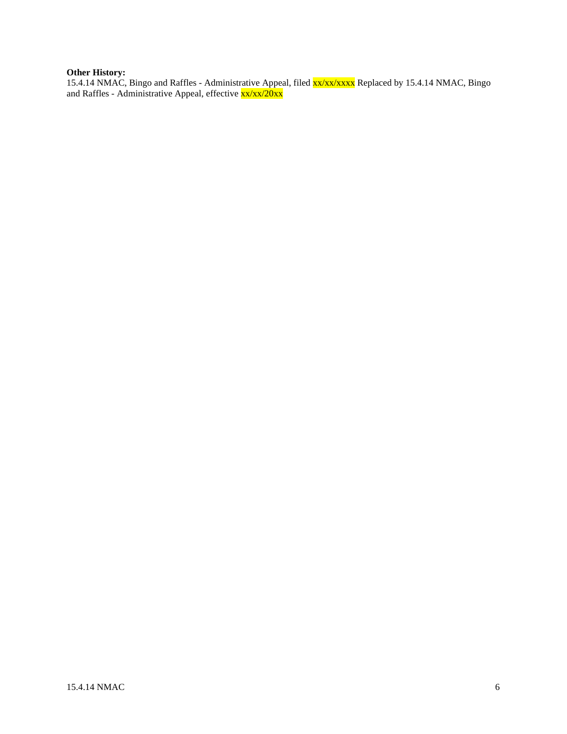**Other History:**
15.4.14 NMAC, Bingo and Raffles - Administrative Appeal, filed xx/xx/xxxx Replaced by 15.4.14 NMAC, Bingo and Raffles - Administrative Appeal, effective xx/xx/20xx